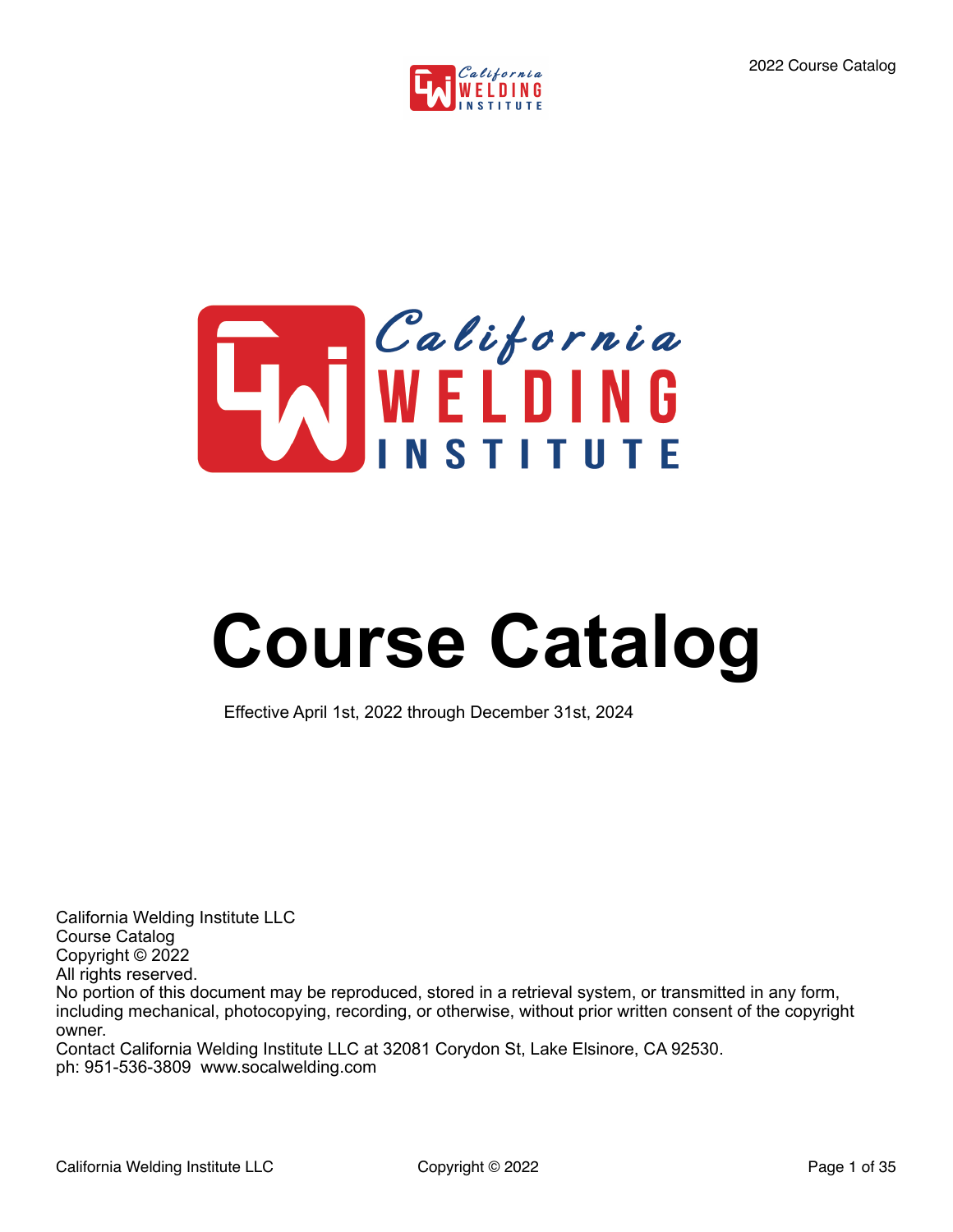# Course Catalog

Effective April 1st, 2022 through December 31st, 2024

California Welding Institute LLC
Course Catalog
Copyright © 2022
All rights reserved.
No portion of this document may be reproduced, stored in a retrieval system, or transmitted in any form, including mechanical, photocopying, recording, or otherwise, without prior written consent of the copyright owner.
Contact California Welding Institute LLC at 32081 Corydon St, Lake Elsinore, CA 92530.
ph: 951-536-3809  www.socalwelding.com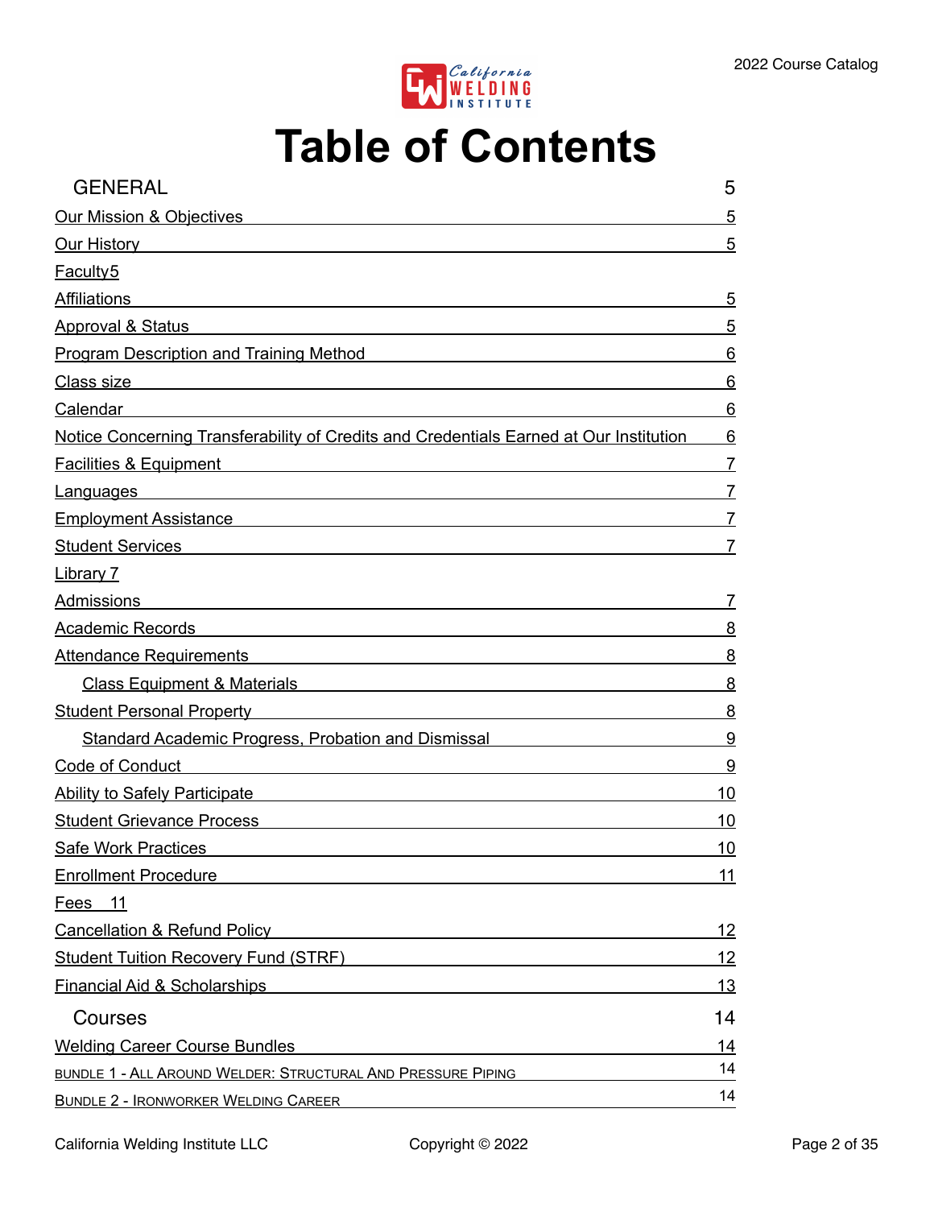# Table of Contents

| | |
|---|---|
| **GENERAL** | **5** |
| Our Mission & Objectives | 5 |
| Our History | 5 |
| Faculty | 5 |
| Affiliations | 5 |
| Approval & Status | 5 |
| Program Description and Training Method | 6 |
| Class size | 6 |
| Calendar | 6 |
| Notice Concerning Transferability of Credits and Credentials Earned at Our Institution | 6 |
| Facilities & Equipment | 7 |
| Languages | 7 |
| Employment Assistance | 7 |
| Student Services | 7 |
| Library | 7 |
| Admissions | 7 |
| Academic Records | 8 |
| Attendance Requirements | 8 |
| Class Equipment & Materials | 8 |
| Student Personal Property | 8 |
| Standard Academic Progress, Probation and Dismissal | 9 |
| Code of Conduct | 9 |
| Ability to Safely Participate | 10 |
| Student Grievance Process | 10 |
| Safe Work Practices | 10 |
| Enrollment Procedure | 11 |
| Fees | 11 |
| Cancellation & Refund Policy | 12 |
| Student Tuition Recovery Fund (STRF) | 12 |
| Financial Aid & Scholarships | 13 |
| **Courses** | **14** |
| Welding Career Course Bundles | 14 |
| BUNDLE 1 - ALL AROUND WELDER: STRUCTURAL AND PRESSURE PIPING | 14 |
| BUNDLE 2 - IRONWORKER WELDING CAREER | 14 |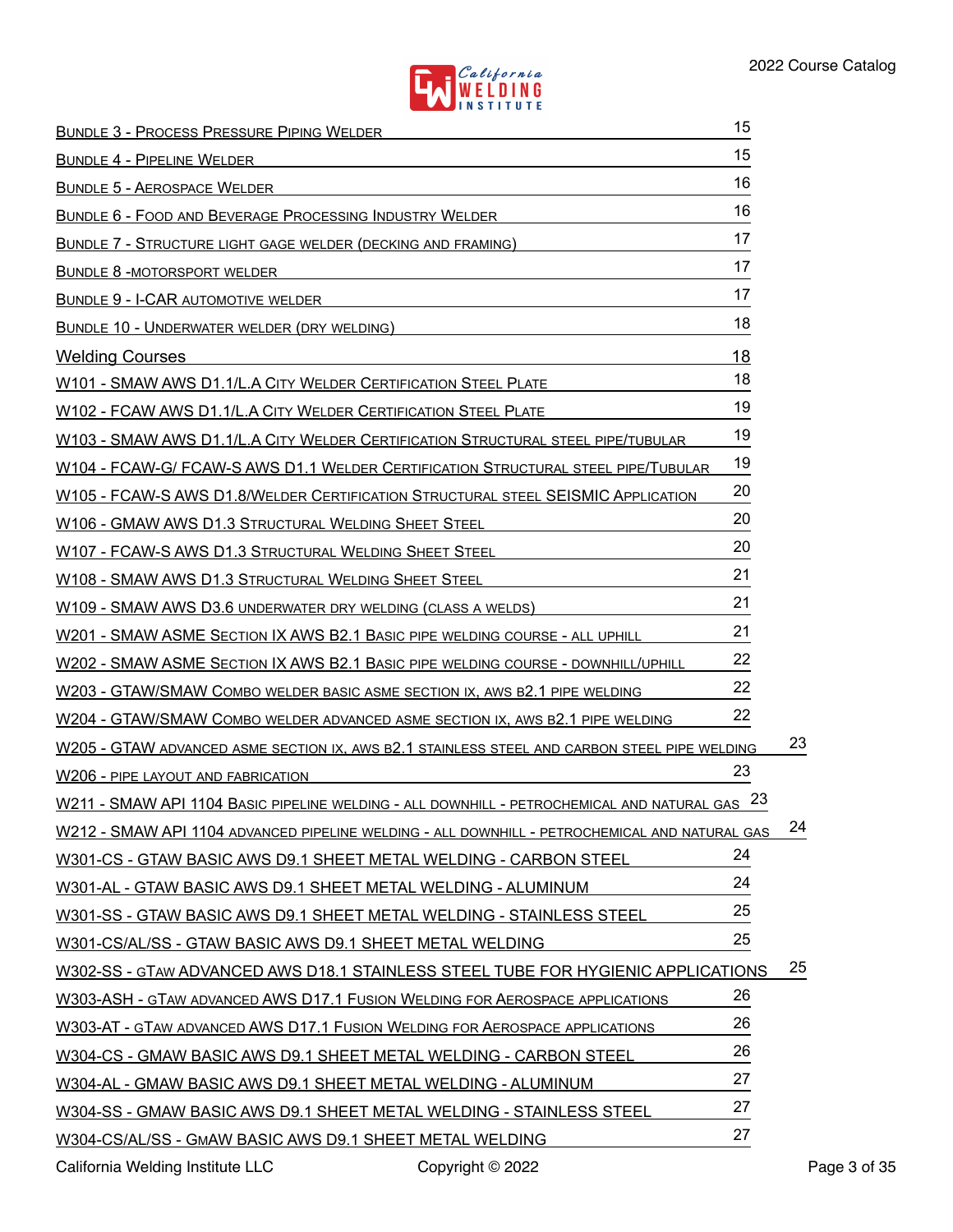Bundle 3 - Process Pressure Piping Welder 15

Bundle 4 - Pipeline Welder 15

Bundle 5 - Aerospace Welder 16

Bundle 6 - Food and Beverage Processing Industry Welder 16

Bundle 7 - Structure light gage welder (decking and framing) 17

Bundle 8 -motorsport welder 17

Bundle 9 - I-CAR automotive welder 17

Bundle 10 - Underwater welder (dry welding) 18

Welding Courses 18

W101 - SMAW AWS D1.1/L.A City Welder Certification Steel Plate 18

W102 - FCAW AWS D1.1/L.A City Welder Certification Steel Plate 19

W103 - SMAW AWS D1.1/L.A City Welder Certification Structural steel pipe/tubular 19

W104 - FCAW-G/ FCAW-S AWS D1.1 Welder Certification Structural steel pipe/Tubular 19

W105 - FCAW-S AWS D1.8/Welder Certification Structural steel SEISMIC Application 20

W106 - GMAW AWS D1.3 Structural Welding Sheet Steel 20

W107 - FCAW-S AWS D1.3 Structural Welding Sheet Steel 20

W108 - SMAW AWS D1.3 Structural Welding Sheet Steel 21

W109 - SMAW AWS D3.6 underwater dry welding (class A welds) 21

W201 - SMAW ASME Section IX AWS B2.1 Basic pipe welding course - all uphill 21

W202 - SMAW ASME Section IX AWS B2.1 Basic pipe welding course - downhill/uphill 22

W203 - GTAW/SMAW Combo welder basic ASME section IX, AWS B2.1 pipe welding 22

W204 - GTAW/SMAW Combo welder advanced ASME section IX, AWS B2.1 pipe welding 22

W205 - GTAW advanced ASME section IX, AWS B2.1 stainless steel and carbon steel pipe welding 23

W206 - pipe layout and fabrication 23

W211 - SMAW API 1104 Basic pipeline welding - all downhill - petrochemical and natural gas 23

W212 - SMAW API 1104 advanced pipeline welding - all downhill - petrochemical and natural gas 24

W301-CS - GTAW BASIC AWS D9.1 SHEET METAL WELDING - CARBON STEEL 24

W301-AL - GTAW BASIC AWS D9.1 SHEET METAL WELDING - ALUMINUM 24

W301-SS - GTAW BASIC AWS D9.1 SHEET METAL WELDING - STAINLESS STEEL 25

W301-CS/AL/SS - GTAW BASIC AWS D9.1 SHEET METAL WELDING 25

W302-SS - GTaw ADVANCED AWS D18.1 STAINLESS STEEL TUBE FOR HYGIENIC APPLICATIONS 25

W303-ASH - GTaw advanced AWS D17.1 Fusion Welding for Aerospace applications 26

W303-AT - GTaw advanced AWS D17.1 Fusion Welding for Aerospace applications 26

W304-CS - GMAW BASIC AWS D9.1 SHEET METAL WELDING - CARBON STEEL 26

W304-AL - GMAW BASIC AWS D9.1 SHEET METAL WELDING - ALUMINUM 27

W304-SS - GMAW BASIC AWS D9.1 SHEET METAL WELDING - STAINLESS STEEL 27

W304-CS/AL/SS - GMaW BASIC AWS D9.1 SHEET METAL WELDING 27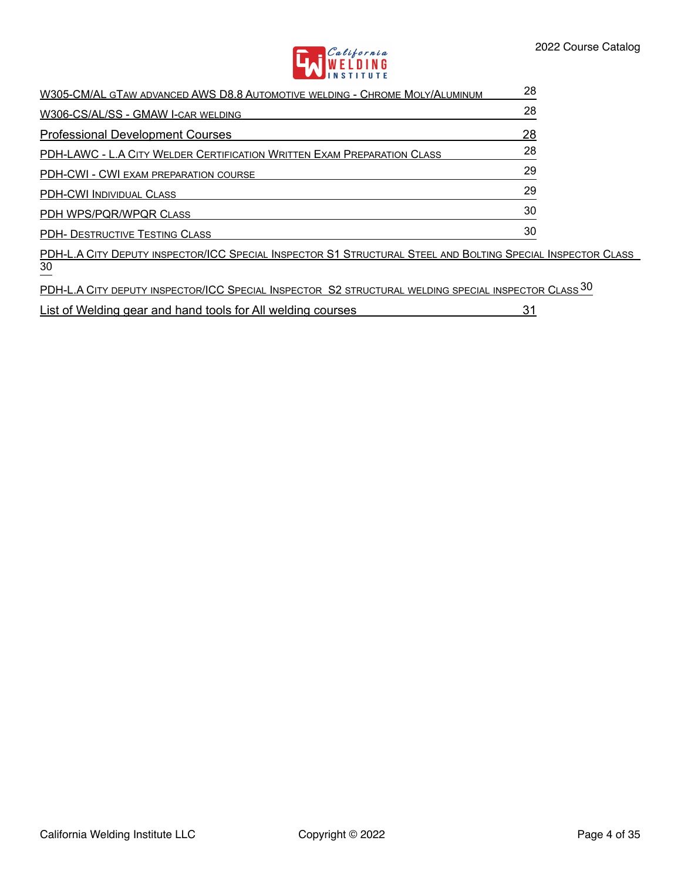W305-CM/AL GTAW ADVANCED AWS D8.8 AUTOMOTIVE WELDING - CHROME MOLY/ALUMINUM 28

W306-CS/AL/SS - GMAW I-CAR WELDING 28

Professional Development Courses 28

PDH-LAWC - L.A CITY WELDER CERTIFICATION WRITTEN EXAM PREPARATION CLASS 28

PDH-CWI - CWI EXAM PREPARATION COURSE 29

PDH-CWI INDIVIDUAL CLASS 29

PDH WPS/PQR/WPQR CLASS 30

PDH- DESTRUCTIVE TESTING CLASS 30

PDH-L.A CITY DEPUTY INSPECTOR/ICC SPECIAL INSPECTOR S1 STRUCTURAL STEEL AND BOLTING SPECIAL INSPECTOR CLASS 30

PDH-L.A CITY DEPUTY INSPECTOR/ICC SPECIAL INSPECTOR S2 STRUCTURAL WELDING SPECIAL INSPECTOR CLASS 30

List of Welding gear and hand tools for All welding courses 31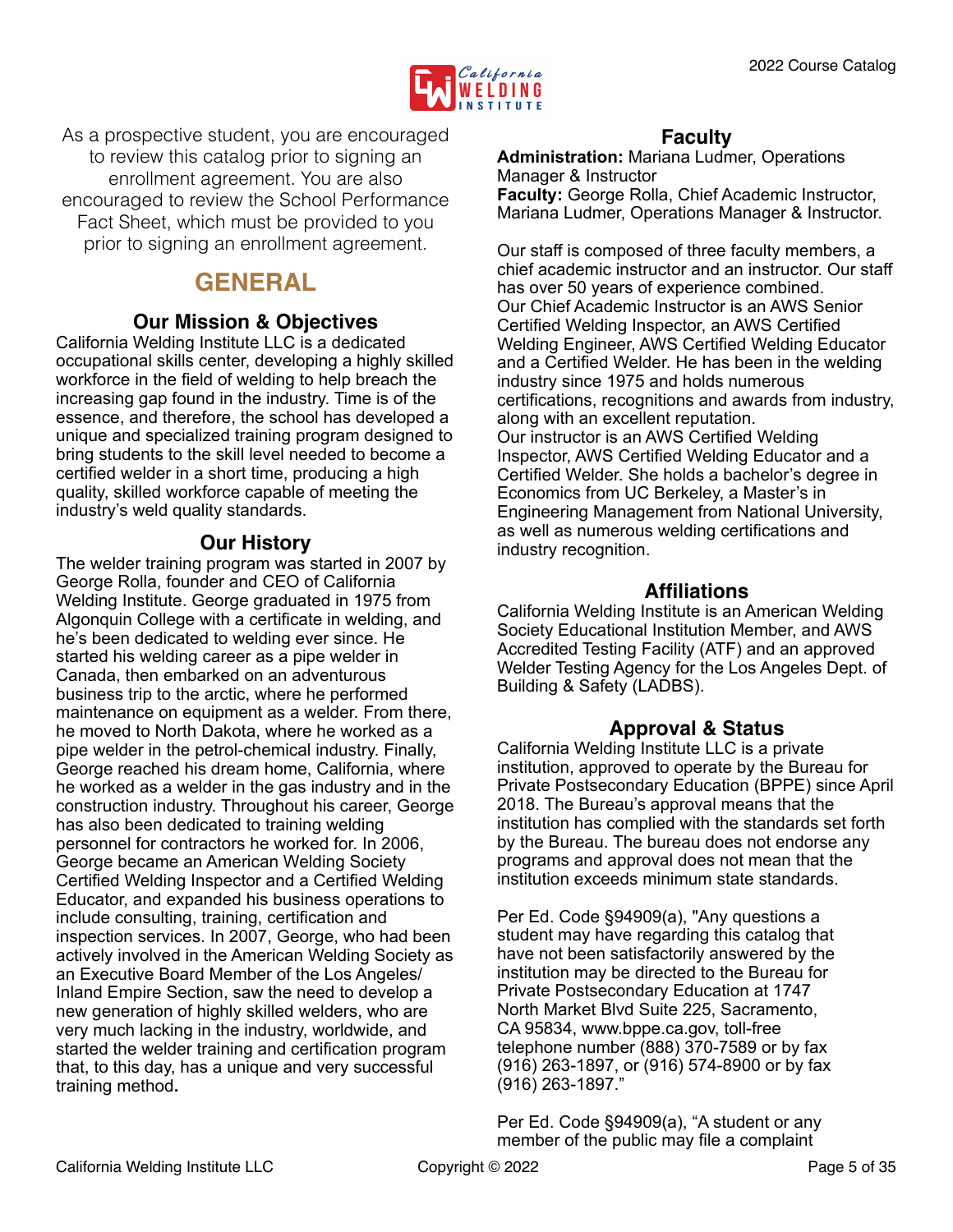As a prospective student, you are encouraged to review this catalog prior to signing an enrollment agreement. You are also encouraged to review the School Performance Fact Sheet, which must be provided to you prior to signing an enrollment agreement.

# GENERAL

## Our Mission & Objectives

California Welding Institute LLC is a dedicated occupational skills center, developing a highly skilled workforce in the field of welding to help breach the increasing gap found in the industry. Time is of the essence, and therefore, the school has developed a unique and specialized training program designed to bring students to the skill level needed to become a certified welder in a short time, producing a high quality, skilled workforce capable of meeting the industry's weld quality standards.

## Our History

The welder training program was started in 2007 by George Rolla, founder and CEO of California Welding Institute. George graduated in 1975 from Algonquin College with a certificate in welding, and he's been dedicated to welding ever since. He started his welding career as a pipe welder in Canada, then embarked on an adventurous business trip to the arctic, where he performed maintenance on equipment as a welder. From there, he moved to North Dakota, where he worked as a pipe welder in the petrol-chemical industry. Finally, George reached his dream home, California, where he worked as a welder in the gas industry and in the construction industry. Throughout his career, George has also been dedicated to training welding personnel for contractors he worked for. In 2006, George became an American Welding Society Certified Welding Inspector and a Certified Welding Educator, and expanded his business operations to include consulting, training, certification and inspection services. In 2007, George, who had been actively involved in the American Welding Society as an Executive Board Member of the Los Angeles/ Inland Empire Section, saw the need to develop a new generation of highly skilled welders, who are very much lacking in the industry, worldwide, and started the welder training and certification program that, to this day, has a unique and very successful training method**.**

## Faculty

**Administration:** Mariana Ludmer, Operations Manager & Instructor
**Faculty:** George Rolla, Chief Academic Instructor, Mariana Ludmer, Operations Manager & Instructor.

Our staff is composed of three faculty members, a chief academic instructor and an instructor. Our staff has over 50 years of experience combined.
Our Chief Academic Instructor is an AWS Senior Certified Welding Inspector, an AWS Certified Welding Engineer, AWS Certified Welding Educator and a Certified Welder. He has been in the welding industry since 1975 and holds numerous certifications, recognitions and awards from industry, along with an excellent reputation.
Our instructor is an AWS Certified Welding Inspector, AWS Certified Welding Educator and a Certified Welder. She holds a bachelor's degree in Economics from UC Berkeley, a Master's in Engineering Management from National University, as well as numerous welding certifications and industry recognition.

## Affiliations

California Welding Institute is an American Welding Society Educational Institution Member, and AWS Accredited Testing Facility (ATF) and an approved Welder Testing Agency for the Los Angeles Dept. of Building & Safety (LADBS).

## Approval & Status

California Welding Institute LLC is a private institution, approved to operate by the Bureau for Private Postsecondary Education (BPPE) since April 2018. The Bureau's approval means that the institution has complied with the standards set forth by the Bureau. The bureau does not endorse any programs and approval does not mean that the institution exceeds minimum state standards.

Per Ed. Code §94909(a), "Any questions a student may have regarding this catalog that have not been satisfactorily answered by the institution may be directed to the Bureau for Private Postsecondary Education at 1747 North Market Blvd Suite 225, Sacramento, CA 95834, www.bppe.ca.gov, toll-free telephone number (888) 370-7589 or by fax (916) 263-1897, or (916) 574-8900 or by fax (916) 263-1897."

Per Ed. Code §94909(a), "A student or any member of the public may file a complaint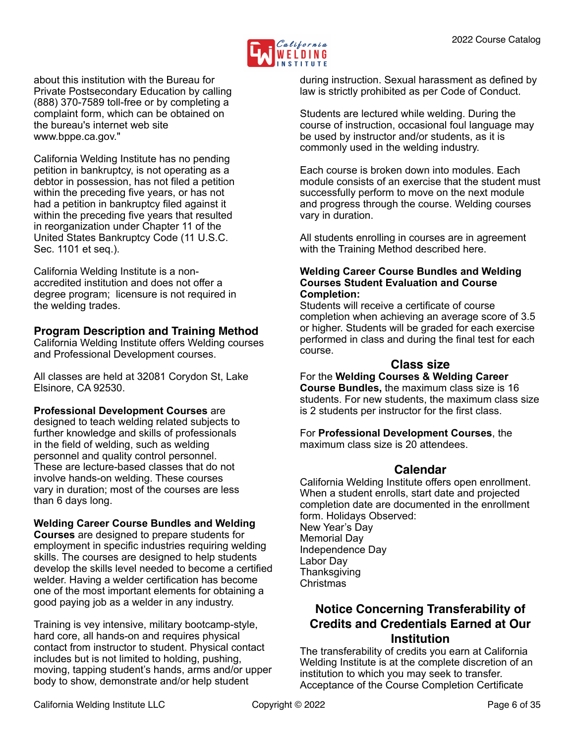about this institution with the Bureau for Private Postsecondary Education by calling (888) 370-7589 toll-free or by completing a complaint form, which can be obtained on the bureau's internet web site www.bppe.ca.gov."

California Welding Institute has no pending petition in bankruptcy, is not operating as a debtor in possession, has not filed a petition within the preceding five years, or has not had a petition in bankruptcy filed against it within the preceding five years that resulted in reorganization under Chapter 11 of the United States Bankruptcy Code (11 U.S.C. Sec. 1101 et seq.).

California Welding Institute is a non-accredited institution and does not offer a degree program;  licensure is not required in the welding trades.

## Program Description and Training Method

California Welding Institute offers Welding courses and Professional Development courses.

All classes are held at 32081 Corydon St, Lake Elsinore, CA 92530.

**Professional Development Courses** are designed to teach welding related subjects to further knowledge and skills of professionals in the field of welding, such as welding personnel and quality control personnel. These are lecture-based classes that do not involve hands-on welding. These courses vary in duration; most of the courses are less than 6 days long.

**Welding Career Course Bundles and Welding Courses** are designed to prepare students for employment in specific industries requiring welding skills. The courses are designed to help students develop the skills level needed to become a certified welder. Having a welder certification has become one of the most important elements for obtaining a good paying job as a welder in any industry.

Training is vey intensive, military bootcamp-style, hard core, all hands-on and requires physical contact from instructor to student. Physical contact includes but is not limited to holding, pushing, moving, tapping student's hands, arms and/or upper body to show, demonstrate and/or help student during instruction. Sexual harassment as defined by law is strictly prohibited as per Code of Conduct.

Students are lectured while welding. During the course of instruction, occasional foul language may be used by instructor and/or students, as it is commonly used in the welding industry.

Each course is broken down into modules. Each module consists of an exercise that the student must successfully perform to move on the next module and progress through the course. Welding courses vary in duration.

All students enrolling in courses are in agreement with the Training Method described here.

**Welding Career Course Bundles and Welding Courses Student Evaluation and Course Completion:**
Students will receive a certificate of course completion when achieving an average score of 3.5 or higher. Students will be graded for each exercise performed in class and during the final test for each course.

## Class size

For the **Welding Courses & Welding Career Course Bundles,** the maximum class size is 16 students. For new students, the maximum class size is 2 students per instructor for the first class.

For **Professional Development Courses**, the maximum class size is 20 attendees.

## Calendar

California Welding Institute offers open enrollment. When a student enrolls, start date and projected completion date are documented in the enrollment form. Holidays Observed:
New Year's Day
Memorial Day
Independence Day
Labor Day
Thanksgiving
Christmas

## Notice Concerning Transferability of Credits and Credentials Earned at Our Institution

The transferability of credits you earn at California Welding Institute is at the complete discretion of an institution to which you may seek to transfer. Acceptance of the Course Completion Certificate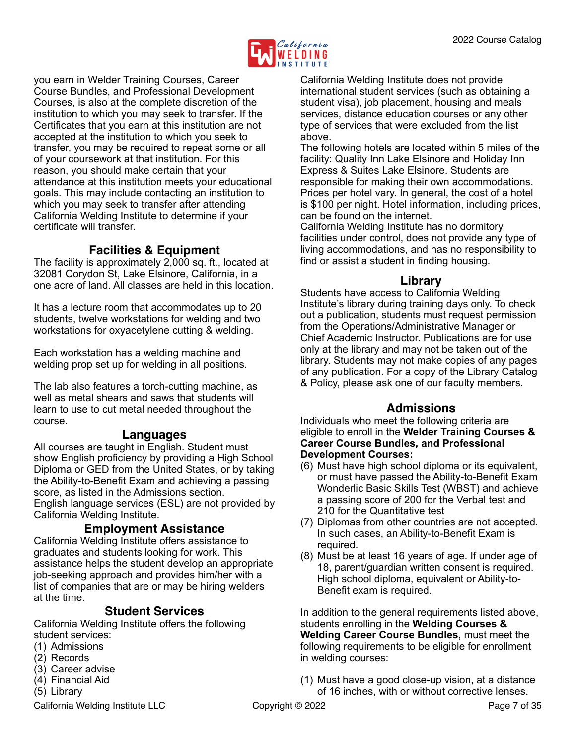you earn in Welder Training Courses, Career Course Bundles, and Professional Development Courses, is also at the complete discretion of the institution to which you may seek to transfer. If the Certificates that you earn at this institution are not accepted at the institution to which you seek to transfer, you may be required to repeat some or all of your coursework at that institution. For this reason, you should make certain that your attendance at this institution meets your educational goals. This may include contacting an institution to which you may seek to transfer after attending California Welding Institute to determine if your certificate will transfer.

## Facilities & Equipment

The facility is approximately 2,000 sq. ft., located at 32081 Corydon St, Lake Elsinore, California, in a one acre of land. All classes are held in this location.

It has a lecture room that accommodates up to 20 students, twelve workstations for welding and two workstations for oxyacetylene cutting & welding.

Each workstation has a welding machine and welding prop set up for welding in all positions.

The lab also features a torch-cutting machine, as well as metal shears and saws that students will learn to use to cut metal needed throughout the course.

## Languages

All courses are taught in English. Student must show English proficiency by providing a High School Diploma or GED from the United States, or by taking the Ability-to-Benefit Exam and achieving a passing score, as listed in the Admissions section.
English language services (ESL) are not provided by California Welding Institute.

## Employment Assistance

California Welding Institute offers assistance to graduates and students looking for work. This assistance helps the student develop an appropriate job-seeking approach and provides him/her with a list of companies that are or may be hiring welders at the time.

## Student Services

California Welding Institute offers the following student services:

(1) Admissions
(2) Records
(3) Career advise
(4) Financial Aid
(5) Library

California Welding Institute does not provide international student services (such as obtaining a student visa), job placement, housing and meals services, distance education courses or any other type of services that were excluded from the list above.
The following hotels are located within 5 miles of the facility: Quality Inn Lake Elsinore and Holiday Inn Express & Suites Lake Elsinore. Students are responsible for making their own accommodations. Prices per hotel vary. In general, the cost of a hotel is $100 per night. Hotel information, including prices, can be found on the internet.
California Welding Institute has no dormitory facilities under control, does not provide any type of living accommodations, and has no responsibility to find or assist a student in finding housing.

## Library

Students have access to California Welding Institute's library during training days only. To check out a publication, students must request permission from the Operations/Administrative Manager or Chief Academic Instructor. Publications are for use only at the library and may not be taken out of the library. Students may not make copies of any pages of any publication. For a copy of the Library Catalog & Policy, please ask one of our faculty members.

## Admissions

Individuals who meet the following criteria are eligible to enroll in the **Welder Training Courses & Career Course Bundles, and Professional Development Courses:**

(6) Must have high school diploma or its equivalent, or must have passed the Ability-to-Benefit Exam Wonderlic Basic Skills Test (WBST) and achieve a passing score of 200 for the Verbal test and 210 for the Quantitative test
(7) Diplomas from other countries are not accepted. In such cases, an Ability-to-Benefit Exam is required.
(8) Must be at least 16 years of age. If under age of 18, parent/guardian written consent is required. High school diploma, equivalent or Ability-to-Benefit exam is required.

In addition to the general requirements listed above, students enrolling in the **Welding Courses & Welding Career Course Bundles,** must meet the following requirements to be eligible for enrollment in welding courses:

(1) Must have a good close-up vision, at a distance of 16 inches, with or without corrective lenses.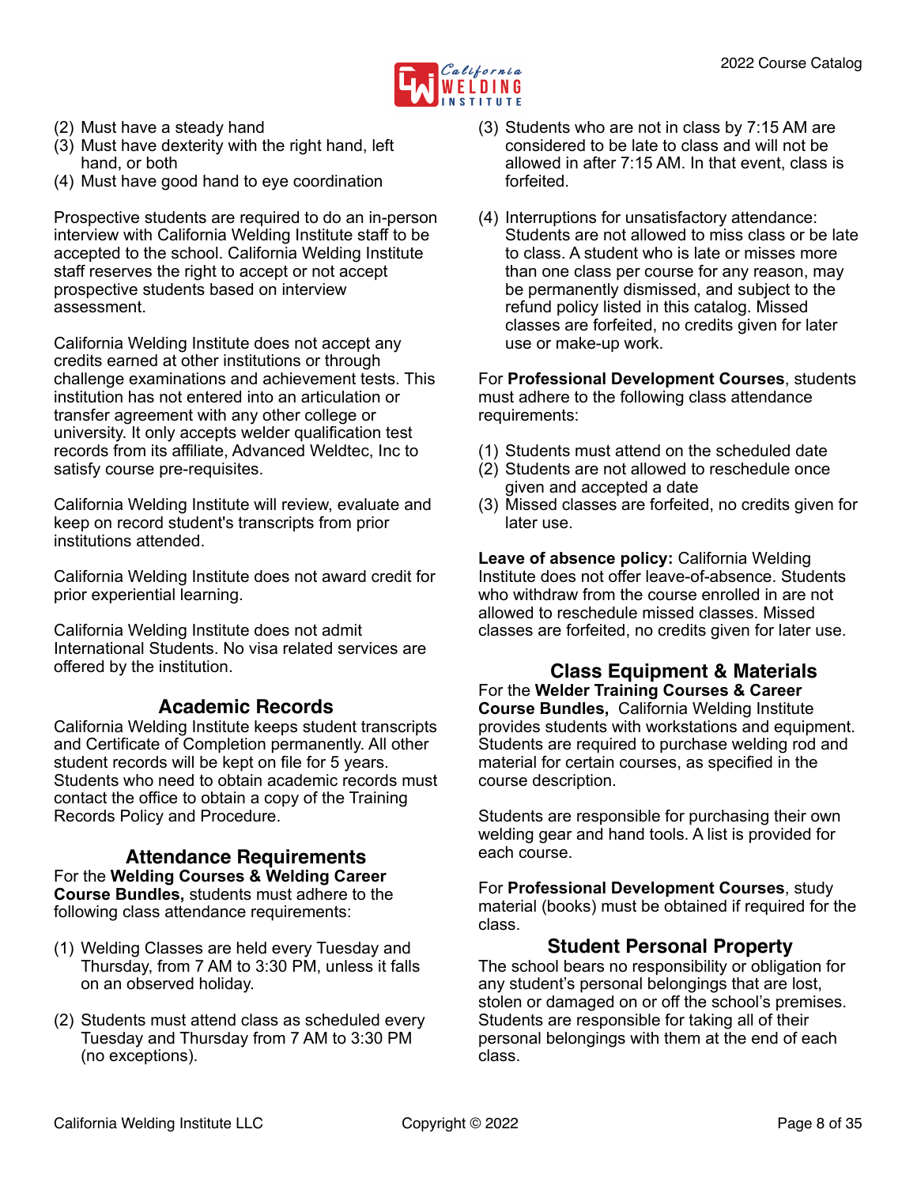(2) Must have a steady hand
(3) Must have dexterity with the right hand, left hand, or both
(4) Must have good hand to eye coordination

Prospective students are required to do an in-person interview with California Welding Institute staff to be accepted to the school. California Welding Institute staff reserves the right to accept or not accept prospective students based on interview assessment.

California Welding Institute does not accept any credits earned at other institutions or through challenge examinations and achievement tests. This institution has not entered into an articulation or transfer agreement with any other college or university. It only accepts welder qualification test records from its affiliate, Advanced Weldtec, Inc to satisfy course pre-requisites.

California Welding Institute will review, evaluate and keep on record student's transcripts from prior institutions attended.

California Welding Institute does not award credit for prior experiential learning.

California Welding Institute does not admit International Students. No visa related services are offered by the institution.

## Academic Records

California Welding Institute keeps student transcripts and Certificate of Completion permanently. All other student records will be kept on file for 5 years. Students who need to obtain academic records must contact the office to obtain a copy of the Training Records Policy and Procedure.

## Attendance Requirements

For the **Welding Courses & Welding Career Course Bundles,** students must adhere to the following class attendance requirements:

(1) Welding Classes are held every Tuesday and Thursday, from 7 AM to 3:30 PM, unless it falls on an observed holiday.

(2) Students must attend class as scheduled every Tuesday and Thursday from 7 AM to 3:30 PM (no exceptions).

(3) Students who are not in class by 7:15 AM are considered to be late to class and will not be allowed in after 7:15 AM. In that event, class is forfeited.

(4) Interruptions for unsatisfactory attendance: Students are not allowed to miss class or be late to class. A student who is late or misses more than one class per course for any reason, may be permanently dismissed, and subject to the refund policy listed in this catalog. Missed classes are forfeited, no credits given for later use or make-up work.

For **Professional Development Courses**, students must adhere to the following class attendance requirements:

(1) Students must attend on the scheduled date
(2) Students are not allowed to reschedule once given and accepted a date
(3) Missed classes are forfeited, no credits given for later use.

**Leave of absence policy:** California Welding Institute does not offer leave-of-absence. Students who withdraw from the course enrolled in are not allowed to reschedule missed classes. Missed classes are forfeited, no credits given for later use.

## Class Equipment & Materials

For the **Welder Training Courses & Career Course Bundles,** California Welding Institute provides students with workstations and equipment. Students are required to purchase welding rod and material for certain courses, as specified in the course description.

Students are responsible for purchasing their own welding gear and hand tools. A list is provided for each course.

For **Professional Development Courses**, study material (books) must be obtained if required for the class.

## Student Personal Property

The school bears no responsibility or obligation for any student's personal belongings that are lost, stolen or damaged on or off the school's premises. Students are responsible for taking all of their personal belongings with them at the end of each class.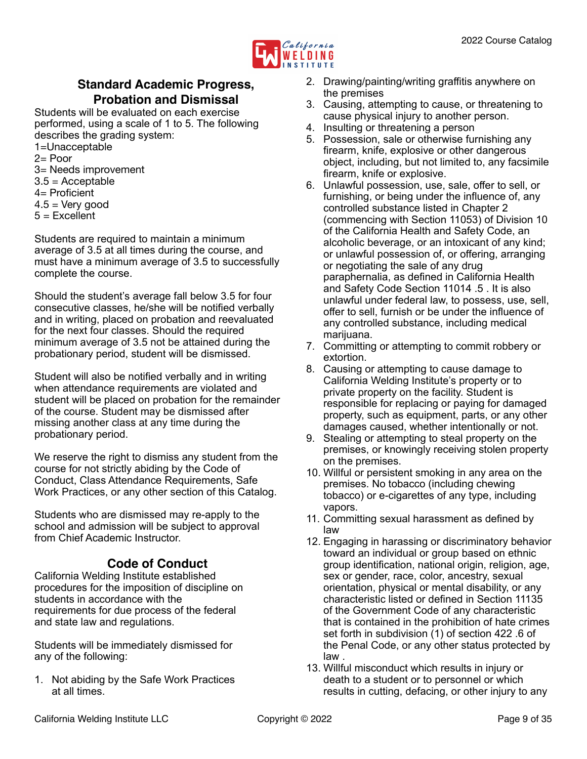## Standard Academic Progress, Probation and Dismissal

Students will be evaluated on each exercise performed, using a scale of 1 to 5. The following describes the grading system:

1=Unacceptable
2= Poor
3= Needs improvement
3.5 = Acceptable
4= Proficient
4.5 = Very good
5 = Excellent

Students are required to maintain a minimum average of 3.5 at all times during the course, and must have a minimum average of 3.5 to successfully complete the course.

Should the student's average fall below 3.5 for four consecutive classes, he/she will be notified verbally and in writing, placed on probation and reevaluated for the next four classes. Should the required minimum average of 3.5 not be attained during the probationary period, student will be dismissed.

Student will also be notified verbally and in writing when attendance requirements are violated and student will be placed on probation for the remainder of the course. Student may be dismissed after missing another class at any time during the probationary period.

We reserve the right to dismiss any student from the course for not strictly abiding by the Code of Conduct, Class Attendance Requirements, Safe Work Practices, or any other section of this Catalog.

Students who are dismissed may re-apply to the school and admission will be subject to approval from Chief Academic Instructor.

## Code of Conduct

California Welding Institute established procedures for the imposition of discipline on students in accordance with the requirements for due process of the federal and state law and regulations.

Students will be immediately dismissed for any of the following:

1. Not abiding by the Safe Work Practices at all times.
2. Drawing/painting/writing graffitis anywhere on the premises
3. Causing, attempting to cause, or threatening to cause physical injury to another person.
4. Insulting or threatening a person
5. Possession, sale or otherwise furnishing any firearm, knife, explosive or other dangerous object, including, but not limited to, any facsimile firearm, knife or explosive.
6. Unlawful possession, use, sale, offer to sell, or furnishing, or being under the influence of, any controlled substance listed in Chapter 2 (commencing with Section 11053) of Division 10 of the California Health and Safety Code, an alcoholic beverage, or an intoxicant of any kind; or unlawful possession of, or offering, arranging or negotiating the sale of any drug paraphernalia, as defined in California Health and Safety Code Section 11014 .5 . It is also unlawful under federal law, to possess, use, sell, offer to sell, furnish or be under the influence of any controlled substance, including medical marijuana.
7. Committing or attempting to commit robbery or extortion.
8. Causing or attempting to cause damage to California Welding Institute's property or to private property on the facility. Student is responsible for replacing or paying for damaged property, such as equipment, parts, or any other damages caused, whether intentionally or not.
9. Stealing or attempting to steal property on the premises, or knowingly receiving stolen property on the premises.
10. Willful or persistent smoking in any area on the premises. No tobacco (including chewing tobacco) or e-cigarettes of any type, including vapors.
11. Committing sexual harassment as defined by law
12. Engaging in harassing or discriminatory behavior toward an individual or group based on ethnic group identification, national origin, religion, age, sex or gender, race, color, ancestry, sexual orientation, physical or mental disability, or any characteristic listed or defined in Section 11135 of the Government Code of any characteristic that is contained in the prohibition of hate crimes set forth in subdivision (1) of section 422 .6 of the Penal Code, or any other status protected by law .
13. Willful misconduct which results in injury or death to a student or to personnel or which results in cutting, defacing, or other injury to any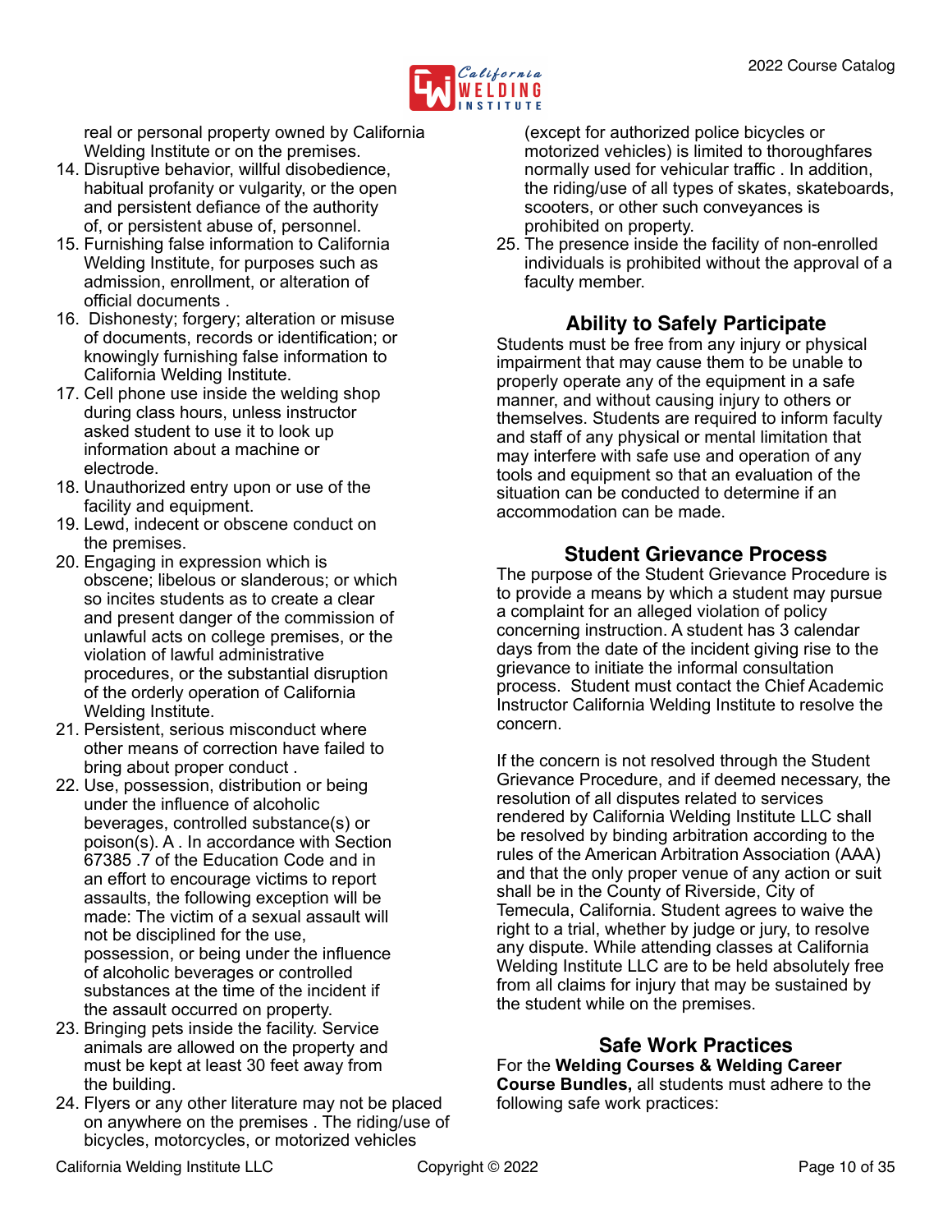real or personal property owned by California Welding Institute or on the premises.

14. Disruptive behavior, willful disobedience, habitual profanity or vulgarity, or the open and persistent defiance of the authority of, or persistent abuse of, personnel.
15. Furnishing false information to California Welding Institute, for purposes such as admission, enrollment, or alteration of official documents .
16. Dishonesty; forgery; alteration or misuse of documents, records or identification; or knowingly furnishing false information to California Welding Institute.
17. Cell phone use inside the welding shop during class hours, unless instructor asked student to use it to look up information about a machine or electrode.
18. Unauthorized entry upon or use of the facility and equipment.
19. Lewd, indecent or obscene conduct on the premises.
20. Engaging in expression which is obscene; libelous or slanderous; or which so incites students as to create a clear and present danger of the commission of unlawful acts on college premises, or the violation of lawful administrative procedures, or the substantial disruption of the orderly operation of California Welding Institute.
21. Persistent, serious misconduct where other means of correction have failed to bring about proper conduct .
22. Use, possession, distribution or being under the influence of alcoholic beverages, controlled substance(s) or poison(s). A . In accordance with Section 67385 .7 of the Education Code and in an effort to encourage victims to report assaults, the following exception will be made: The victim of a sexual assault will not be disciplined for the use, possession, or being under the influence of alcoholic beverages or controlled substances at the time of the incident if the assault occurred on property.
23. Bringing pets inside the facility. Service animals are allowed on the property and must be kept at least 30 feet away from the building.
24. Flyers or any other literature may not be placed on anywhere on the premises . The riding/use of bicycles, motorcycles, or motorized vehicles (except for authorized police bicycles or motorized vehicles) is limited to thoroughfares normally used for vehicular traffic . In addition, the riding/use of all types of skates, skateboards, scooters, or other such conveyances is prohibited on property.
25. The presence inside the facility of non-enrolled individuals is prohibited without the approval of a faculty member.

## Ability to Safely Participate

Students must be free from any injury or physical impairment that may cause them to be unable to properly operate any of the equipment in a safe manner, and without causing injury to others or themselves. Students are required to inform faculty and staff of any physical or mental limitation that may interfere with safe use and operation of any tools and equipment so that an evaluation of the situation can be conducted to determine if an accommodation can be made.

## Student Grievance Process

The purpose of the Student Grievance Procedure is to provide a means by which a student may pursue a complaint for an alleged violation of policy concerning instruction. A student has 3 calendar days from the date of the incident giving rise to the grievance to initiate the informal consultation process. Student must contact the Chief Academic Instructor California Welding Institute to resolve the concern.

If the concern is not resolved through the Student Grievance Procedure, and if deemed necessary, the resolution of all disputes related to services rendered by California Welding Institute LLC shall be resolved by binding arbitration according to the rules of the American Arbitration Association (AAA) and that the only proper venue of any action or suit shall be in the County of Riverside, City of Temecula, California. Student agrees to waive the right to a trial, whether by judge or jury, to resolve any dispute. While attending classes at California Welding Institute LLC are to be held absolutely free from all claims for injury that may be sustained by the student while on the premises.

## Safe Work Practices

For the **Welding Courses & Welding Career Course Bundles,** all students must adhere to the following safe work practices: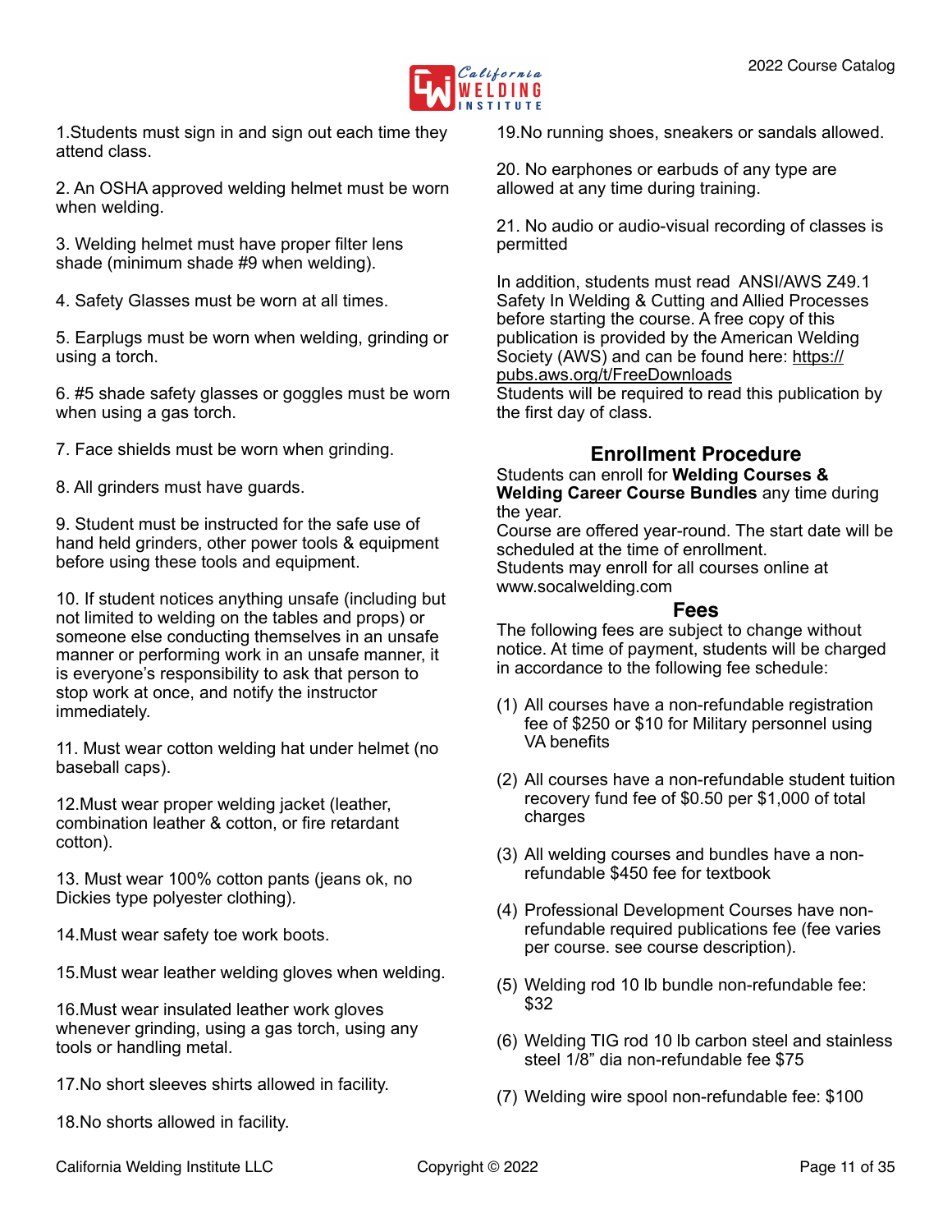1.Students must sign in and sign out each time they attend class.

2. An OSHA approved welding helmet must be worn when welding.

3. Welding helmet must have proper filter lens shade (minimum shade #9 when welding).

4. Safety Glasses must be worn at all times.

5. Earplugs must be worn when welding, grinding or using a torch.

6. #5 shade safety glasses or goggles must be worn when using a gas torch.

7. Face shields must be worn when grinding.

8. All grinders must have guards.

9. Student must be instructed for the safe use of hand held grinders, other power tools & equipment before using these tools and equipment.

10. If student notices anything unsafe (including but not limited to welding on the tables and props) or someone else conducting themselves in an unsafe manner or performing work in an unsafe manner, it is everyone's responsibility to ask that person to stop work at once, and notify the instructor immediately.

11. Must wear cotton welding hat under helmet (no baseball caps).

12.Must wear proper welding jacket (leather, combination leather & cotton, or fire retardant cotton).

13. Must wear 100% cotton pants (jeans ok, no Dickies type polyester clothing).

14.Must wear safety toe work boots.

15.Must wear leather welding gloves when welding.

16.Must wear insulated leather work gloves whenever grinding, using a gas torch, using any tools or handling metal.

17.No short sleeves shirts allowed in facility.

18.No shorts allowed in facility.

19.No running shoes, sneakers or sandals allowed.

20. No earphones or earbuds of any type are allowed at any time during training.

21. No audio or audio-visual recording of classes is permitted

In addition, students must read ANSI/AWS Z49.1 Safety In Welding & Cutting and Allied Processes before starting the course. A free copy of this publication is provided by the American Welding Society (AWS) and can be found here: https://pubs.aws.org/t/FreeDownloads
Students will be required to read this publication by the first day of class.

## Enrollment Procedure

Students can enroll for **Welding Courses & Welding Career Course Bundles** any time during the year.
Course are offered year-round. The start date will be scheduled at the time of enrollment.
Students may enroll for all courses online at www.socalwelding.com

## Fees

The following fees are subject to change without notice. At time of payment, students will be charged in accordance to the following fee schedule:

(1) All courses have a non-refundable registration fee of $250 or $10 for Military personnel using VA benefits

(2) All courses have a non-refundable student tuition recovery fund fee of $0.50 per $1,000 of total charges

(3) All welding courses and bundles have a non-refundable $450 fee for textbook

(4) Professional Development Courses have non-refundable required publications fee (fee varies per course. see course description).

(5) Welding rod 10 lb bundle non-refundable fee: $32

(6) Welding TIG rod 10 lb carbon steel and stainless steel 1/8" dia non-refundable fee $75

(7) Welding wire spool non-refundable fee: $100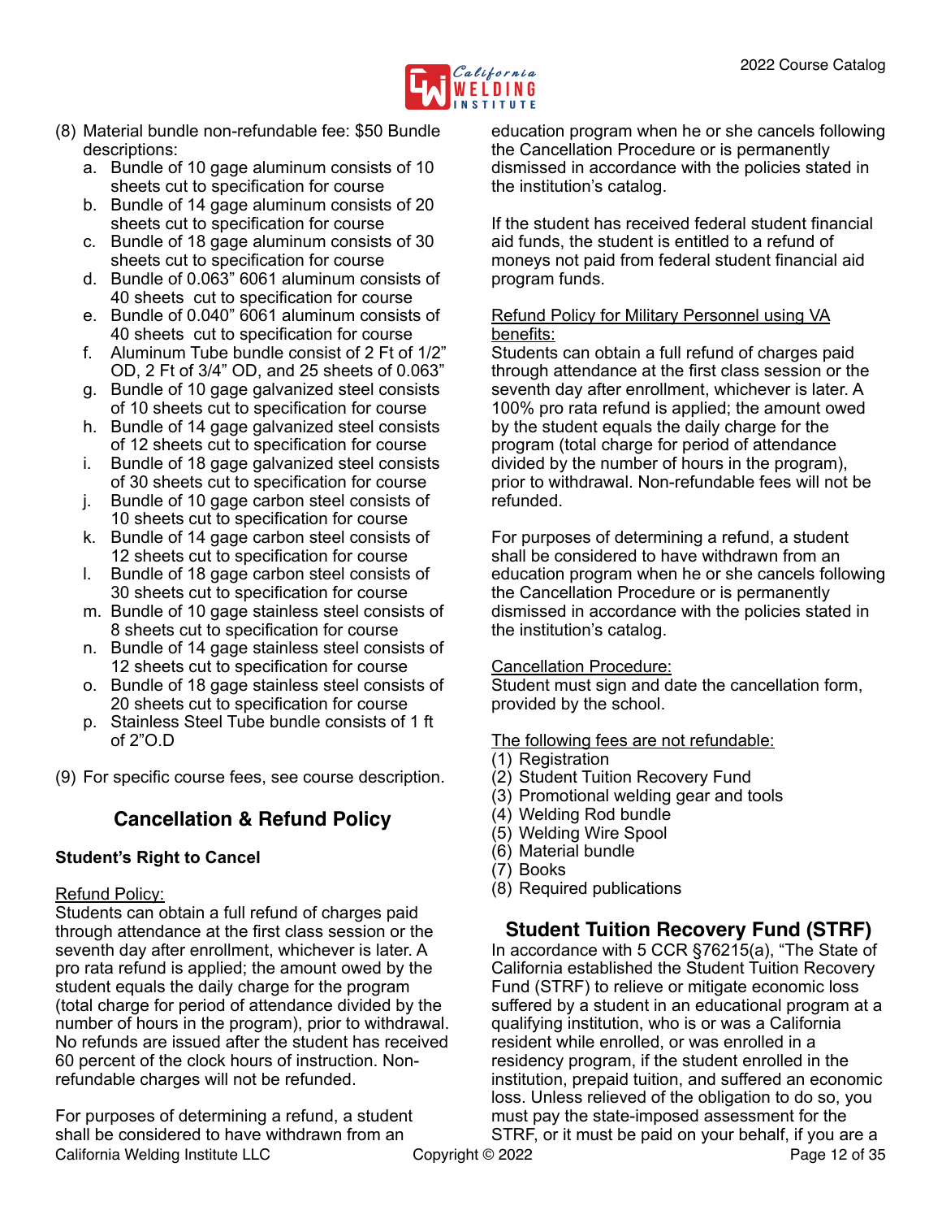(8) Material bundle non-refundable fee: $50 Bundle descriptions:
   a. Bundle of 10 gage aluminum consists of 10 sheets cut to specification for course
   b. Bundle of 14 gage aluminum consists of 20 sheets cut to specification for course
   c. Bundle of 18 gage aluminum consists of 30 sheets cut to specification for course
   d. Bundle of 0.063" 6061 aluminum consists of 40 sheets cut to specification for course
   e. Bundle of 0.040" 6061 aluminum consists of 40 sheets cut to specification for course
   f. Aluminum Tube bundle consist of 2 Ft of 1/2" OD, 2 Ft of 3/4" OD, and 25 sheets of 0.063"
   g. Bundle of 10 gage galvanized steel consists of 10 sheets cut to specification for course
   h. Bundle of 14 gage galvanized steel consists of 12 sheets cut to specification for course
   i. Bundle of 18 gage galvanized steel consists of 30 sheets cut to specification for course
   j. Bundle of 10 gage carbon steel consists of 10 sheets cut to specification for course
   k. Bundle of 14 gage carbon steel consists of 12 sheets cut to specification for course
   l. Bundle of 18 gage carbon steel consists of 30 sheets cut to specification for course
   m. Bundle of 10 gage stainless steel consists of 8 sheets cut to specification for course
   n. Bundle of 14 gage stainless steel consists of 12 sheets cut to specification for course
   o. Bundle of 18 gage stainless steel consists of 20 sheets cut to specification for course
   p. Stainless Steel Tube bundle consists of 1 ft of 2"O.D

(9) For specific course fees, see course description.

## Cancellation & Refund Policy

**Student's Right to Cancel**

Refund Policy:

Students can obtain a full refund of charges paid through attendance at the first class session or the seventh day after enrollment, whichever is later. A pro rata refund is applied; the amount owed by the student equals the daily charge for the program (total charge for period of attendance divided by the number of hours in the program), prior to withdrawal. No refunds are issued after the student has received 60 percent of the clock hours of instruction. Non-refundable charges will not be refunded.

For purposes of determining a refund, a student shall be considered to have withdrawn from an education program when he or she cancels following the Cancellation Procedure or is permanently dismissed in accordance with the policies stated in the institution's catalog.

If the student has received federal student financial aid funds, the student is entitled to a refund of moneys not paid from federal student financial aid program funds.

Refund Policy for Military Personnel using VA benefits:

Students can obtain a full refund of charges paid through attendance at the first class session or the seventh day after enrollment, whichever is later. A 100% pro rata refund is applied; the amount owed by the student equals the daily charge for the program (total charge for period of attendance divided by the number of hours in the program), prior to withdrawal. Non-refundable fees will not be refunded.

For purposes of determining a refund, a student shall be considered to have withdrawn from an education program when he or she cancels following the Cancellation Procedure or is permanently dismissed in accordance with the policies stated in the institution's catalog.

Cancellation Procedure:

Student must sign and date the cancellation form, provided by the school.

The following fees are not refundable:

(1) Registration
(2) Student Tuition Recovery Fund
(3) Promotional welding gear and tools
(4) Welding Rod bundle
(5) Welding Wire Spool
(6) Material bundle
(7) Books
(8) Required publications

## Student Tuition Recovery Fund (STRF)

In accordance with 5 CCR §76215(a), "The State of California established the Student Tuition Recovery Fund (STRF) to relieve or mitigate economic loss suffered by a student in an educational program at a qualifying institution, who is or was a California resident while enrolled, or was enrolled in a residency program, if the student enrolled in the institution, prepaid tuition, and suffered an economic loss. Unless relieved of the obligation to do so, you must pay the state-imposed assessment for the STRF, or it must be paid on your behalf, if you are a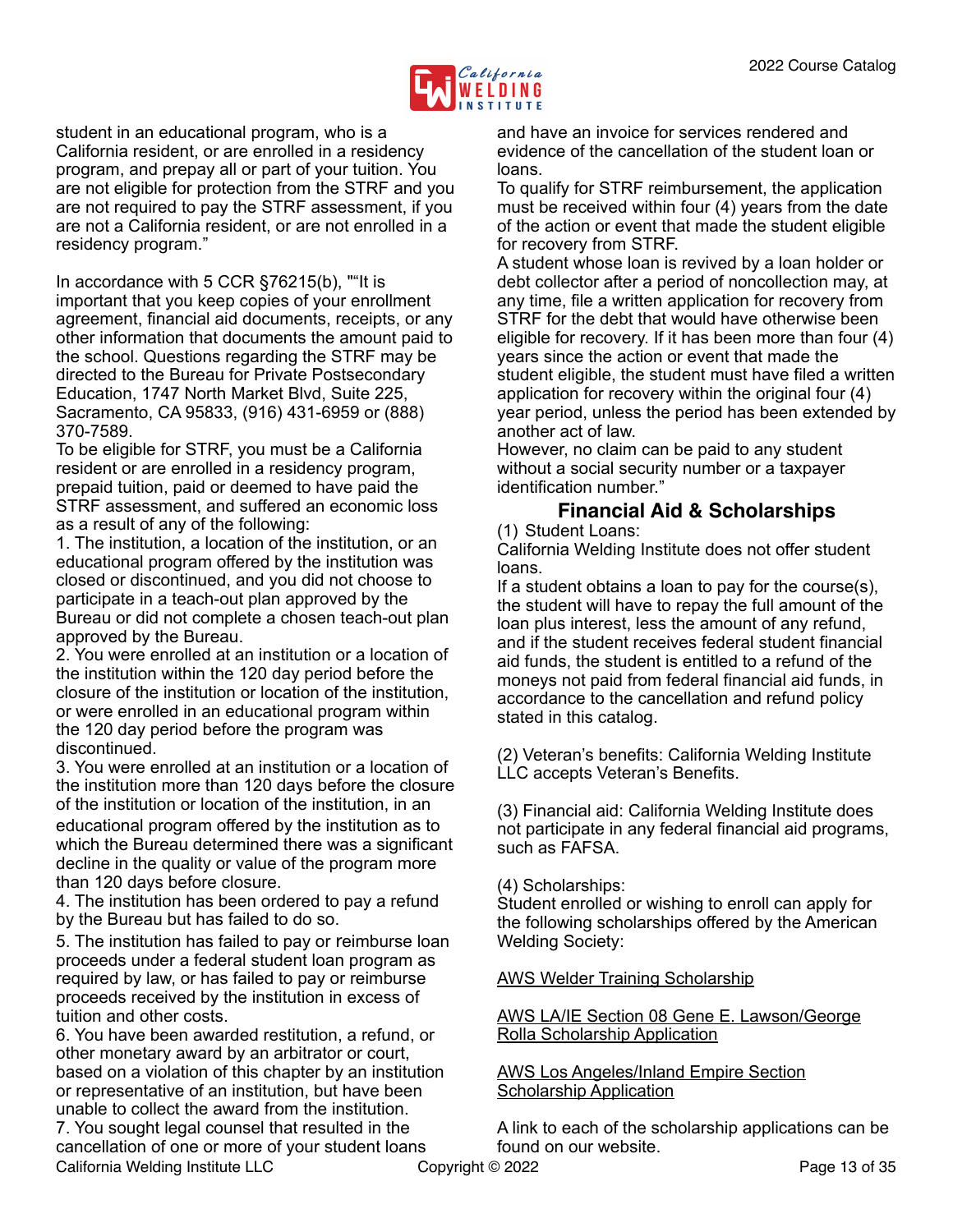student in an educational program, who is a California resident, or are enrolled in a residency program, and prepay all or part of your tuition. You are not eligible for protection from the STRF and you are not required to pay the STRF assessment, if you are not a California resident, or are not enrolled in a residency program."

In accordance with 5 CCR §76215(b), ""It is important that you keep copies of your enrollment agreement, financial aid documents, receipts, or any other information that documents the amount paid to the school. Questions regarding the STRF may be directed to the Bureau for Private Postsecondary Education, 1747 North Market Blvd, Suite 225, Sacramento, CA 95833, (916) 431-6959 or (888) 370-7589.

To be eligible for STRF, you must be a California resident or are enrolled in a residency program, prepaid tuition, paid or deemed to have paid the STRF assessment, and suffered an economic loss as a result of any of the following:

1. The institution, a location of the institution, or an educational program offered by the institution was closed or discontinued, and you did not choose to participate in a teach-out plan approved by the Bureau or did not complete a chosen teach-out plan approved by the Bureau.
2. You were enrolled at an institution or a location of the institution within the 120 day period before the closure of the institution or location of the institution, or were enrolled in an educational program within the 120 day period before the program was discontinued.
3. You were enrolled at an institution or a location of the institution more than 120 days before the closure of the institution or location of the institution, in an educational program offered by the institution as to which the Bureau determined there was a significant decline in the quality or value of the program more than 120 days before closure.
4. The institution has been ordered to pay a refund by the Bureau but has failed to do so.
5. The institution has failed to pay or reimburse loan proceeds under a federal student loan program as required by law, or has failed to pay or reimburse proceeds received by the institution in excess of tuition and other costs.
6. You have been awarded restitution, a refund, or other monetary award by an arbitrator or court, based on a violation of this chapter by an institution or representative of an institution, but have been unable to collect the award from the institution.
7. You sought legal counsel that resulted in the cancellation of one or more of your student loans and have an invoice for services rendered and evidence of the cancellation of the student loan or loans.

To qualify for STRF reimbursement, the application must be received within four (4) years from the date of the action or event that made the student eligible for recovery from STRF.

A student whose loan is revived by a loan holder or debt collector after a period of noncollection may, at any time, file a written application for recovery from STRF for the debt that would have otherwise been eligible for recovery. If it has been more than four (4) years since the action or event that made the student eligible, the student must have filed a written application for recovery within the original four (4) year period, unless the period has been extended by another act of law.

However, no claim can be paid to any student without a social security number or a taxpayer identification number."

## Financial Aid & Scholarships

(1) Student Loans:
California Welding Institute does not offer student loans.
If a student obtains a loan to pay for the course(s), the student will have to repay the full amount of the loan plus interest, less the amount of any refund, and if the student receives federal student financial aid funds, the student is entitled to a refund of the moneys not paid from federal financial aid funds, in accordance to the cancellation and refund policy stated in this catalog.

(2) Veteran's benefits: California Welding Institute LLC accepts Veteran's Benefits.

(3) Financial aid: California Welding Institute does not participate in any federal financial aid programs, such as FAFSA.

(4) Scholarships:
Student enrolled or wishing to enroll can apply for the following scholarships offered by the American Welding Society:

AWS Welder Training Scholarship

AWS LA/IE Section 08 Gene E. Lawson/George Rolla Scholarship Application

AWS Los Angeles/Inland Empire Section Scholarship Application

A link to each of the scholarship applications can be found on our website.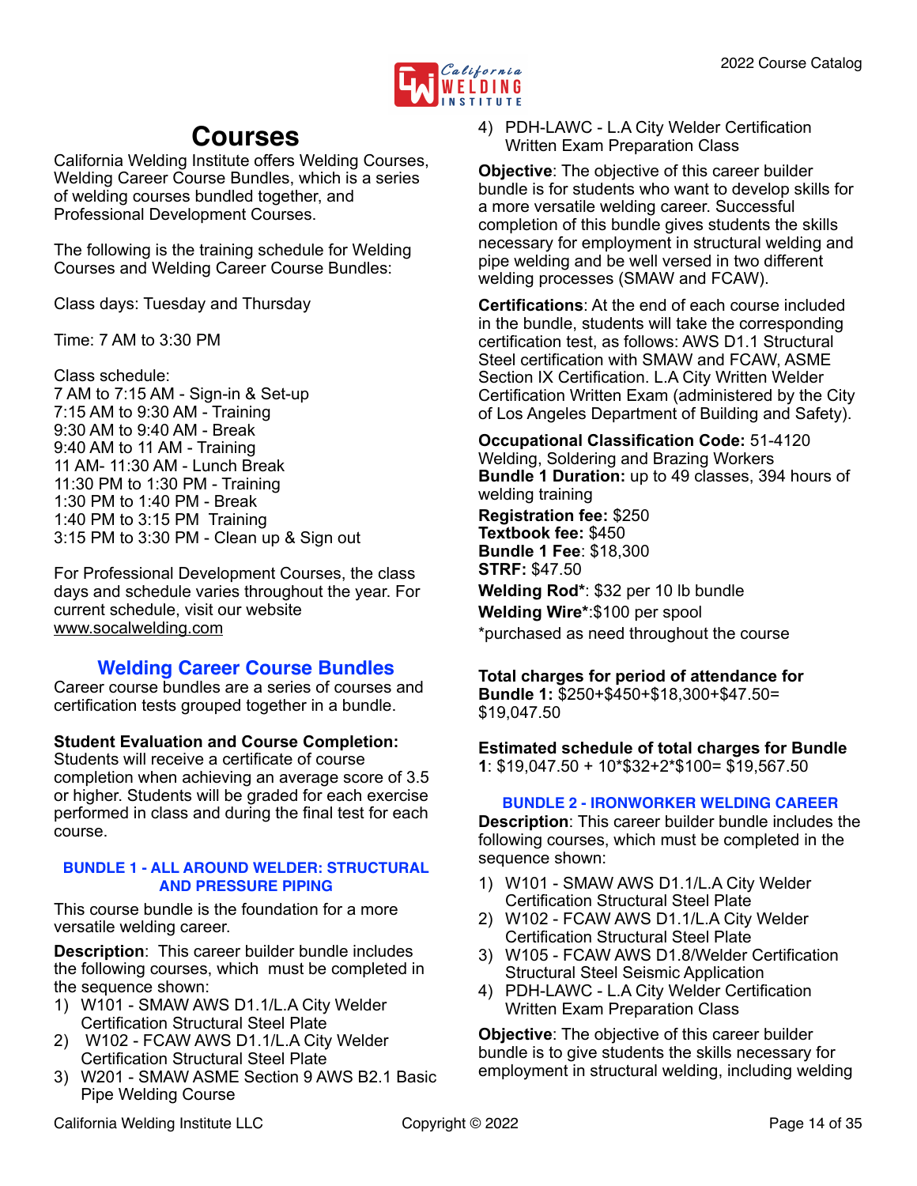# Courses

California Welding Institute offers Welding Courses, Welding Career Course Bundles, which is a series of welding courses bundled together, and Professional Development Courses.

The following is the training schedule for Welding Courses and Welding Career Course Bundles:

Class days: Tuesday and Thursday

Time: 7 AM to 3:30 PM

Class schedule:
7 AM to 7:15 AM - Sign-in & Set-up
7:15 AM to 9:30 AM - Training
9:30 AM to 9:40 AM - Break
9:40 AM to 11 AM - Training
11 AM- 11:30 AM - Lunch Break
11:30 PM to 1:30 PM - Training
1:30 PM to 1:40 PM - Break
1:40 PM to 3:15 PM Training
3:15 PM to 3:30 PM - Clean up & Sign out

For Professional Development Courses, the class days and schedule varies throughout the year. For current schedule, visit our website www.socalwelding.com

## Welding Career Course Bundles

Career course bundles are a series of courses and certification tests grouped together in a bundle.

**Student Evaluation and Course Completion:**
Students will receive a certificate of course completion when achieving an average score of 3.5 or higher. Students will be graded for each exercise performed in class and during the final test for each course.

### BUNDLE 1 - ALL AROUND WELDER: STRUCTURAL AND PRESSURE PIPING

This course bundle is the foundation for a more versatile welding career.

**Description**: This career builder bundle includes the following courses, which must be completed in the sequence shown:

1) W101 - SMAW AWS D1.1/L.A City Welder Certification Structural Steel Plate
2) W102 - FCAW AWS D1.1/L.A City Welder Certification Structural Steel Plate
3) W201 - SMAW ASME Section 9 AWS B2.1 Basic Pipe Welding Course
4) PDH-LAWC - L.A City Welder Certification Written Exam Preparation Class

**Objective**: The objective of this career builder bundle is for students who want to develop skills for a more versatile welding career. Successful completion of this bundle gives students the skills necessary for employment in structural welding and pipe welding and be well versed in two different welding processes (SMAW and FCAW).

**Certifications**: At the end of each course included in the bundle, students will take the corresponding certification test, as follows: AWS D1.1 Structural Steel certification with SMAW and FCAW, ASME Section IX Certification. L.A City Written Welder Certification Written Exam (administered by the City of Los Angeles Department of Building and Safety).

**Occupational Classification Code:** 51-4120 Welding, Soldering and Brazing Workers
**Bundle 1 Duration:** up to 49 classes, 394 hours of welding training
**Registration fee:** $250
**Textbook fee:** $450
**Bundle 1 Fee**: $18,300
**STRF:** $47.50
**Welding Rod***: $32 per 10 lb bundle
**Welding Wire***:$100 per spool
*purchased as need throughout the course

**Total charges for period of attendance for Bundle 1:** $250+$450+$18,300+$47.50= $19,047.50

**Estimated schedule of total charges for Bundle 1**: $19,047.50 + 10*$32+2*$100= $19,567.50

### BUNDLE 2 - IRONWORKER WELDING CAREER

**Description**: This career builder bundle includes the following courses, which must be completed in the sequence shown:

1) W101 - SMAW AWS D1.1/L.A City Welder Certification Structural Steel Plate
2) W102 - FCAW AWS D1.1/L.A City Welder Certification Structural Steel Plate
3) W105 - FCAW AWS D1.8/Welder Certification Structural Steel Seismic Application
4) PDH-LAWC - L.A City Welder Certification Written Exam Preparation Class

**Objective**: The objective of this career builder bundle is to give students the skills necessary for employment in structural welding, including welding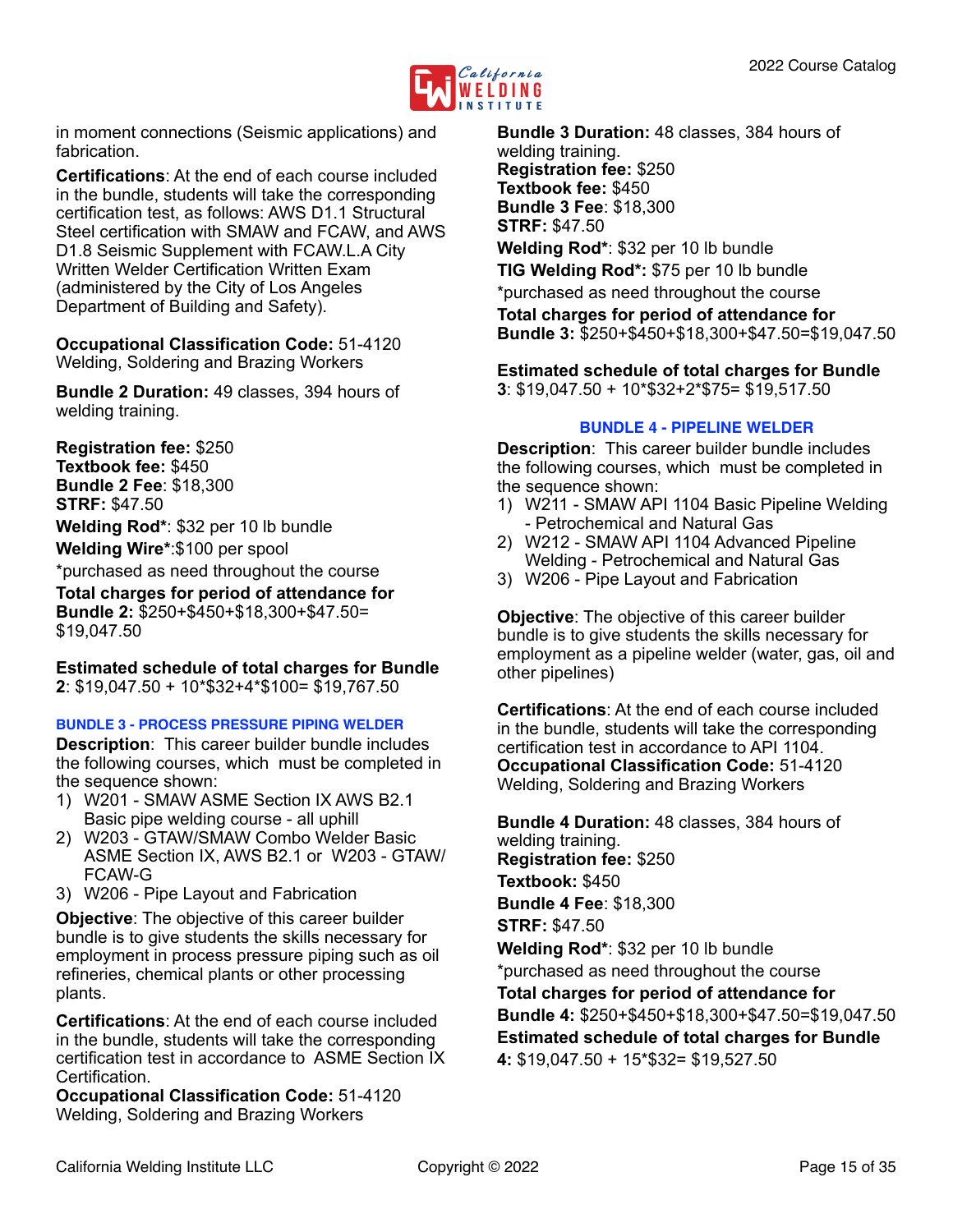in moment connections (Seismic applications) and fabrication.

**Certifications**: At the end of each course included in the bundle, students will take the corresponding certification test, as follows: AWS D1.1 Structural Steel certification with SMAW and FCAW, and AWS D1.8 Seismic Supplement with FCAW.L.A City Written Welder Certification Written Exam (administered by the City of Los Angeles Department of Building and Safety).

**Occupational Classification Code:** 51-4120 Welding, Soldering and Brazing Workers

**Bundle 2 Duration:** 49 classes, 394 hours of welding training.

**Registration fee:** $250
**Textbook fee:** $450
**Bundle 2 Fee**: $18,300
**STRF:** $47.50
**Welding Rod***: $32 per 10 lb bundle
**Welding Wire***:$100 per spool
*purchased as need throughout the course
**Total charges for period of attendance for Bundle 2:** $250+$450+$18,300+$47.50= $19,047.50

**Estimated schedule of total charges for Bundle 2**: $19,047.50 + 10*$32+4*$100= $19,767.50

### BUNDLE 3 - PROCESS PRESSURE PIPING WELDER

**Description**: This career builder bundle includes the following courses, which must be completed in the sequence shown:

1) W201 - SMAW ASME Section IX AWS B2.1 Basic pipe welding course - all uphill
2) W203 - GTAW/SMAW Combo Welder Basic ASME Section IX, AWS B2.1 or W203 - GTAW/FCAW-G
3) W206 - Pipe Layout and Fabrication

**Objective**: The objective of this career builder bundle is to give students the skills necessary for employment in process pressure piping such as oil refineries, chemical plants or other processing plants.

**Certifications**: At the end of each course included in the bundle, students will take the corresponding certification test in accordance to ASME Section IX Certification.
**Occupational Classification Code:** 51-4120 Welding, Soldering and Brazing Workers

**Bundle 3 Duration:** 48 classes, 384 hours of welding training.
**Registration fee:** $250
**Textbook fee:** $450
**Bundle 3 Fee**: $18,300
**STRF:** $47.50
**Welding Rod***: $32 per 10 lb bundle
**TIG Welding Rod*:** $75 per 10 lb bundle
*purchased as need throughout the course
**Total charges for period of attendance for Bundle 3:** $250+$450+$18,300+$47.50=$19,047.50

**Estimated schedule of total charges for Bundle 3**: $19,047.50 + 10*$32+2*$75= $19,517.50

### BUNDLE 4 - PIPELINE WELDER

**Description**: This career builder bundle includes the following courses, which must be completed in the sequence shown:

1) W211 - SMAW API 1104 Basic Pipeline Welding - Petrochemical and Natural Gas
2) W212 - SMAW API 1104 Advanced Pipeline Welding - Petrochemical and Natural Gas
3) W206 - Pipe Layout and Fabrication

**Objective**: The objective of this career builder bundle is to give students the skills necessary for employment as a pipeline welder (water, gas, oil and other pipelines)

**Certifications**: At the end of each course included in the bundle, students will take the corresponding certification test in accordance to API 1104.
**Occupational Classification Code:** 51-4120 Welding, Soldering and Brazing Workers

**Bundle 4 Duration:** 48 classes, 384 hours of welding training.
**Registration fee:** $250
**Textbook:** $450
**Bundle 4 Fee**: $18,300
**STRF:** $47.50
**Welding Rod***: $32 per 10 lb bundle
*purchased as need throughout the course
**Total charges for period of attendance for Bundle 4:** $250+$450+$18,300+$47.50=$19,047.50
**Estimated schedule of total charges for Bundle 4:** $19,047.50 + 15*$32= $19,527.50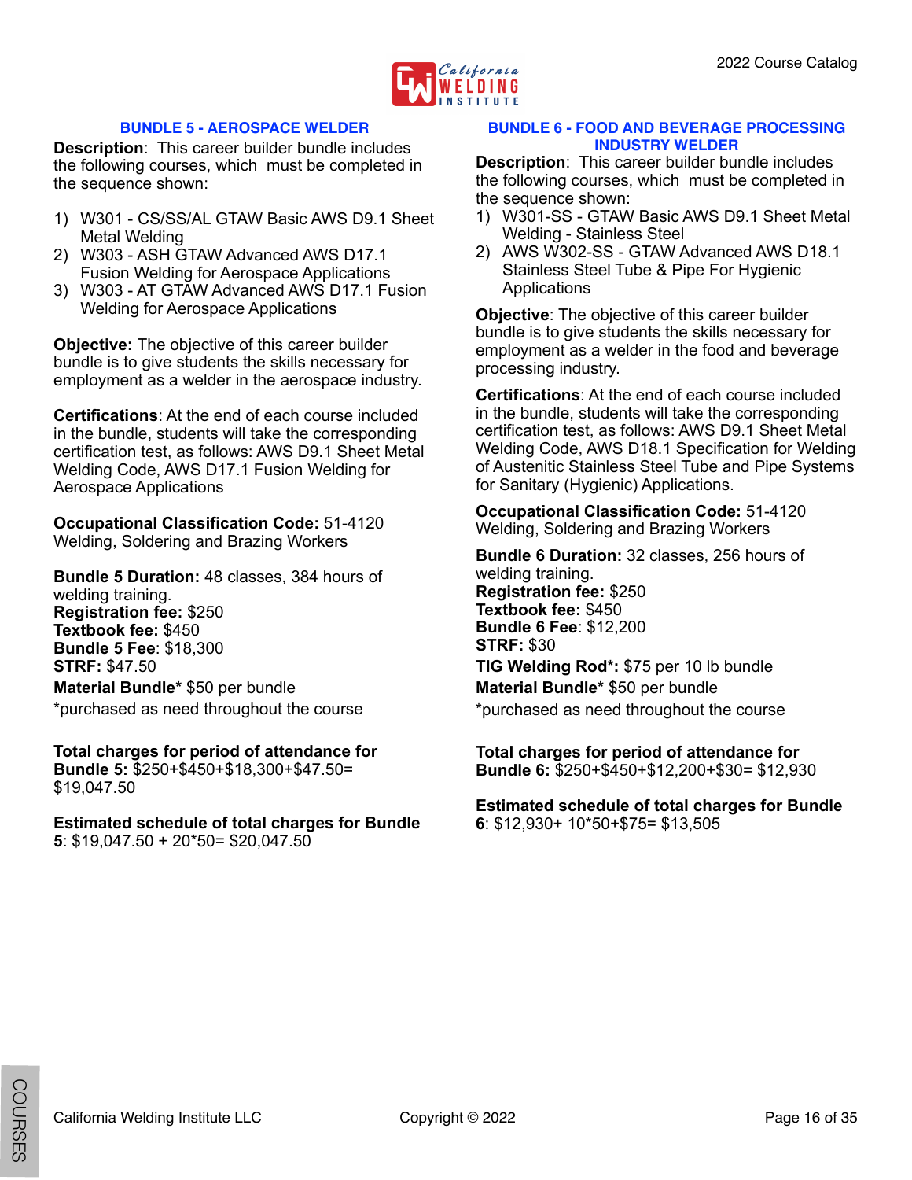## BUNDLE 5 - AEROSPACE WELDER

**Description**: This career builder bundle includes the following courses, which must be completed in the sequence shown:

1) W301 - CS/SS/AL GTAW Basic AWS D9.1 Sheet Metal Welding
2) W303 - ASH GTAW Advanced AWS D17.1 Fusion Welding for Aerospace Applications
3) W303 - AT GTAW Advanced AWS D17.1 Fusion Welding for Aerospace Applications

**Objective:** The objective of this career builder bundle is to give students the skills necessary for employment as a welder in the aerospace industry.

**Certifications**: At the end of each course included in the bundle, students will take the corresponding certification test, as follows: AWS D9.1 Sheet Metal Welding Code, AWS D17.1 Fusion Welding for Aerospace Applications

**Occupational Classification Code:** 51-4120 Welding, Soldering and Brazing Workers

**Bundle 5 Duration:** 48 classes, 384 hours of welding training.
**Registration fee:** $250
**Textbook fee:** $450
**Bundle 5 Fee**: $18,300
**STRF:** $47.50
**Material Bundle*** $50 per bundle
*purchased as need throughout the course

**Total charges for period of attendance for Bundle 5:** $250+$450+$18,300+$47.50= $19,047.50

**Estimated schedule of total charges for Bundle 5**: $19,047.50 + 20*50= $20,047.50

## BUNDLE 6 - FOOD AND BEVERAGE PROCESSING INDUSTRY WELDER

**Description**: This career builder bundle includes the following courses, which must be completed in the sequence shown:

1) W301-SS - GTAW Basic AWS D9.1 Sheet Metal Welding - Stainless Steel
2) AWS W302-SS - GTAW Advanced AWS D18.1 Stainless Steel Tube & Pipe For Hygienic Applications

**Objective**: The objective of this career builder bundle is to give students the skills necessary for employment as a welder in the food and beverage processing industry.

**Certifications**: At the end of each course included in the bundle, students will take the corresponding certification test, as follows: AWS D9.1 Sheet Metal Welding Code, AWS D18.1 Specification for Welding of Austenitic Stainless Steel Tube and Pipe Systems for Sanitary (Hygienic) Applications.

**Occupational Classification Code:** 51-4120 Welding, Soldering and Brazing Workers

**Bundle 6 Duration:** 32 classes, 256 hours of welding training.
**Registration fee:** $250
**Textbook fee:** $450
**Bundle 6 Fee**: $12,200
**STRF:** $30
**TIG Welding Rod*:** $75 per 10 lb bundle
**Material Bundle*** $50 per bundle
*purchased as need throughout the course

**Total charges for period of attendance for Bundle 6:** $250+$450+$12,200+$30= $12,930

**Estimated schedule of total charges for Bundle 6**: $12,930+ 10*50+$75= $13,505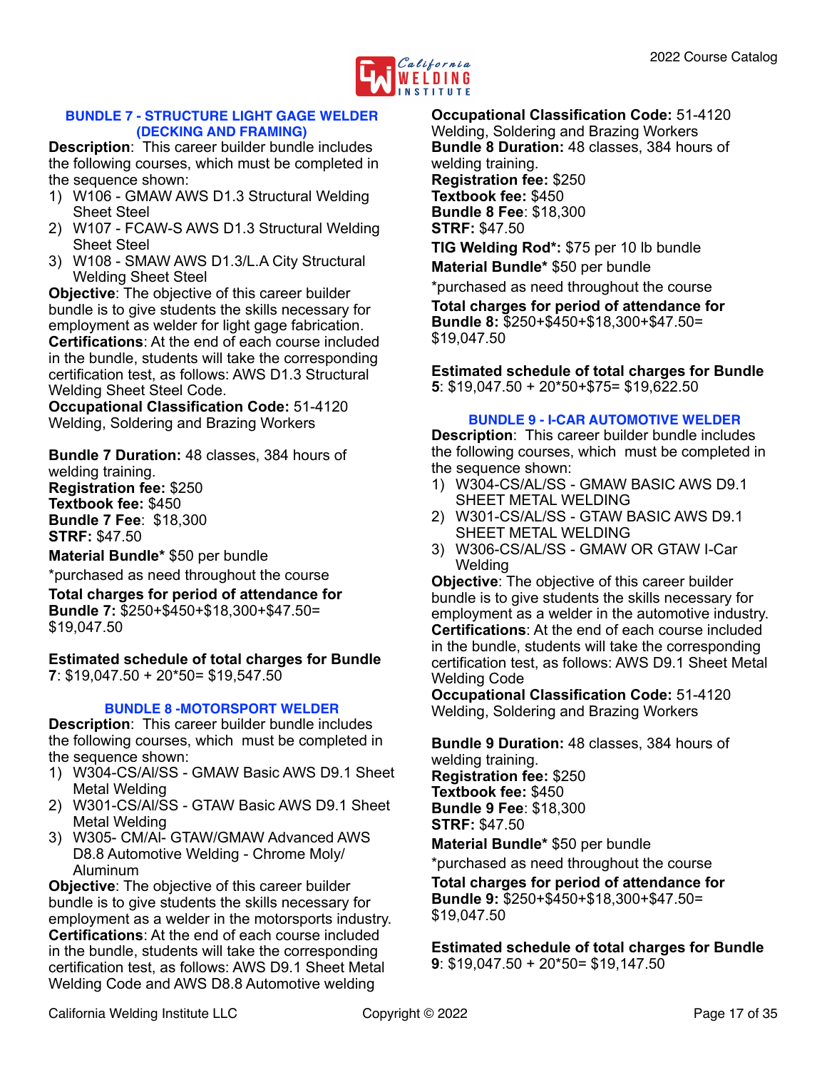## BUNDLE 7 - STRUCTURE LIGHT GAGE WELDER (DECKING AND FRAMING)

**Description**: This career builder bundle includes the following courses, which must be completed in the sequence shown:

1) W106 - GMAW AWS D1.3 Structural Welding Sheet Steel
2) W107 - FCAW-S AWS D1.3 Structural Welding Sheet Steel
3) W108 - SMAW AWS D1.3/L.A City Structural Welding Sheet Steel

**Objective**: The objective of this career builder bundle is to give students the skills necessary for employment as welder for light gage fabrication.

**Certifications**: At the end of each course included in the bundle, students will take the corresponding certification test, as follows: AWS D1.3 Structural Welding Sheet Steel Code.

**Occupational Classification Code:** 51-4120 Welding, Soldering and Brazing Workers

**Bundle 7 Duration:** 48 classes, 384 hours of welding training.
**Registration fee:** $250
**Textbook fee:** $450
**Bundle 7 Fee**: $18,300
**STRF:** $47.50

**Material Bundle*** $50 per bundle

*purchased as need throughout the course

**Total charges for period of attendance for Bundle 7:** $250+$450+$18,300+$47.50= $19,047.50

**Estimated schedule of total charges for Bundle 7**: $19,047.50 + 20*50= $19,547.50

## BUNDLE 8 -MOTORSPORT WELDER

**Description**: This career builder bundle includes the following courses, which must be completed in the sequence shown:

1) W304-CS/AI/SS - GMAW Basic AWS D9.1 Sheet Metal Welding
2) W301-CS/AI/SS - GTAW Basic AWS D9.1 Sheet Metal Welding
3) W305- CM/Al- GTAW/GMAW Advanced AWS D8.8 Automotive Welding - Chrome Moly/ Aluminum

**Objective**: The objective of this career builder bundle is to give students the skills necessary for employment as a welder in the motorsports industry.

**Certifications**: At the end of each course included in the bundle, students will take the corresponding certification test, as follows: AWS D9.1 Sheet Metal Welding Code and AWS D8.8 Automotive welding

**Occupational Classification Code:** 51-4120 Welding, Soldering and Brazing Workers

**Bundle 8 Duration:** 48 classes, 384 hours of welding training.
**Registration fee:** $250
**Textbook fee:** $450
**Bundle 8 Fee**: $18,300
**STRF:** $47.50

**TIG Welding Rod*:** $75 per 10 lb bundle

**Material Bundle*** $50 per bundle

*purchased as need throughout the course

**Total charges for period of attendance for Bundle 8:** $250+$450+$18,300+$47.50= $19,047.50

**Estimated schedule of total charges for Bundle 5**: $19,047.50 + 20*50+$75= $19,622.50

## BUNDLE 9 - I-CAR AUTOMOTIVE WELDER

**Description**: This career builder bundle includes the following courses, which must be completed in the sequence shown:

1) W304-CS/AL/SS - GMAW BASIC AWS D9.1 SHEET METAL WELDING
2) W301-CS/AL/SS - GTAW BASIC AWS D9.1 SHEET METAL WELDING
3) W306-CS/AL/SS - GMAW OR GTAW I-Car Welding

**Objective**: The objective of this career builder bundle is to give students the skills necessary for employment as a welder in the automotive industry.

**Certifications**: At the end of each course included in the bundle, students will take the corresponding certification test, as follows: AWS D9.1 Sheet Metal Welding Code

**Occupational Classification Code:** 51-4120 Welding, Soldering and Brazing Workers

**Bundle 9 Duration:** 48 classes, 384 hours of welding training.
**Registration fee:** $250
**Textbook fee:** $450
**Bundle 9 Fee**: $18,300
**STRF:** $47.50

**Material Bundle*** $50 per bundle

*purchased as need throughout the course

**Total charges for period of attendance for Bundle 9:** $250+$450+$18,300+$47.50= $19,047.50

**Estimated schedule of total charges for Bundle 9**: $19,047.50 + 20*50= $19,147.50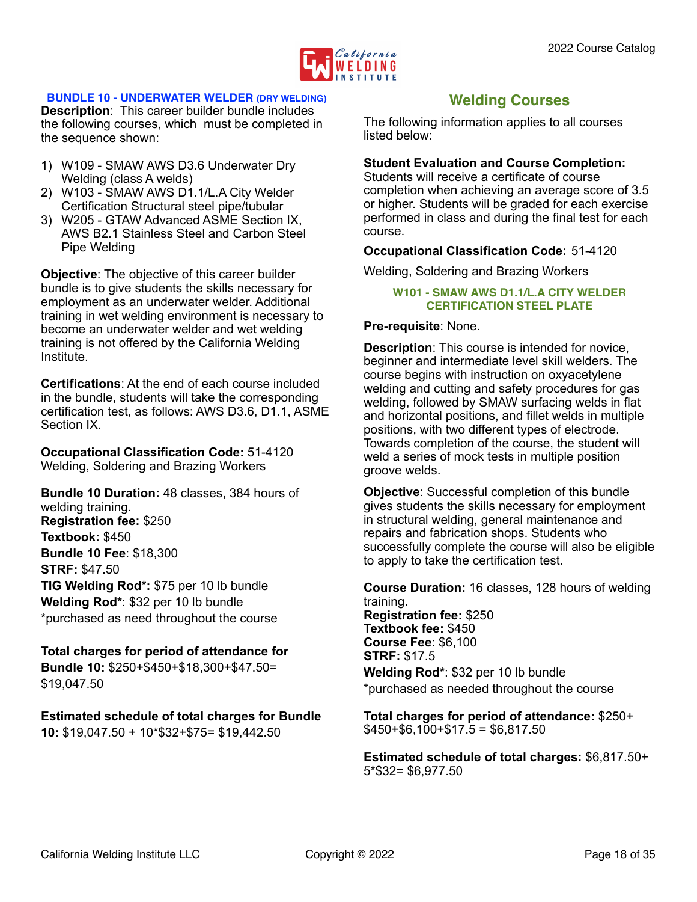### BUNDLE 10 - UNDERWATER WELDER (DRY WELDING)

**Description**: This career builder bundle includes the following courses, which must be completed in the sequence shown:

1) W109 - SMAW AWS D3.6 Underwater Dry Welding (class A welds)
2) W103 - SMAW AWS D1.1/L.A City Welder Certification Structural steel pipe/tubular
3) W205 - GTAW Advanced ASME Section IX, AWS B2.1 Stainless Steel and Carbon Steel Pipe Welding

**Objective**: The objective of this career builder bundle is to give students the skills necessary for employment as an underwater welder. Additional training in wet welding environment is necessary to become an underwater welder and wet welding training is not offered by the California Welding Institute.

**Certifications**: At the end of each course included in the bundle, students will take the corresponding certification test, as follows: AWS D3.6, D1.1, ASME Section IX.

**Occupational Classification Code:** 51-4120
Welding, Soldering and Brazing Workers

**Bundle 10 Duration:** 48 classes, 384 hours of welding training.
**Registration fee:** $250
**Textbook:** $450
**Bundle 10 Fee**: $18,300
**STRF:** $47.50
**TIG Welding Rod*:** $75 per 10 lb bundle
**Welding Rod***: $32 per 10 lb bundle
*purchased as need throughout the course

**Total charges for period of attendance for Bundle 10:** $250+$450+$18,300+$47.50= $19,047.50

**Estimated schedule of total charges for Bundle 10:** $19,047.50 + 10*$32+$75= $19,442.50

## Welding Courses

The following information applies to all courses listed below:

**Student Evaluation and Course Completion:** Students will receive a certificate of course completion when achieving an average score of 3.5 or higher. Students will be graded for each exercise performed in class and during the final test for each course.

**Occupational Classification Code:** 51-4120

Welding, Soldering and Brazing Workers

### W101 - SMAW AWS D1.1/L.A CITY WELDER CERTIFICATION STEEL PLATE

**Pre-requisite**: None.

**Description**: This course is intended for novice, beginner and intermediate level skill welders. The course begins with instruction on oxyacetylene welding and cutting and safety procedures for gas welding, followed by SMAW surfacing welds in flat and horizontal positions, and fillet welds in multiple positions, with two different types of electrode. Towards completion of the course, the student will weld a series of mock tests in multiple position groove welds.

**Objective**: Successful completion of this bundle gives students the skills necessary for employment in structural welding, general maintenance and repairs and fabrication shops. Students who successfully complete the course will also be eligible to apply to take the certification test.

**Course Duration:** 16 classes, 128 hours of welding training.
**Registration fee:** $250
**Textbook fee:** $450
**Course Fee**: $6,100
**STRF:** $17.5
**Welding Rod***: $32 per 10 lb bundle
*purchased as needed throughout the course

**Total charges for period of attendance:** $250+ $450+$6,100+$17.5 = $6,817.50

**Estimated schedule of total charges:** $6,817.50+ 5*$32= $6,977.50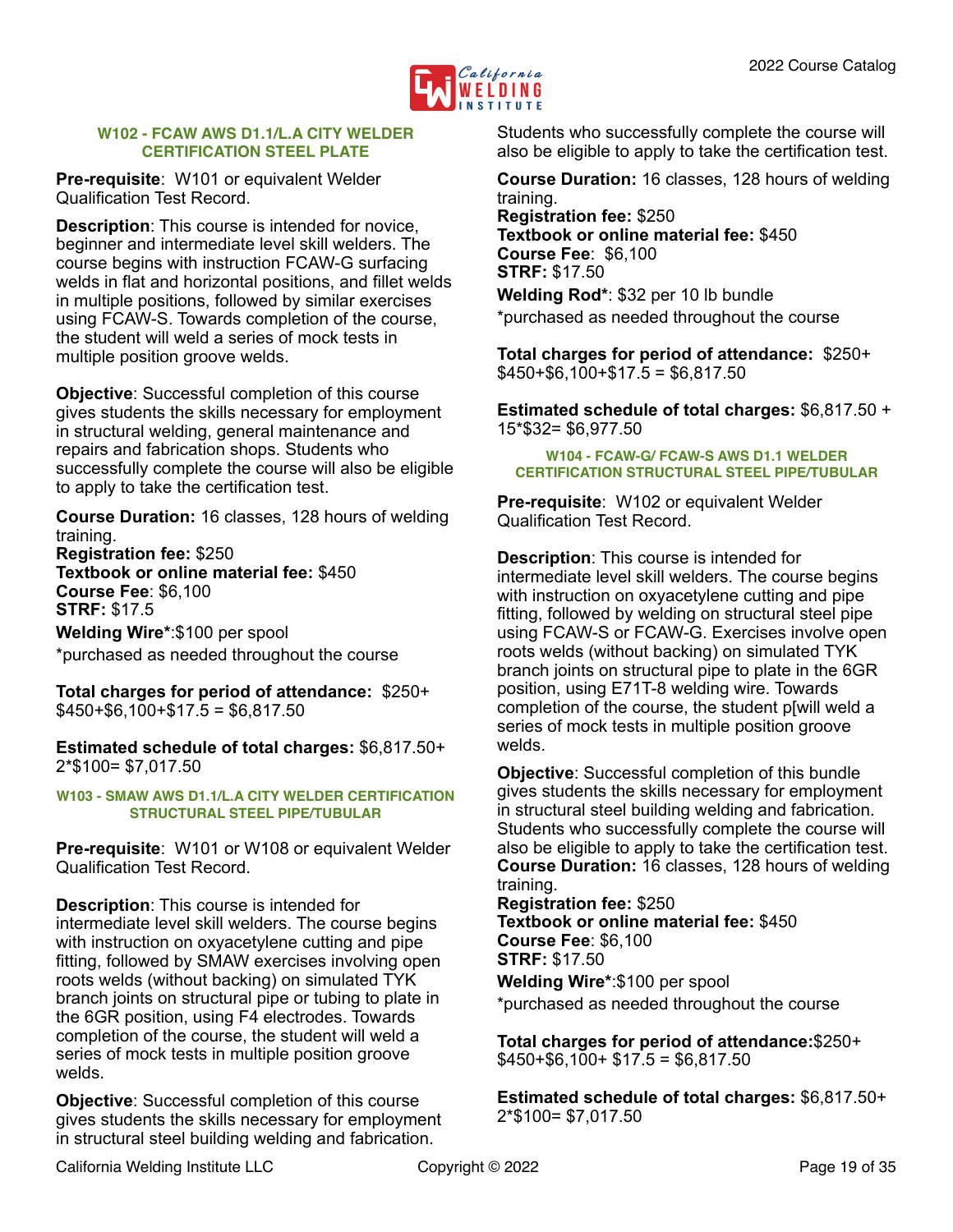### W102 - FCAW AWS D1.1/L.A CITY WELDER CERTIFICATION STEEL PLATE

**Pre-requisite**: W101 or equivalent Welder Qualification Test Record.

**Description**: This course is intended for novice, beginner and intermediate level skill welders. The course begins with instruction FCAW-G surfacing welds in flat and horizontal positions, and fillet welds in multiple positions, followed by similar exercises using FCAW-S. Towards completion of the course, the student will weld a series of mock tests in multiple position groove welds.

**Objective**: Successful completion of this course gives students the skills necessary for employment in structural welding, general maintenance and repairs and fabrication shops. Students who successfully complete the course will also be eligible to apply to take the certification test.

**Course Duration:** 16 classes, 128 hours of welding training.
**Registration fee:** $250
**Textbook or online material fee:** $450
**Course Fee**: $6,100
**STRF:** $17.5

**Welding Wire***:$100 per spool

*purchased as needed throughout the course

**Total charges for period of attendance:** $250+ $450+$6,100+$17.5 = $6,817.50

**Estimated schedule of total charges:** $6,817.50+ 2*$100= $7,017.50

### W103 - SMAW AWS D1.1/L.A CITY WELDER CERTIFICATION STRUCTURAL STEEL PIPE/TUBULAR

**Pre-requisite**: W101 or W108 or equivalent Welder Qualification Test Record.

**Description**: This course is intended for intermediate level skill welders. The course begins with instruction on oxyacetylene cutting and pipe fitting, followed by SMAW exercises involving open roots welds (without backing) on simulated TYK branch joints on structural pipe or tubing to plate in the 6GR position, using F4 electrodes. Towards completion of the course, the student will weld a series of mock tests in multiple position groove welds.

**Objective**: Successful completion of this course gives students the skills necessary for employment in structural steel building welding and fabrication. Students who successfully complete the course will also be eligible to apply to take the certification test.

**Course Duration:** 16 classes, 128 hours of welding training.
**Registration fee:** $250
**Textbook or online material fee:** $450
**Course Fee**: $6,100
**STRF:** $17.50

**Welding Rod***: $32 per 10 lb bundle

*purchased as needed throughout the course

**Total charges for period of attendance:** $250+ $450+$6,100+$17.5 = $6,817.50

**Estimated schedule of total charges:** $6,817.50 + 15*$32= $6,977.50

### W104 - FCAW-G/ FCAW-S AWS D1.1 WELDER CERTIFICATION STRUCTURAL STEEL PIPE/TUBULAR

**Pre-requisite**: W102 or equivalent Welder Qualification Test Record.

**Description**: This course is intended for intermediate level skill welders. The course begins with instruction on oxyacetylene cutting and pipe fitting, followed by welding on structural steel pipe using FCAW-S or FCAW-G. Exercises involve open roots welds (without backing) on simulated TYK branch joints on structural pipe to plate in the 6GR position, using E71T-8 welding wire. Towards completion of the course, the student p[will weld a series of mock tests in multiple position groove welds.

**Objective**: Successful completion of this bundle gives students the skills necessary for employment in structural steel building welding and fabrication. Students who successfully complete the course will also be eligible to apply to take the certification test.
**Course Duration:** 16 classes, 128 hours of welding training.
**Registration fee:** $250
**Textbook or online material fee:** $450
**Course Fee**: $6,100
**STRF:** $17.50

**Welding Wire***:$100 per spool

*purchased as needed throughout the course

**Total charges for period of attendance:**$250+ $450+$6,100+ $17.5 = $6,817.50

**Estimated schedule of total charges:** $6,817.50+ 2*$100= $7,017.50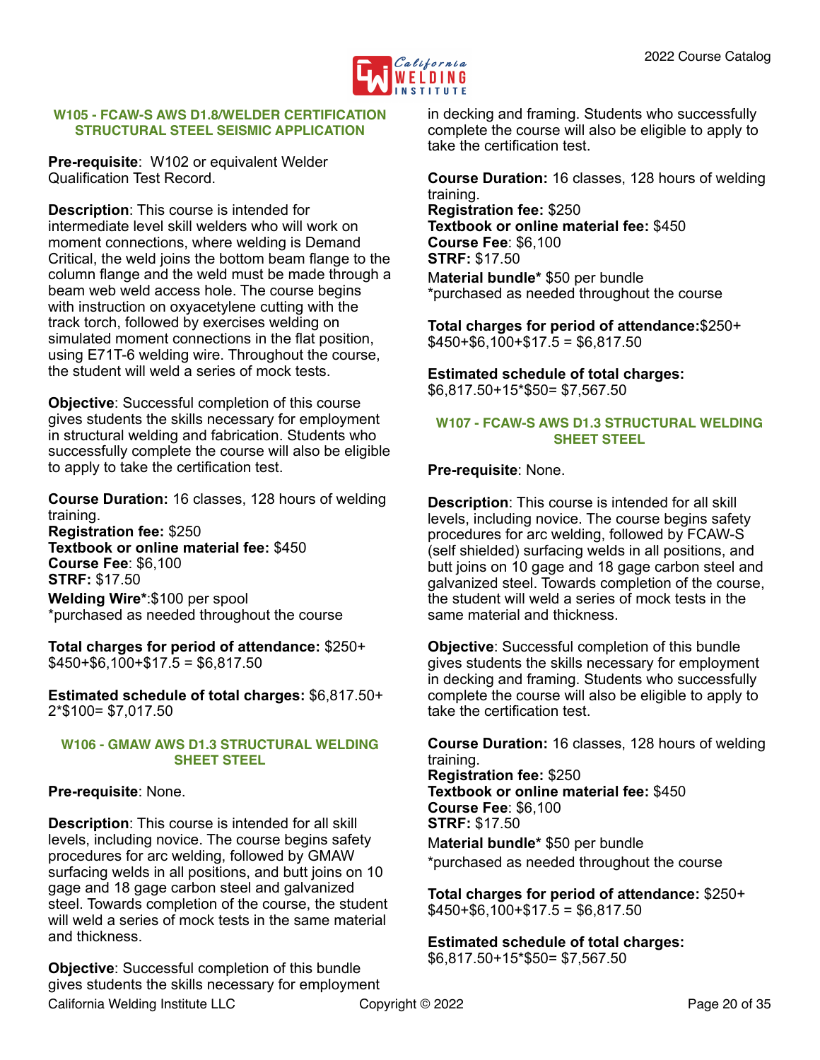### W105 - FCAW-S AWS D1.8/WELDER CERTIFICATION STRUCTURAL STEEL SEISMIC APPLICATION

**Pre-requisite**: W102 or equivalent Welder Qualification Test Record.

**Description**: This course is intended for intermediate level skill welders who will work on moment connections, where welding is Demand Critical, the weld joins the bottom beam flange to the column flange and the weld must be made through a beam web weld access hole. The course begins with instruction on oxyacetylene cutting with the track torch, followed by exercises welding on simulated moment connections in the flat position, using E71T-6 welding wire. Throughout the course, the student will weld a series of mock tests.

**Objective**: Successful completion of this course gives students the skills necessary for employment in structural welding and fabrication. Students who successfully complete the course will also be eligible to apply to take the certification test.

**Course Duration:** 16 classes, 128 hours of welding training.
**Registration fee:** $250
**Textbook or online material fee:** $450
**Course Fee**: $6,100
**STRF:** $17.50
**Welding Wire***:$100 per spool
*purchased as needed throughout the course

**Total charges for period of attendance:** $250+ $450+$6,100+$17.5 = $6,817.50

**Estimated schedule of total charges:** $6,817.50+ 2*$100= $7,017.50

### W106 - GMAW AWS D1.3 STRUCTURAL WELDING SHEET STEEL

**Pre-requisite**: None.

**Description**: This course is intended for all skill levels, including novice. The course begins safety procedures for arc welding, followed by GMAW surfacing welds in all positions, and butt joins on 10 gage and 18 gage carbon steel and galvanized steel. Towards completion of the course, the student will weld a series of mock tests in the same material and thickness.

**Objective**: Successful completion of this bundle gives students the skills necessary for employment in decking and framing. Students who successfully complete the course will also be eligible to apply to take the certification test.

**Course Duration:** 16 classes, 128 hours of welding training.
**Registration fee:** $250
**Textbook or online material fee:** $450
**Course Fee**: $6,100
**STRF:** $17.50
M**aterial bundle*** $50 per bundle
*purchased as needed throughout the course

**Total charges for period of attendance:**$250+ $450+$6,100+$17.5 = $6,817.50

**Estimated schedule of total charges:** $6,817.50+15*$50= $7,567.50

### W107 - FCAW-S AWS D1.3 STRUCTURAL WELDING SHEET STEEL

**Pre-requisite**: None.

**Description**: This course is intended for all skill levels, including novice. The course begins safety procedures for arc welding, followed by FCAW-S (self shielded) surfacing welds in all positions, and butt joins on 10 gage and 18 gage carbon steel and galvanized steel. Towards completion of the course, the student will weld a series of mock tests in the same material and thickness.

**Objective**: Successful completion of this bundle gives students the skills necessary for employment in decking and framing. Students who successfully complete the course will also be eligible to apply to take the certification test.

**Course Duration:** 16 classes, 128 hours of welding training.
**Registration fee:** $250
**Textbook or online material fee:** $450
**Course Fee**: $6,100
**STRF:** $17.50
M**aterial bundle*** $50 per bundle
*purchased as needed throughout the course

**Total charges for period of attendance:** $250+ $450+$6,100+$17.5 = $6,817.50

**Estimated schedule of total charges:** $6,817.50+15*$50= $7,567.50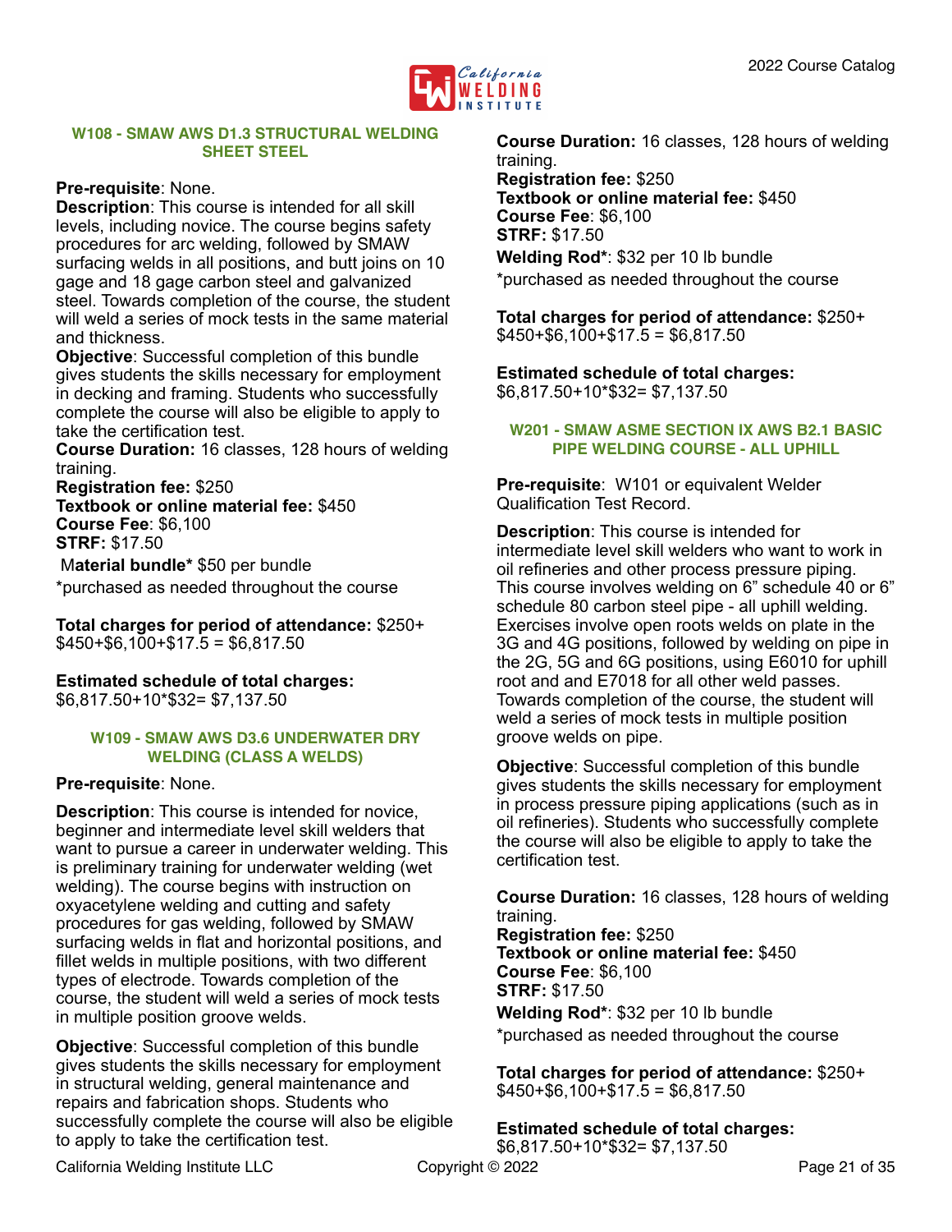### W108 - SMAW AWS D1.3 STRUCTURAL WELDING SHEET STEEL

**Pre-requisite**: None.
**Description**: This course is intended for all skill levels, including novice. The course begins safety procedures for arc welding, followed by SMAW surfacing welds in all positions, and butt joins on 10 gage and 18 gage carbon steel and galvanized steel. Towards completion of the course, the student will weld a series of mock tests in the same material and thickness.
**Objective**: Successful completion of this bundle gives students the skills necessary for employment in decking and framing. Students who successfully complete the course will also be eligible to apply to take the certification test.
**Course Duration:** 16 classes, 128 hours of welding training.
**Registration fee:** $250
**Textbook or online material fee:** $450
**Course Fee**: $6,100
**STRF:** $17.50
M**aterial bundle*** $50 per bundle
*purchased as needed throughout the course

**Total charges for period of attendance:** $250+ $450+$6,100+$17.5 = $6,817.50

**Estimated schedule of total charges:**
$6,817.50+10*$32= $7,137.50

### W109 - SMAW AWS D3.6 UNDERWATER DRY WELDING (CLASS A WELDS)

**Pre-requisite**: None.

**Description**: This course is intended for novice, beginner and intermediate level skill welders that want to pursue a career in underwater welding. This is preliminary training for underwater welding (wet welding). The course begins with instruction on oxyacetylene welding and cutting and safety procedures for gas welding, followed by SMAW surfacing welds in flat and horizontal positions, and fillet welds in multiple positions, with two different types of electrode. Towards completion of the course, the student will weld a series of mock tests in multiple position groove welds.

**Objective**: Successful completion of this bundle gives students the skills necessary for employment in structural welding, general maintenance and repairs and fabrication shops. Students who successfully complete the course will also be eligible to apply to take the certification test.

**Course Duration:** 16 classes, 128 hours of welding training.
**Registration fee:** $250
**Textbook or online material fee:** $450
**Course Fee**: $6,100
**STRF:** $17.50
**Welding Rod***: $32 per 10 lb bundle
*purchased as needed throughout the course

**Total charges for period of attendance:** $250+ $450+$6,100+$17.5 = $6,817.50

**Estimated schedule of total charges:**
$6,817.50+10*$32= $7,137.50

### W201 - SMAW ASME SECTION IX AWS B2.1 BASIC PIPE WELDING COURSE - ALL UPHILL

**Pre-requisite**: W101 or equivalent Welder Qualification Test Record.

**Description**: This course is intended for intermediate level skill welders who want to work in oil refineries and other process pressure piping. This course involves welding on 6" schedule 40 or 6" schedule 80 carbon steel pipe - all uphill welding. Exercises involve open roots welds on plate in the 3G and 4G positions, followed by welding on pipe in the 2G, 5G and 6G positions, using E6010 for uphill root and and E7018 for all other weld passes. Towards completion of the course, the student will weld a series of mock tests in multiple position groove welds on pipe.

**Objective**: Successful completion of this bundle gives students the skills necessary for employment in process pressure piping applications (such as in oil refineries). Students who successfully complete the course will also be eligible to apply to take the certification test.

**Course Duration:** 16 classes, 128 hours of welding training.
**Registration fee:** $250
**Textbook or online material fee:** $450
**Course Fee**: $6,100
**STRF:** $17.50
**Welding Rod***: $32 per 10 lb bundle
*purchased as needed throughout the course

**Total charges for period of attendance:** $250+ $450+$6,100+$17.5 = $6,817.50

**Estimated schedule of total charges:**
$6,817.50+10*$32= $7,137.50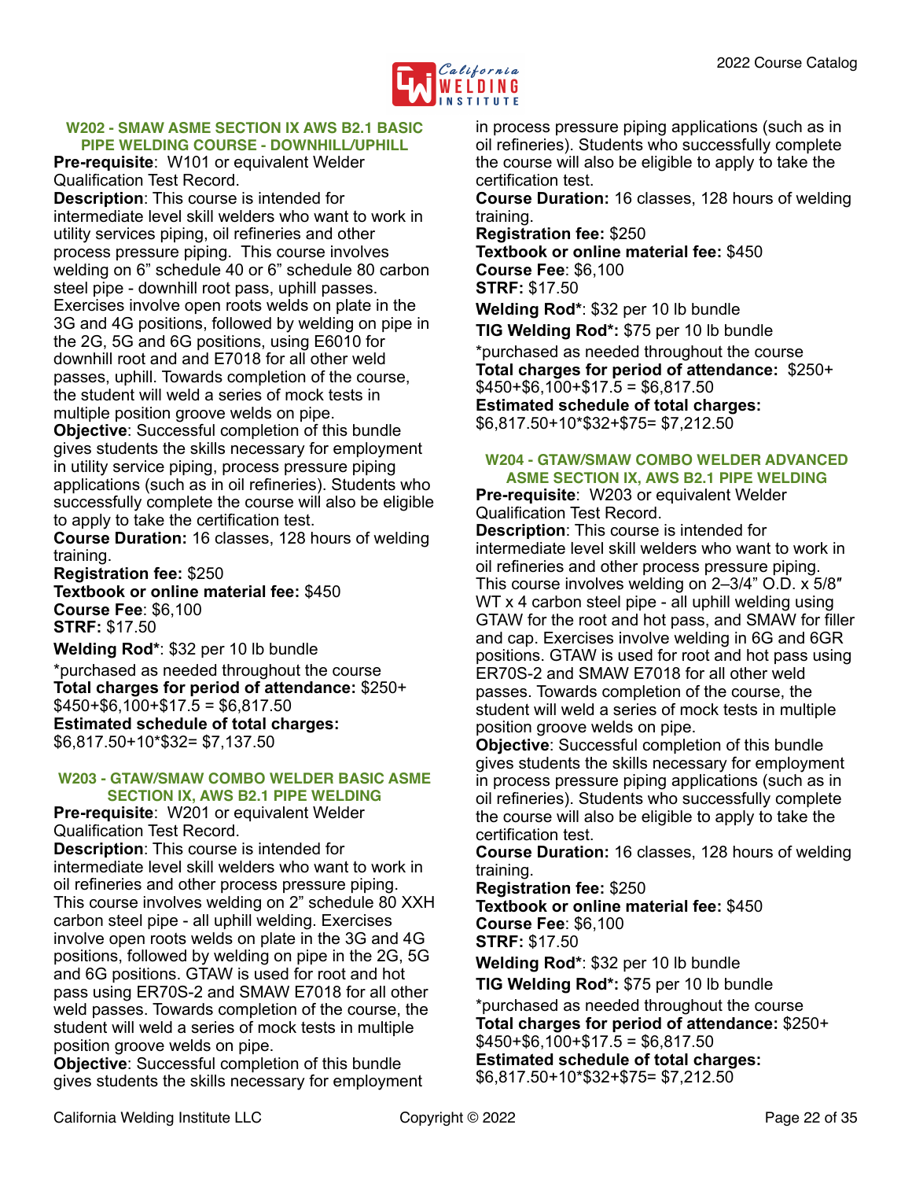### W202 - SMAW ASME SECTION IX AWS B2.1 BASIC PIPE WELDING COURSE - DOWNHILL/UPHILL

**Pre-requisite**: W101 or equivalent Welder Qualification Test Record.

**Description**: This course is intended for intermediate level skill welders who want to work in utility services piping, oil refineries and other process pressure piping. This course involves welding on 6" schedule 40 or 6" schedule 80 carbon steel pipe - downhill root pass, uphill passes. Exercises involve open roots welds on plate in the 3G and 4G positions, followed by welding on pipe in the 2G, 5G and 6G positions, using E6010 for downhill root and and E7018 for all other weld passes, uphill. Towards completion of the course, the student will weld a series of mock tests in multiple position groove welds on pipe.

**Objective**: Successful completion of this bundle gives students the skills necessary for employment in utility service piping, process pressure piping applications (such as in oil refineries). Students who successfully complete the course will also be eligible to apply to take the certification test.

**Course Duration:** 16 classes, 128 hours of welding training.

**Registration fee:** $250

**Textbook or online material fee:** $450

**Course Fee**: $6,100

**STRF:** $17.50

**Welding Rod***: $32 per 10 lb bundle

*purchased as needed throughout the course

**Total charges for period of attendance:** $250+ $450+$6,100+$17.5 = $6,817.50

**Estimated schedule of total charges:** $6,817.50+10*$32= $7,137.50

### W203 - GTAW/SMAW COMBO WELDER BASIC ASME SECTION IX, AWS B2.1 PIPE WELDING

**Pre-requisite**: W201 or equivalent Welder Qualification Test Record.

**Description**: This course is intended for intermediate level skill welders who want to work in oil refineries and other process pressure piping. This course involves welding on 2" schedule 80 XXH carbon steel pipe - all uphill welding. Exercises involve open roots welds on plate in the 3G and 4G positions, followed by welding on pipe in the 2G, 5G and 6G positions. GTAW is used for root and hot pass using ER70S-2 and SMAW E7018 for all other weld passes. Towards completion of the course, the student will weld a series of mock tests in multiple position groove welds on pipe.

**Objective**: Successful completion of this bundle gives students the skills necessary for employment in process pressure piping applications (such as in oil refineries). Students who successfully complete the course will also be eligible to apply to take the certification test.

**Course Duration:** 16 classes, 128 hours of welding training.

**Registration fee:** $250

**Textbook or online material fee:** $450

**Course Fee**: $6,100

**STRF:** $17.50

**Welding Rod***: $32 per 10 lb bundle

**TIG Welding Rod*:** $75 per 10 lb bundle

*purchased as needed throughout the course

**Total charges for period of attendance:** $250+ $450+$6,100+$17.5 = $6,817.50

**Estimated schedule of total charges:** $6,817.50+10*$32+$75= $7,212.50

### W204 - GTAW/SMAW COMBO WELDER ADVANCED ASME SECTION IX, AWS B2.1 PIPE WELDING

**Pre-requisite**: W203 or equivalent Welder Qualification Test Record.

**Description**: This course is intended for intermediate level skill welders who want to work in oil refineries and other process pressure piping. This course involves welding on 2–3/4" O.D. x 5/8″ WT x 4 carbon steel pipe - all uphill welding using GTAW for the root and hot pass, and SMAW for filler and cap. Exercises involve welding in 6G and 6GR positions. GTAW is used for root and hot pass using ER70S-2 and SMAW E7018 for all other weld passes. Towards completion of the course, the student will weld a series of mock tests in multiple position groove welds on pipe.

**Objective**: Successful completion of this bundle gives students the skills necessary for employment in process pressure piping applications (such as in oil refineries). Students who successfully complete the course will also be eligible to apply to take the certification test.

**Course Duration:** 16 classes, 128 hours of welding training.

**Registration fee:** $250

**Textbook or online material fee:** $450

**Course Fee**: $6,100

**STRF:** $17.50

**Welding Rod***: $32 per 10 lb bundle

**TIG Welding Rod*:** $75 per 10 lb bundle

*purchased as needed throughout the course

**Total charges for period of attendance:** $250+ $450+$6,100+$17.5 = $6,817.50

**Estimated schedule of total charges:** $6,817.50+10*$32+$75= $7,212.50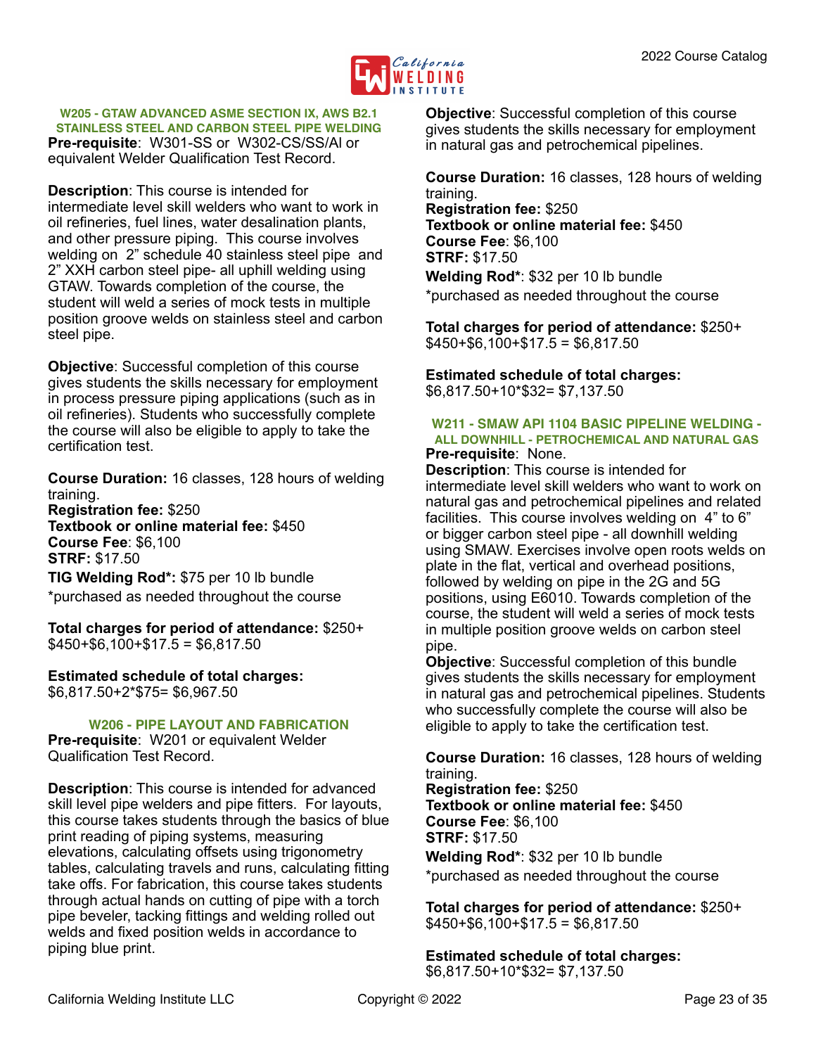### W205 - GTAW ADVANCED ASME SECTION IX, AWS B2.1 STAINLESS STEEL AND CARBON STEEL PIPE WELDING

**Pre-requisite**: W301-SS or W302-CS/SS/Al or equivalent Welder Qualification Test Record.

**Description**: This course is intended for intermediate level skill welders who want to work in oil refineries, fuel lines, water desalination plants, and other pressure piping. This course involves welding on 2" schedule 40 stainless steel pipe and 2" XXH carbon steel pipe- all uphill welding using GTAW. Towards completion of the course, the student will weld a series of mock tests in multiple position groove welds on stainless steel and carbon steel pipe.

**Objective**: Successful completion of this course gives students the skills necessary for employment in process pressure piping applications (such as in oil refineries). Students who successfully complete the course will also be eligible to apply to take the certification test.

**Course Duration:** 16 classes, 128 hours of welding training.
**Registration fee:** $250
**Textbook or online material fee:** $450
**Course Fee**: $6,100
**STRF:** $17.50
**TIG Welding Rod*:** $75 per 10 lb bundle
*purchased as needed throughout the course

**Total charges for period of attendance:** $250+ $450+$6,100+$17.5 = $6,817.50

**Estimated schedule of total charges:** $6,817.50+2*$75= $6,967.50

### W206 - PIPE LAYOUT AND FABRICATION

**Pre-requisite**: W201 or equivalent Welder Qualification Test Record.

**Description**: This course is intended for advanced skill level pipe welders and pipe fitters. For layouts, this course takes students through the basics of blue print reading of piping systems, measuring elevations, calculating offsets using trigonometry tables, calculating travels and runs, calculating fitting take offs. For fabrication, this course takes students through actual hands on cutting of pipe with a torch pipe beveler, tacking fittings and welding rolled out welds and fixed position welds in accordance to piping blue print.

**Objective**: Successful completion of this course gives students the skills necessary for employment in natural gas and petrochemical pipelines.

**Course Duration:** 16 classes, 128 hours of welding training.
**Registration fee:** $250
**Textbook or online material fee:** $450
**Course Fee**: $6,100
**STRF:** $17.50
**Welding Rod***: $32 per 10 lb bundle
*purchased as needed throughout the course

**Total charges for period of attendance:** $250+ $450+$6,100+$17.5 = $6,817.50

**Estimated schedule of total charges:** $6,817.50+10*$32= $7,137.50

### W211 - SMAW API 1104 BASIC PIPELINE WELDING - ALL DOWNHILL - PETROCHEMICAL AND NATURAL GAS

**Pre-requisite**: None.

**Description**: This course is intended for intermediate level skill welders who want to work on natural gas and petrochemical pipelines and related facilities. This course involves welding on 4" to 6" or bigger carbon steel pipe - all downhill welding using SMAW. Exercises involve open roots welds on plate in the flat, vertical and overhead positions, followed by welding on pipe in the 2G and 5G positions, using E6010. Towards completion of the course, the student will weld a series of mock tests in multiple position groove welds on carbon steel pipe.

**Objective**: Successful completion of this bundle gives students the skills necessary for employment in natural gas and petrochemical pipelines. Students who successfully complete the course will also be eligible to apply to take the certification test.

**Course Duration:** 16 classes, 128 hours of welding training.
**Registration fee:** $250
**Textbook or online material fee:** $450
**Course Fee**: $6,100
**STRF:** $17.50
**Welding Rod***: $32 per 10 lb bundle
*purchased as needed throughout the course

**Total charges for period of attendance:** $250+ $450+$6,100+$17.5 = $6,817.50

**Estimated schedule of total charges:** $6,817.50+10*$32= $7,137.50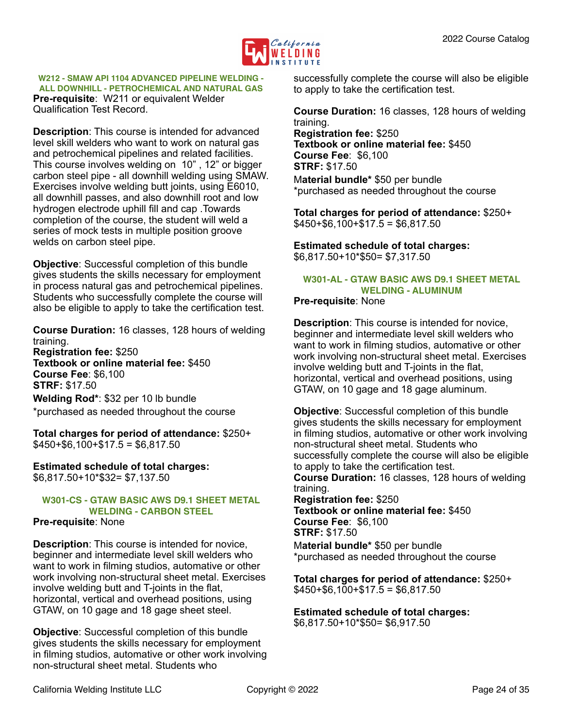### W212 - SMAW API 1104 ADVANCED PIPELINE WELDING - ALL DOWNHILL - PETROCHEMICAL AND NATURAL GAS

**Pre-requisite**: W211 or equivalent Welder Qualification Test Record.

**Description**: This course is intended for advanced level skill welders who want to work on natural gas and petrochemical pipelines and related facilities. This course involves welding on 10” , 12” or bigger carbon steel pipe - all downhill welding using SMAW. Exercises involve welding butt joints, using E6010, all downhill passes, and also downhill root and low hydrogen electrode uphill fill and cap .Towards completion of the course, the student will weld a series of mock tests in multiple position groove welds on carbon steel pipe.

**Objective**: Successful completion of this bundle gives students the skills necessary for employment in process natural gas and petrochemical pipelines. Students who successfully complete the course will also be eligible to apply to take the certification test.

**Course Duration:** 16 classes, 128 hours of welding training.
**Registration fee:** $250
**Textbook or online material fee:** $450
**Course Fee**: $6,100
**STRF:** $17.50
**Welding Rod***: $32 per 10 lb bundle
*purchased as needed throughout the course

**Total charges for period of attendance:** $250+ $450+$6,100+$17.5 = $6,817.50

**Estimated schedule of total charges:**
$6,817.50+10*$32= $7,137.50

### W301-CS - GTAW BASIC AWS D9.1 SHEET METAL WELDING - CARBON STEEL

**Pre-requisite**: None

**Description**: This course is intended for novice, beginner and intermediate level skill welders who want to work in filming studios, automative or other work involving non-structural sheet metal. Exercises involve welding butt and T-joints in the flat, horizontal, vertical and overhead positions, using GTAW, on 10 gage and 18 gage sheet steel.

**Objective**: Successful completion of this bundle gives students the skills necessary for employment in filming studios, automative or other work involving non-structural sheet metal. Students who successfully complete the course will also be eligible to apply to take the certification test.

**Course Duration:** 16 classes, 128 hours of welding training.
**Registration fee:** $250
**Textbook or online material fee:** $450
**Course Fee**: $6,100
**STRF:** $17.50
M**aterial bundle*** $50 per bundle
*purchased as needed throughout the course

**Total charges for period of attendance:** $250+ $450+$6,100+$17.5 = $6,817.50

**Estimated schedule of total charges:**
$6,817.50+10*$50= $7,317.50

### W301-AL - GTAW BASIC AWS D9.1 SHEET METAL WELDING - ALUMINUM

**Pre-requisite**: None

**Description**: This course is intended for novice, beginner and intermediate level skill welders who want to work in filming studios, automative or other work involving non-structural sheet metal. Exercises involve welding butt and T-joints in the flat, horizontal, vertical and overhead positions, using GTAW, on 10 gage and 18 gage aluminum.

**Objective**: Successful completion of this bundle gives students the skills necessary for employment in filming studios, automative or other work involving non-structural sheet metal. Students who successfully complete the course will also be eligible to apply to take the certification test.
**Course Duration:** 16 classes, 128 hours of welding training.
**Registration fee:** $250
**Textbook or online material fee:** $450
**Course Fee**: $6,100
**STRF:** $17.50
M**aterial bundle*** $50 per bundle
*purchased as needed throughout the course

**Total charges for period of attendance:** $250+ $450+$6,100+$17.5 = $6,817.50

**Estimated schedule of total charges:**
$6,817.50+10*$50= $6,917.50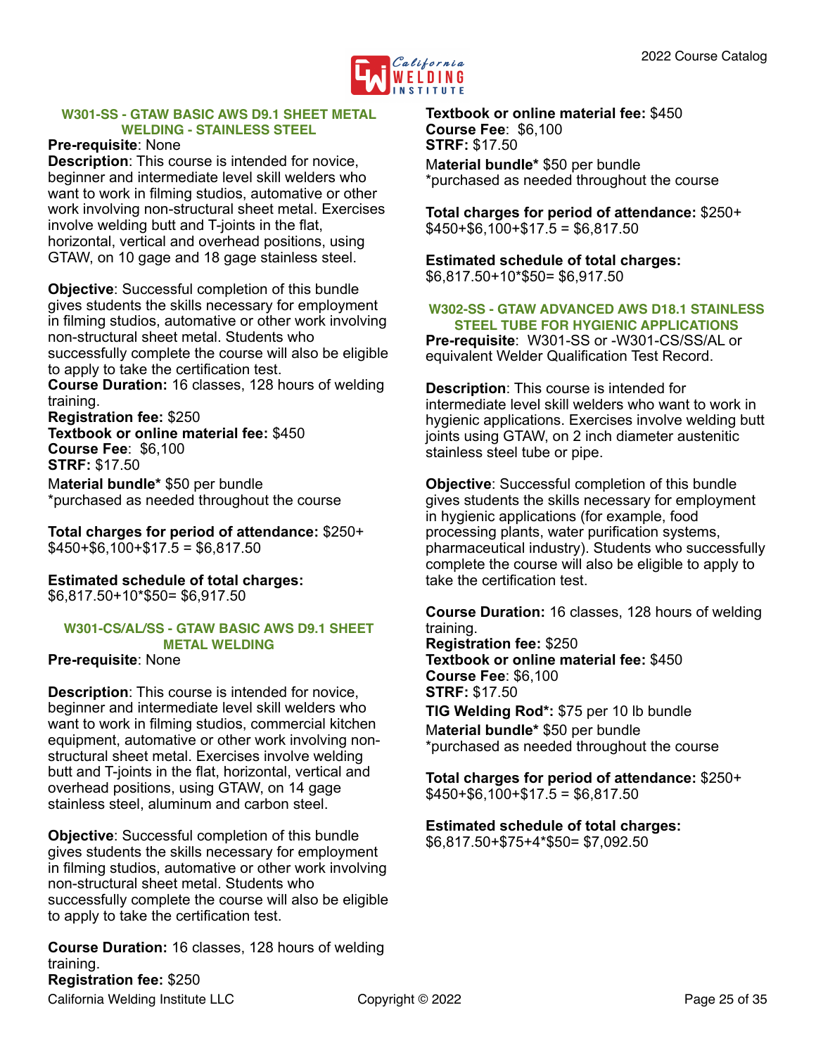### W301-SS - GTAW BASIC AWS D9.1 SHEET METAL WELDING - STAINLESS STEEL

**Pre-requisite**: None

**Description**: This course is intended for novice, beginner and intermediate level skill welders who want to work in filming studios, automative or other work involving non-structural sheet metal. Exercises involve welding butt and T-joints in the flat, horizontal, vertical and overhead positions, using GTAW, on 10 gage and 18 gage stainless steel.

**Objective**: Successful completion of this bundle gives students the skills necessary for employment in filming studios, automative or other work involving non-structural sheet metal. Students who successfully complete the course will also be eligible to apply to take the certification test.

**Course Duration:** 16 classes, 128 hours of welding training.
**Registration fee:** $250
**Textbook or online material fee:** $450
**Course Fee**: $6,100
**STRF:** $17.50
M**aterial bundle*** $50 per bundle
*purchased as needed throughout the course

**Total charges for period of attendance:** $250+ $450+$6,100+$17.5 = $6,817.50

**Estimated schedule of total charges:**
$6,817.50+10*$50= $6,917.50

### W301-CS/AL/SS - GTAW BASIC AWS D9.1 SHEET METAL WELDING

**Pre-requisite**: None

**Description**: This course is intended for novice, beginner and intermediate level skill welders who want to work in filming studios, commercial kitchen equipment, automative or other work involving non-structural sheet metal. Exercises involve welding butt and T-joints in the flat, horizontal, vertical and overhead positions, using GTAW, on 14 gage stainless steel, aluminum and carbon steel.

**Objective**: Successful completion of this bundle gives students the skills necessary for employment in filming studios, automative or other work involving non-structural sheet metal. Students who successfully complete the course will also be eligible to apply to take the certification test.

**Course Duration:** 16 classes, 128 hours of welding training.
**Registration fee:** $250
**Textbook or online material fee:** $450
**Course Fee**: $6,100
**STRF:** $17.50
M**aterial bundle*** $50 per bundle
*purchased as needed throughout the course

**Total charges for period of attendance:** $250+ $450+$6,100+$17.5 = $6,817.50

**Estimated schedule of total charges:**
$6,817.50+10*$50= $6,917.50

### W302-SS - GTAW ADVANCED AWS D18.1 STAINLESS STEEL TUBE FOR HYGIENIC APPLICATIONS

**Pre-requisite**: W301-SS or -W301-CS/SS/AL or equivalent Welder Qualification Test Record.

**Description**: This course is intended for intermediate level skill welders who want to work in hygienic applications. Exercises involve welding butt joints using GTAW, on 2 inch diameter austenitic stainless steel tube or pipe.

**Objective**: Successful completion of this bundle gives students the skills necessary for employment in hygienic applications (for example, food processing plants, water purification systems, pharmaceutical industry). Students who successfully complete the course will also be eligible to apply to take the certification test.

**Course Duration:** 16 classes, 128 hours of welding training.
**Registration fee:** $250
**Textbook or online material fee:** $450
**Course Fee**: $6,100
**STRF:** $17.50
**TIG Welding Rod*:** $75 per 10 lb bundle
M**aterial bundle*** $50 per bundle
*purchased as needed throughout the course

**Total charges for period of attendance:** $250+ $450+$6,100+$17.5 = $6,817.50

**Estimated schedule of total charges:**
$6,817.50+$75+4*$50= $7,092.50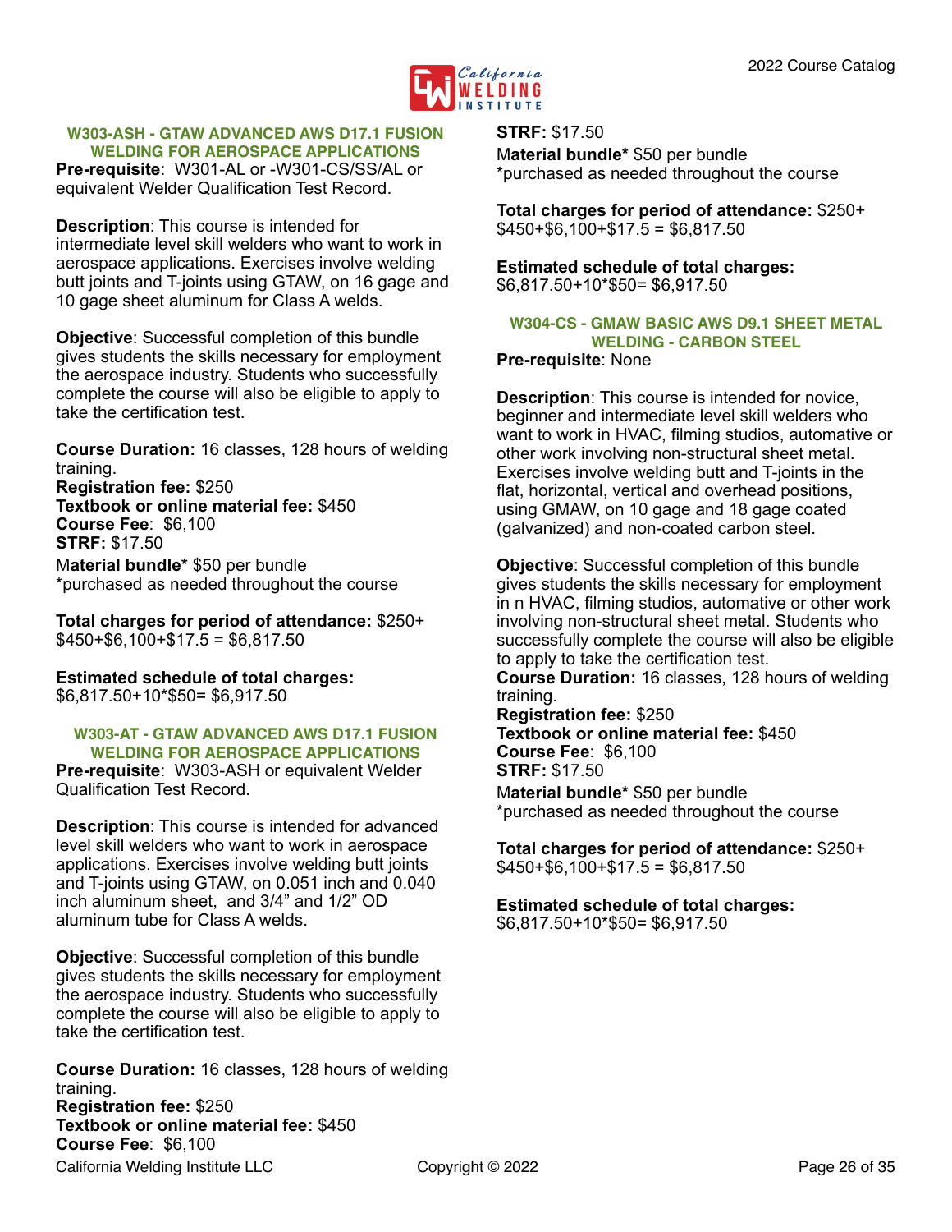### W303-ASH - GTAW ADVANCED AWS D17.1 FUSION WELDING FOR AEROSPACE APPLICATIONS

**Pre-requisite**: W301-AL or -W301-CS/SS/AL or equivalent Welder Qualification Test Record.

**Description**: This course is intended for intermediate level skill welders who want to work in aerospace applications. Exercises involve welding butt joints and T-joints using GTAW, on 16 gage and 10 gage sheet aluminum for Class A welds.

**Objective**: Successful completion of this bundle gives students the skills necessary for employment the aerospace industry. Students who successfully complete the course will also be eligible to apply to take the certification test.

**Course Duration:** 16 classes, 128 hours of welding training.
**Registration fee:** $250
**Textbook or online material fee:** $450
**Course Fee**: $6,100
**STRF:** $17.50
M**aterial bundle*** $50 per bundle
*purchased as needed throughout the course

**Total charges for period of attendance:** $250+ $450+$6,100+$17.5 = $6,817.50

**Estimated schedule of total charges:** $6,817.50+10*$50= $6,917.50

### W303-AT - GTAW ADVANCED AWS D17.1 FUSION WELDING FOR AEROSPACE APPLICATIONS

**Pre-requisite**: W303-ASH or equivalent Welder Qualification Test Record.

**Description**: This course is intended for advanced level skill welders who want to work in aerospace applications. Exercises involve welding butt joints and T-joints using GTAW, on 0.051 inch and 0.040 inch aluminum sheet, and 3/4" and 1/2" OD aluminum tube for Class A welds.

**Objective**: Successful completion of this bundle gives students the skills necessary for employment the aerospace industry. Students who successfully complete the course will also be eligible to apply to take the certification test.

**Course Duration:** 16 classes, 128 hours of welding training.
**Registration fee:** $250
**Textbook or online material fee:** $450
**Course Fee**: $6,100
**STRF:** $17.50
M**aterial bundle*** $50 per bundle
*purchased as needed throughout the course

**Total charges for period of attendance:** $250+ $450+$6,100+$17.5 = $6,817.50

**Estimated schedule of total charges:** $6,817.50+10*$50= $6,917.50

### W304-CS - GMAW BASIC AWS D9.1 SHEET METAL WELDING - CARBON STEEL

**Pre-requisite**: None

**Description**: This course is intended for novice, beginner and intermediate level skill welders who want to work in HVAC, filming studios, automative or other work involving non-structural sheet metal. Exercises involve welding butt and T-joints in the flat, horizontal, vertical and overhead positions, using GMAW, on 10 gage and 18 gage coated (galvanized) and non-coated carbon steel.

**Objective**: Successful completion of this bundle gives students the skills necessary for employment in n HVAC, filming studios, automative or other work involving non-structural sheet metal. Students who successfully complete the course will also be eligible to apply to take the certification test.
**Course Duration:** 16 classes, 128 hours of welding training.
**Registration fee:** $250
**Textbook or online material fee:** $450
**Course Fee**: $6,100
**STRF:** $17.50
M**aterial bundle*** $50 per bundle
*purchased as needed throughout the course

**Total charges for period of attendance:** $250+ $450+$6,100+$17.5 = $6,817.50

**Estimated schedule of total charges:** $6,817.50+10*$50= $6,917.50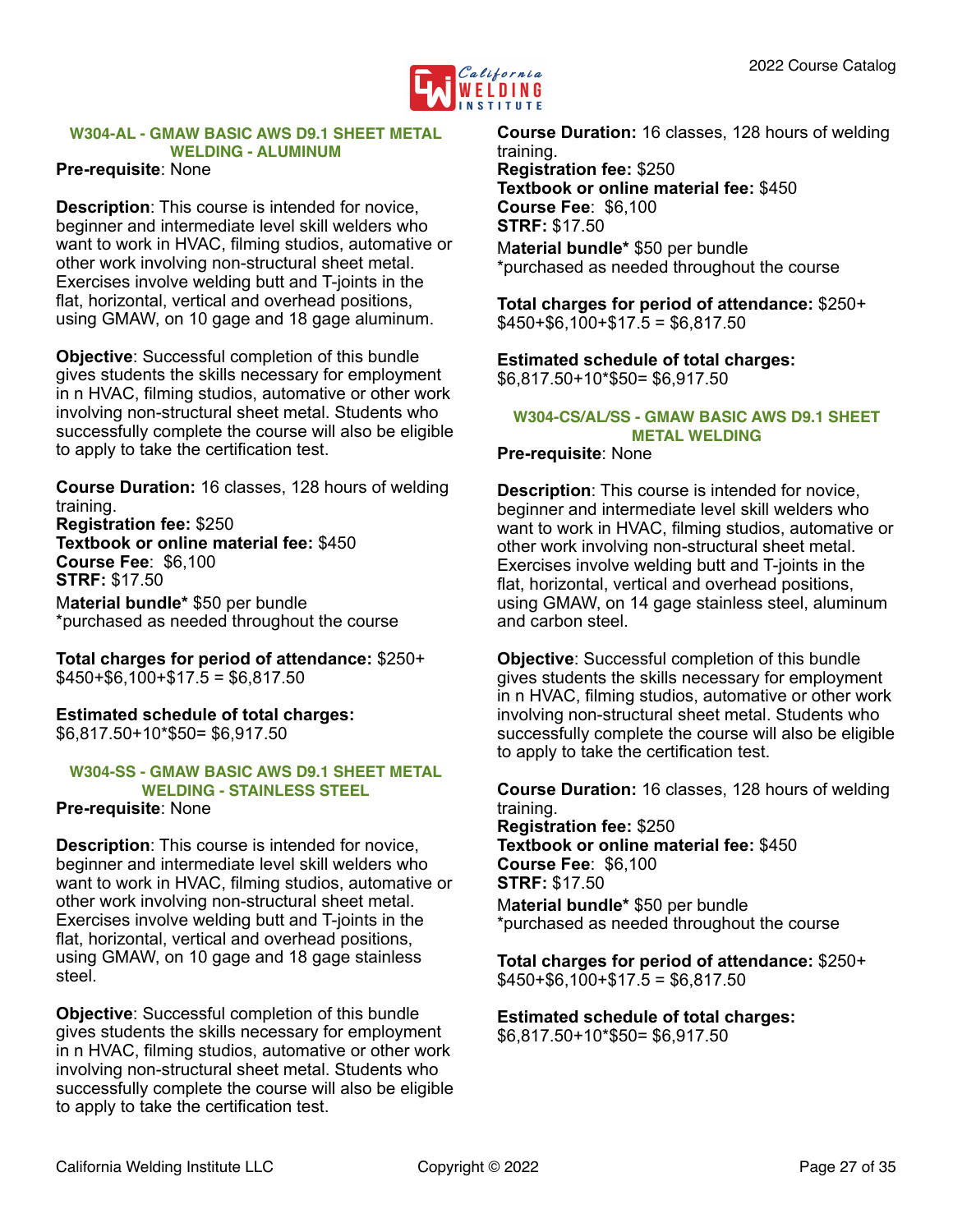### W304-AL - GMAW BASIC AWS D9.1 SHEET METAL WELDING - ALUMINUM

**Pre-requisite**: None

**Description**: This course is intended for novice, beginner and intermediate level skill welders who want to work in HVAC, filming studios, automative or other work involving non-structural sheet metal. Exercises involve welding butt and T-joints in the flat, horizontal, vertical and overhead positions, using GMAW, on 10 gage and 18 gage aluminum.

**Objective**: Successful completion of this bundle gives students the skills necessary for employment in n HVAC, filming studios, automative or other work involving non-structural sheet metal. Students who successfully complete the course will also be eligible to apply to take the certification test.

**Course Duration:** 16 classes, 128 hours of welding training.
**Registration fee:** $250
**Textbook or online material fee:** $450
**Course Fee**: $6,100
**STRF:** $17.50
M**aterial bundle*** $50 per bundle
*purchased as needed throughout the course

**Total charges for period of attendance:** $250+ $450+$6,100+$17.5 = $6,817.50

**Estimated schedule of total charges:**
$6,817.50+10*$50= $6,917.50

### W304-SS - GMAW BASIC AWS D9.1 SHEET METAL WELDING - STAINLESS STEEL

**Pre-requisite**: None

**Description**: This course is intended for novice, beginner and intermediate level skill welders who want to work in HVAC, filming studios, automative or other work involving non-structural sheet metal. Exercises involve welding butt and T-joints in the flat, horizontal, vertical and overhead positions, using GMAW, on 10 gage and 18 gage stainless steel.

**Objective**: Successful completion of this bundle gives students the skills necessary for employment in n HVAC, filming studios, automative or other work involving non-structural sheet metal. Students who successfully complete the course will also be eligible to apply to take the certification test.

**Course Duration:** 16 classes, 128 hours of welding training.
**Registration fee:** $250
**Textbook or online material fee:** $450
**Course Fee**: $6,100
**STRF:** $17.50
M**aterial bundle*** $50 per bundle
*purchased as needed throughout the course

**Total charges for period of attendance:** $250+ $450+$6,100+$17.5 = $6,817.50

**Estimated schedule of total charges:**
$6,817.50+10*$50= $6,917.50

### W304-CS/AL/SS - GMAW BASIC AWS D9.1 SHEET METAL WELDING

**Pre-requisite**: None

**Description**: This course is intended for novice, beginner and intermediate level skill welders who want to work in HVAC, filming studios, automative or other work involving non-structural sheet metal. Exercises involve welding butt and T-joints in the flat, horizontal, vertical and overhead positions, using GMAW, on 14 gage stainless steel, aluminum and carbon steel.

**Objective**: Successful completion of this bundle gives students the skills necessary for employment in n HVAC, filming studios, automative or other work involving non-structural sheet metal. Students who successfully complete the course will also be eligible to apply to take the certification test.

**Course Duration:** 16 classes, 128 hours of welding training.
**Registration fee:** $250
**Textbook or online material fee:** $450
**Course Fee**: $6,100
**STRF:** $17.50
M**aterial bundle*** $50 per bundle
*purchased as needed throughout the course

**Total charges for period of attendance:** $250+ $450+$6,100+$17.5 = $6,817.50

**Estimated schedule of total charges:**
$6,817.50+10*$50= $6,917.50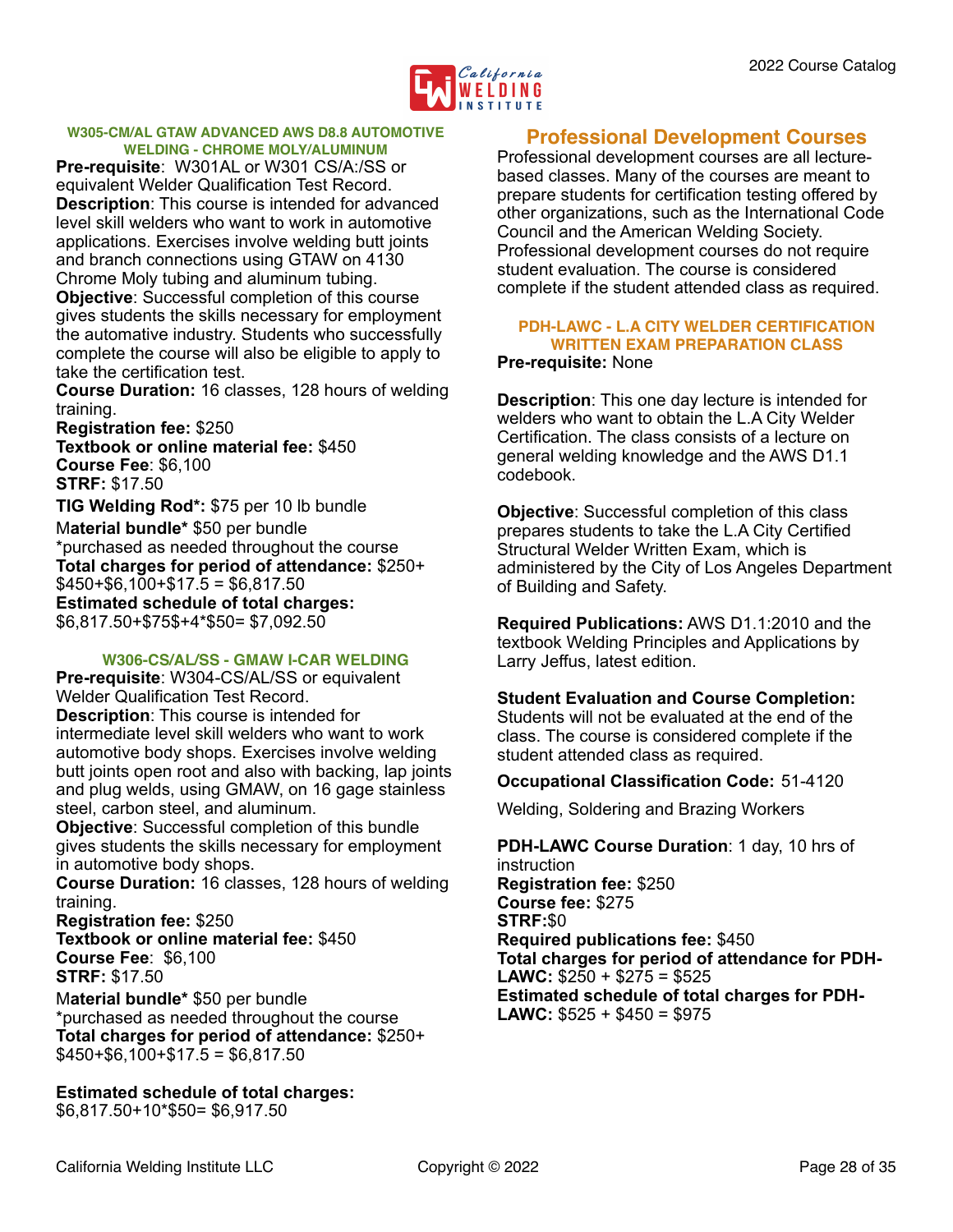### W305-CM/AL GTAW ADVANCED AWS D8.8 AUTOMOTIVE WELDING - CHROME MOLY/ALUMINUM

**Pre-requisite**: W301AL or W301 CS/A:/SS or equivalent Welder Qualification Test Record.
**Description**: This course is intended for advanced level skill welders who want to work in automotive applications. Exercises involve welding butt joints and branch connections using GTAW on 4130 Chrome Moly tubing and aluminum tubing.
**Objective**: Successful completion of this course gives students the skills necessary for employment the automative industry. Students who successfully complete the course will also be eligible to apply to take the certification test.
**Course Duration:** 16 classes, 128 hours of welding training.
**Registration fee:** $250
**Textbook or online material fee:** $450
**Course Fee**: $6,100
**STRF:** $17.50
**TIG Welding Rod*:** $75 per 10 lb bundle
M**aterial bundle*** $50 per bundle
*purchased as needed throughout the course
**Total charges for period of attendance:** $250+ $450+$6,100+$17.5 = $6,817.50
**Estimated schedule of total charges:** $6,817.50+$75$+4*$50= $7,092.50

### W306-CS/AL/SS - GMAW I-CAR WELDING

**Pre-requisite**: W304-CS/AL/SS or equivalent Welder Qualification Test Record.
**Description**: This course is intended for intermediate level skill welders who want to work automotive body shops. Exercises involve welding butt joints open root and also with backing, lap joints and plug welds, using GMAW, on 16 gage stainless steel, carbon steel, and aluminum.
**Objective**: Successful completion of this bundle gives students the skills necessary for employment in automotive body shops.
**Course Duration:** 16 classes, 128 hours of welding training.
**Registration fee:** $250
**Textbook or online material fee:** $450
**Course Fee**: $6,100
**STRF:** $17.50
M**aterial bundle*** $50 per bundle
*purchased as needed throughout the course
**Total charges for period of attendance:** $250+ $450+$6,100+$17.5 = $6,817.50

**Estimated schedule of total charges:** $6,817.50+10*$50= $6,917.50

## Professional Development Courses

Professional development courses are all lecture-based classes. Many of the courses are meant to prepare students for certification testing offered by other organizations, such as the International Code Council and the American Welding Society. Professional development courses do not require student evaluation. The course is considered complete if the student attended class as required.

### PDH-LAWC - L.A CITY WELDER CERTIFICATION WRITTEN EXAM PREPARATION CLASS

**Pre-requisite:** None

**Description**: This one day lecture is intended for welders who want to obtain the L.A City Welder Certification. The class consists of a lecture on general welding knowledge and the AWS D1.1 codebook.

**Objective**: Successful completion of this class prepares students to take the L.A City Certified Structural Welder Written Exam, which is administered by the City of Los Angeles Department of Building and Safety.

**Required Publications:** AWS D1.1:2010 and the textbook Welding Principles and Applications by Larry Jeffus, latest edition.

**Student Evaluation and Course Completion:** Students will not be evaluated at the end of the class. The course is considered complete if the student attended class as required.

**Occupational Classification Code:** 51-4120

Welding, Soldering and Brazing Workers

**PDH-LAWC Course Duration**: 1 day, 10 hrs of instruction
**Registration fee:** $250
**Course fee:** $275
**STRF:**$0
**Required publications fee:** $450
**Total charges for period of attendance for PDH-LAWC:** $250 + $275 = $525
**Estimated schedule of total charges for PDH-LAWC:** $525 + $450 = $975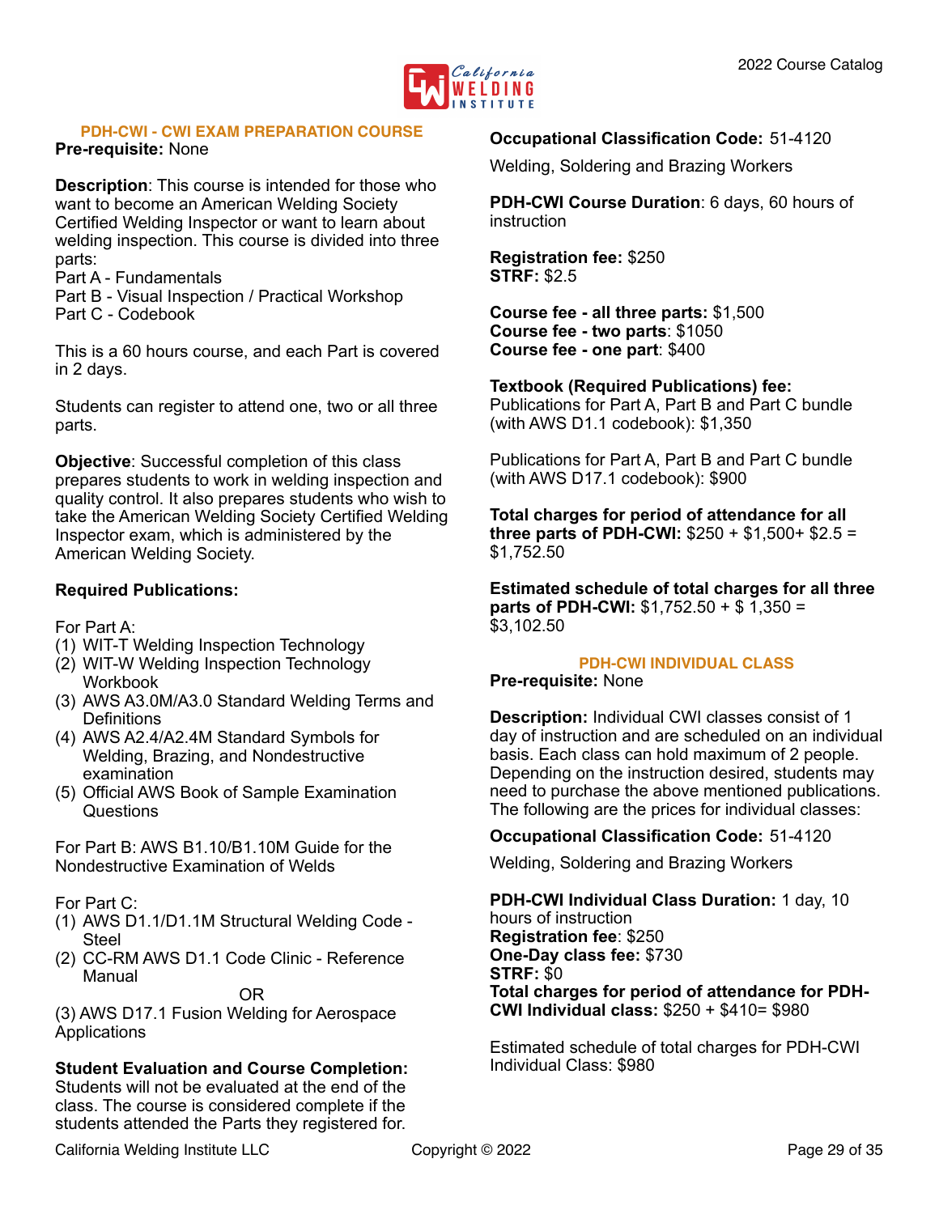## PDH-CWI - CWI EXAM PREPARATION COURSE

**Pre-requisite:** None

**Description**: This course is intended for those who want to become an American Welding Society Certified Welding Inspector or want to learn about welding inspection. This course is divided into three parts:
Part A - Fundamentals
Part B - Visual Inspection / Practical Workshop
Part C - Codebook

This is a 60 hours course, and each Part is covered in 2 days.

Students can register to attend one, two or all three parts.

**Objective**: Successful completion of this class prepares students to work in welding inspection and quality control. It also prepares students who wish to take the American Welding Society Certified Welding Inspector exam, which is administered by the American Welding Society.

**Required Publications:**

For Part A:
(1) WIT-T Welding Inspection Technology
(2) WIT-W Welding Inspection Technology Workbook
(3) AWS A3.0M/A3.0 Standard Welding Terms and Definitions
(4) AWS A2.4/A2.4M Standard Symbols for Welding, Brazing, and Nondestructive examination
(5) Official AWS Book of Sample Examination Questions

For Part B: AWS B1.10/B1.10M Guide for the Nondestructive Examination of Welds

For Part C:
(1) AWS D1.1/D1.1M Structural Welding Code - Steel
(2) CC-RM AWS D1.1 Code Clinic - Reference Manual

OR

(3) AWS D17.1 Fusion Welding for Aerospace Applications

**Student Evaluation and Course Completion:** Students will not be evaluated at the end of the class. The course is considered complete if the students attended the Parts they registered for.

**Occupational Classification Code:** 51-4120

Welding, Soldering and Brazing Workers

**PDH-CWI Course Duration**: 6 days, 60 hours of instruction

**Registration fee:** $250
**STRF:** $2.5

**Course fee - all three parts:** $1,500
**Course fee - two parts**: $1050
**Course fee - one part**: $400

**Textbook (Required Publications) fee:**
Publications for Part A, Part B and Part C bundle (with AWS D1.1 codebook): $1,350

Publications for Part A, Part B and Part C bundle (with AWS D17.1 codebook): $900

**Total charges for period of attendance for all three parts of PDH-CWI:** $250 + $1,500+ $2.5 = $1,752.50

**Estimated schedule of total charges for all three parts of PDH-CWI:** $1,752.50 + $ 1,350 = $3,102.50

## PDH-CWI INDIVIDUAL CLASS

**Pre-requisite:** None

**Description:** Individual CWI classes consist of 1 day of instruction and are scheduled on an individual basis. Each class can hold maximum of 2 people. Depending on the instruction desired, students may need to purchase the above mentioned publications. The following are the prices for individual classes:

**Occupational Classification Code:** 51-4120

Welding, Soldering and Brazing Workers

**PDH-CWI Individual Class Duration:** 1 day, 10 hours of instruction
**Registration fee**: $250
**One-Day class fee:** $730
**STRF:** $0
**Total charges for period of attendance for PDH-CWI Individual class:** $250 + $410= $980

Estimated schedule of total charges for PDH-CWI Individual Class: $980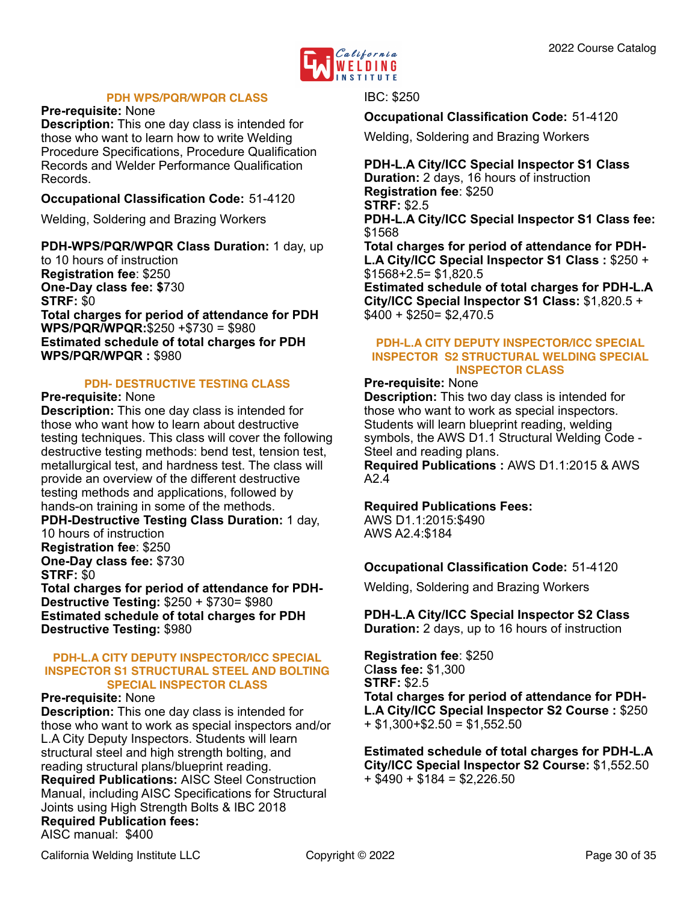### PDH WPS/PQR/WPQR CLASS

**Pre-requisite:** None
**Description:** This one day class is intended for those who want to learn how to write Welding Procedure Specifications, Procedure Qualification Records and Welder Performance Qualification Records.

**Occupational Classification Code:** 51-4120

Welding, Soldering and Brazing Workers

**PDH-WPS/PQR/WPQR Class Duration:** 1 day, up to 10 hours of instruction
**Registration fee**: $250
**One-Day class fee: $**730
**STRF:** $0
**Total charges for period of attendance for PDH WPS/PQR/WPQR:**$250 +$730 = $980
**Estimated schedule of total charges for PDH WPS/PQR/WPQR :** $980

### PDH- DESTRUCTIVE TESTING CLASS

**Pre-requisite:** None
**Description:** This one day class is intended for those who want how to learn about destructive testing techniques. This class will cover the following destructive testing methods: bend test, tension test, metallurgical test, and hardness test. The class will provide an overview of the different destructive testing methods and applications, followed by hands-on training in some of the methods.
**PDH-Destructive Testing Class Duration:** 1 day, 10 hours of instruction
**Registration fee**: $250
**One-Day class fee:** $730
**STRF:** $0
**Total charges for period of attendance for PDH-Destructive Testing:** $250 + $730= $980
**Estimated schedule of total charges for PDH Destructive Testing:** $980

### PDH-L.A CITY DEPUTY INSPECTOR/ICC SPECIAL INSPECTOR S1 STRUCTURAL STEEL AND BOLTING SPECIAL INSPECTOR CLASS

**Pre-requisite:** None
**Description:** This one day class is intended for those who want to work as special inspectors and/or L.A City Deputy Inspectors. Students will learn structural steel and high strength bolting, and reading structural plans/blueprint reading.
**Required Publications:** AISC Steel Construction Manual, including AISC Specifications for Structural Joints using High Strength Bolts & IBC 2018
**Required Publication fees:**
AISC manual: $400
IBC: $250

**Occupational Classification Code:** 51-4120

Welding, Soldering and Brazing Workers

**PDH-L.A City/ICC Special Inspector S1 Class Duration:** 2 days, 16 hours of instruction
**Registration fee**: $250
**STRF:** $2.5
**PDH-L.A City/ICC Special Inspector S1 Class fee:** $1568
**Total charges for period of attendance for PDH-L.A City/ICC Special Inspector S1 Class :** $250 + $1568+2.5= $1,820.5
**Estimated schedule of total charges for PDH-L.A City/ICC Special Inspector S1 Class:** $1,820.5 + $400 + $250= $2,470.5

### PDH-L.A CITY DEPUTY INSPECTOR/ICC SPECIAL INSPECTOR S2 STRUCTURAL WELDING SPECIAL INSPECTOR CLASS

**Pre-requisite:** None
**Description:** This two day class is intended for those who want to work as special inspectors. Students will learn blueprint reading, welding symbols, the AWS D1.1 Structural Welding Code - Steel and reading plans.
**Required Publications :** AWS D1.1:2015 & AWS A2.4

**Required Publications Fees:**
AWS D1.1:2015:$490
AWS A2.4:$184

**Occupational Classification Code:** 51-4120

Welding, Soldering and Brazing Workers

**PDH-L.A City/ICC Special Inspector S2 Class Duration:** 2 days, up to 16 hours of instruction

**Registration fee**: $250
**Class fee:** $1,300
**STRF:** $2.5
**Total charges for period of attendance for PDH-L.A City/ICC Special Inspector S2 Course :** $250 + $1,300+$2.50 = $1,552.50

**Estimated schedule of total charges for PDH-L.A City/ICC Special Inspector S2 Course:** $1,552.50 + $490 + $184 = $2,226.50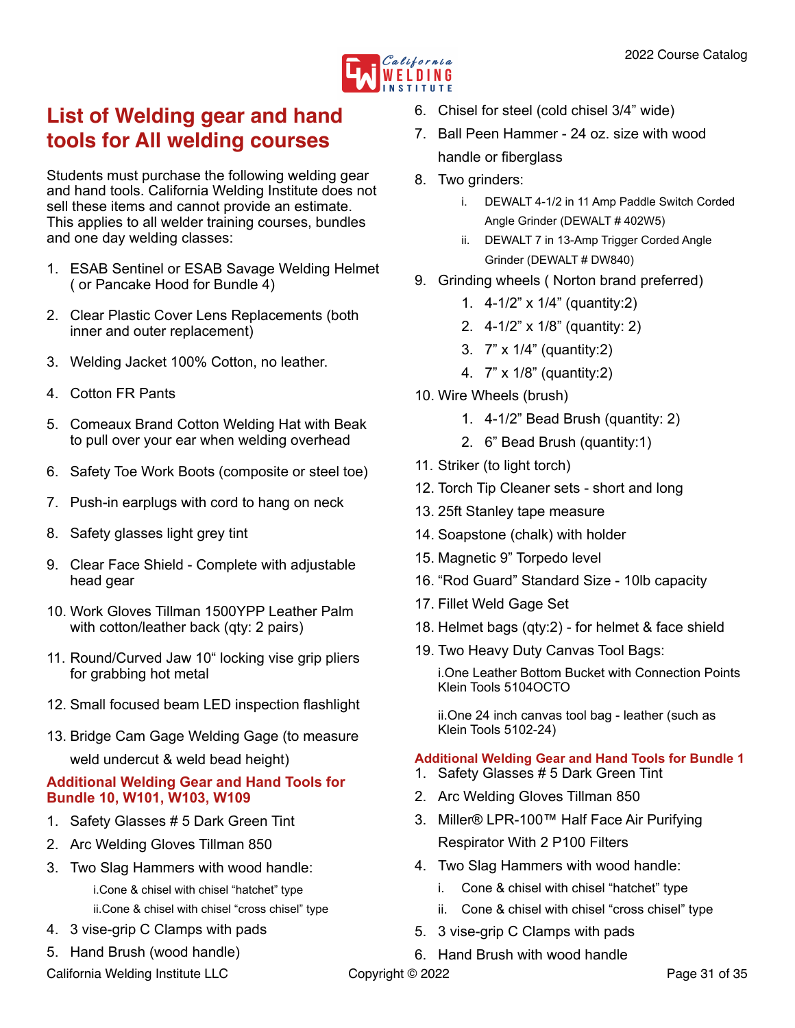## List of Welding gear and hand tools for All welding courses

Students must purchase the following welding gear and hand tools. California Welding Institute does not sell these items and cannot provide an estimate. This applies to all welder training courses, bundles and one day welding classes:

1. ESAB Sentinel or ESAB Savage Welding Helmet ( or Pancake Hood for Bundle 4)
2. Clear Plastic Cover Lens Replacements (both inner and outer replacement)
3. Welding Jacket 100% Cotton, no leather.
4. Cotton FR Pants
5. Comeaux Brand Cotton Welding Hat with Beak to pull over your ear when welding overhead
6. Safety Toe Work Boots (composite or steel toe)
7. Push-in earplugs with cord to hang on neck
8. Safety glasses light grey tint
9. Clear Face Shield - Complete with adjustable head gear
10. Work Gloves Tillman 1500YPP Leather Palm with cotton/leather back (qty: 2 pairs)
11. Round/Curved Jaw 10" locking vise grip pliers for grabbing hot metal
12. Small focused beam LED inspection flashlight
13. Bridge Cam Gage Welding Gage (to measure weld undercut & weld bead height)

### Additional Welding Gear and Hand Tools for Bundle 10, W101, W103, W109

1. Safety Glasses # 5 Dark Green Tint
2. Arc Welding Gloves Tillman 850
3. Two Slag Hammers with wood handle:
   - i. Cone & chisel with chisel "hatchet" type
   - ii. Cone & chisel with chisel "cross chisel" type
4. 3 vise-grip C Clamps with pads
5. Hand Brush (wood handle)
6. Chisel for steel (cold chisel 3/4" wide)
7. Ball Peen Hammer - 24 oz. size with wood handle or fiberglass
8. Two grinders:
   - i. DEWALT 4-1/2 in 11 Amp Paddle Switch Corded Angle Grinder (DEWALT # 402W5)
   - ii. DEWALT 7 in 13-Amp Trigger Corded Angle Grinder (DEWALT # DW840)
9. Grinding wheels ( Norton brand preferred)
   1. 4-1/2" x 1/4" (quantity:2)
   2. 4-1/2" x 1/8" (quantity: 2)
   3. 7" x 1/4" (quantity:2)
   4. 7" x 1/8" (quantity:2)
10. Wire Wheels (brush)
    1. 4-1/2" Bead Brush (quantity: 2)
    2. 6" Bead Brush (quantity:1)
11. Striker (to light torch)
12. Torch Tip Cleaner sets - short and long
13. 25ft Stanley tape measure
14. Soapstone (chalk) with holder
15. Magnetic 9" Torpedo level
16. "Rod Guard" Standard Size - 10lb capacity
17. Fillet Weld Gage Set
18. Helmet bags (qty:2) - for helmet & face shield
19. Two Heavy Duty Canvas Tool Bags:
    - i. One Leather Bottom Bucket with Connection Points Klein Tools 5104OCTO
    - ii. One 24 inch canvas tool bag - leather (such as Klein Tools 5102-24)

### Additional Welding Gear and Hand Tools for Bundle 1

1. Safety Glasses # 5 Dark Green Tint
2. Arc Welding Gloves Tillman 850
3. Miller® LPR-100™ Half Face Air Purifying Respirator With 2 P100 Filters
4. Two Slag Hammers with wood handle:
   - i. Cone & chisel with chisel "hatchet" type
   - ii. Cone & chisel with chisel "cross chisel" type
5. 3 vise-grip C Clamps with pads
6. Hand Brush with wood handle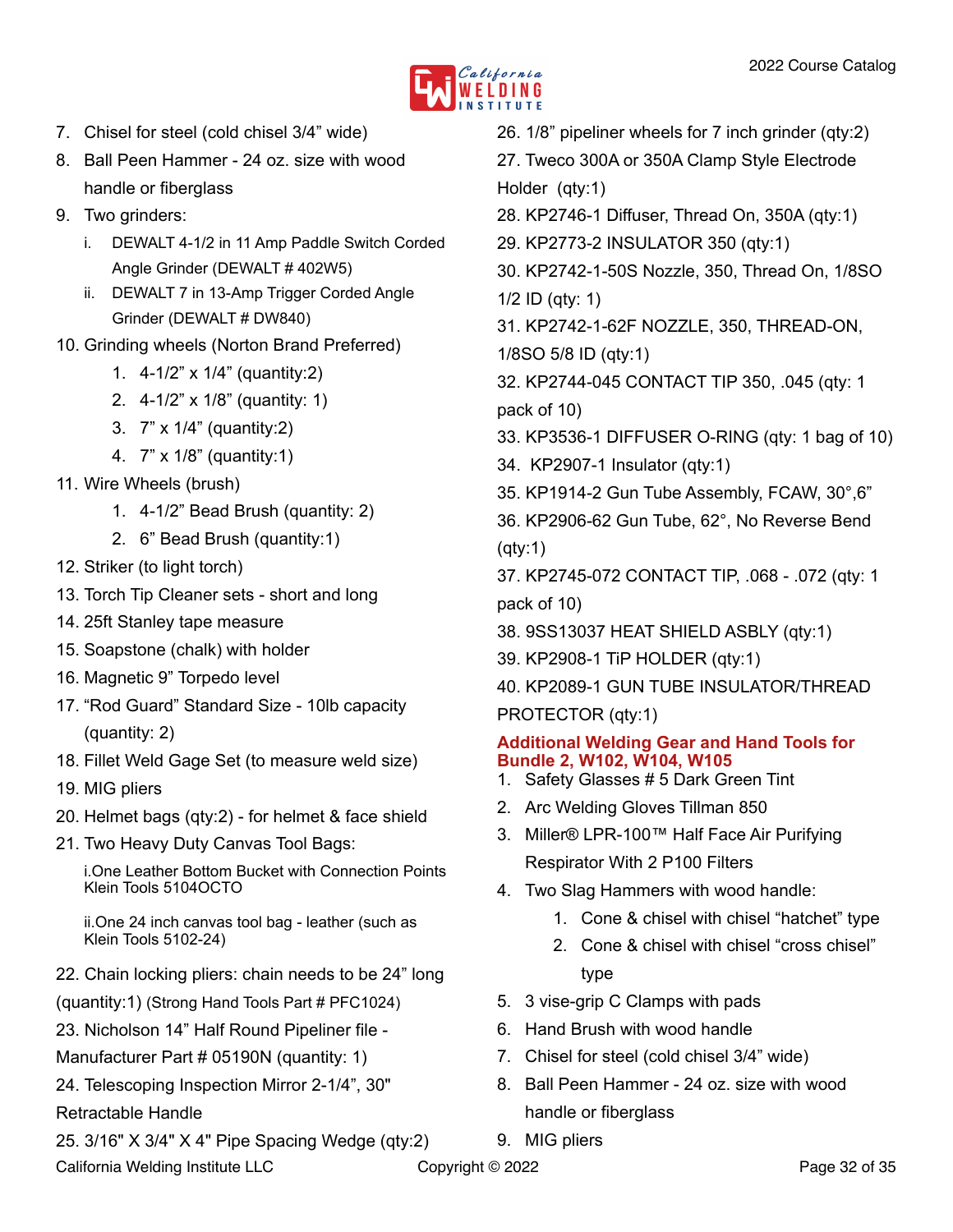7. Chisel for steel (cold chisel 3/4" wide)
8. Ball Peen Hammer - 24 oz. size with wood handle or fiberglass
9. Two grinders:
   i. DEWALT 4-1/2 in 11 Amp Paddle Switch Corded Angle Grinder (DEWALT # 402W5)
   ii. DEWALT 7 in 13-Amp Trigger Corded Angle Grinder (DEWALT # DW840)
10. Grinding wheels (Norton Brand Preferred)
    1. 4-1/2" x 1/4" (quantity:2)
    2. 4-1/2" x 1/8" (quantity: 1)
    3. 7" x 1/4" (quantity:2)
    4. 7" x 1/8" (quantity:1)
11. Wire Wheels (brush)
    1. 4-1/2" Bead Brush (quantity: 2)
    2. 6" Bead Brush (quantity:1)
12. Striker (to light torch)
13. Torch Tip Cleaner sets - short and long
14. 25ft Stanley tape measure
15. Soapstone (chalk) with holder
16. Magnetic 9" Torpedo level
17. "Rod Guard" Standard Size - 10lb capacity (quantity: 2)
18. Fillet Weld Gage Set (to measure weld size)
19. MIG pliers
20. Helmet bags (qty:2) - for helmet & face shield
21. Two Heavy Duty Canvas Tool Bags:
    i. One Leather Bottom Bucket with Connection Points Klein Tools 5104OCTO
    ii. One 24 inch canvas tool bag - leather (such as Klein Tools 5102-24)
22. Chain locking pliers: chain needs to be 24" long (quantity:1) (Strong Hand Tools Part # PFC1024)
23. Nicholson 14" Half Round Pipeliner file - Manufacturer Part # 05190N (quantity: 1)
24. Telescoping Inspection Mirror 2-1/4", 30" Retractable Handle
25. 3/16" X 3/4" X 4" Pipe Spacing Wedge (qty:2)
26. 1/8" pipeliner wheels for 7 inch grinder (qty:2)
27. Tweco 300A or 350A Clamp Style Electrode Holder (qty:1)
28. KP2746-1 Diffuser, Thread On, 350A (qty:1)
29. KP2773-2 INSULATOR 350 (qty:1)
30. KP2742-1-50S Nozzle, 350, Thread On, 1/8SO 1/2 ID (qty: 1)
31. KP2742-1-62F NOZZLE, 350, THREAD-ON, 1/8SO 5/8 ID (qty:1)
32. KP2744-045 CONTACT TIP 350, .045 (qty: 1 pack of 10)
33. KP3536-1 DIFFUSER O-RING (qty: 1 bag of 10)
34. KP2907-1 Insulator (qty:1)
35. KP1914-2 Gun Tube Assembly, FCAW, 30°,6"
36. KP2906-62 Gun Tube, 62°, No Reverse Bend (qty:1)
37. KP2745-072 CONTACT TIP, .068 - .072 (qty: 1 pack of 10)
38. 9SS13037 HEAT SHIELD ASBLY (qty:1)
39. KP2908-1 TiP HOLDER (qty:1)
40. KP2089-1 GUN TUBE INSULATOR/THREAD PROTECTOR (qty:1)

### Additional Welding Gear and Hand Tools for Bundle 2, W102, W104, W105

1. Safety Glasses # 5 Dark Green Tint
2. Arc Welding Gloves Tillman 850
3. Miller® LPR-100™ Half Face Air Purifying Respirator With 2 P100 Filters
4. Two Slag Hammers with wood handle:
   1. Cone & chisel with chisel "hatchet" type
   2. Cone & chisel with chisel "cross chisel" type
5. 3 vise-grip C Clamps with pads
6. Hand Brush with wood handle
7. Chisel for steel (cold chisel 3/4" wide)
8. Ball Peen Hammer - 24 oz. size with wood handle or fiberglass
9. MIG pliers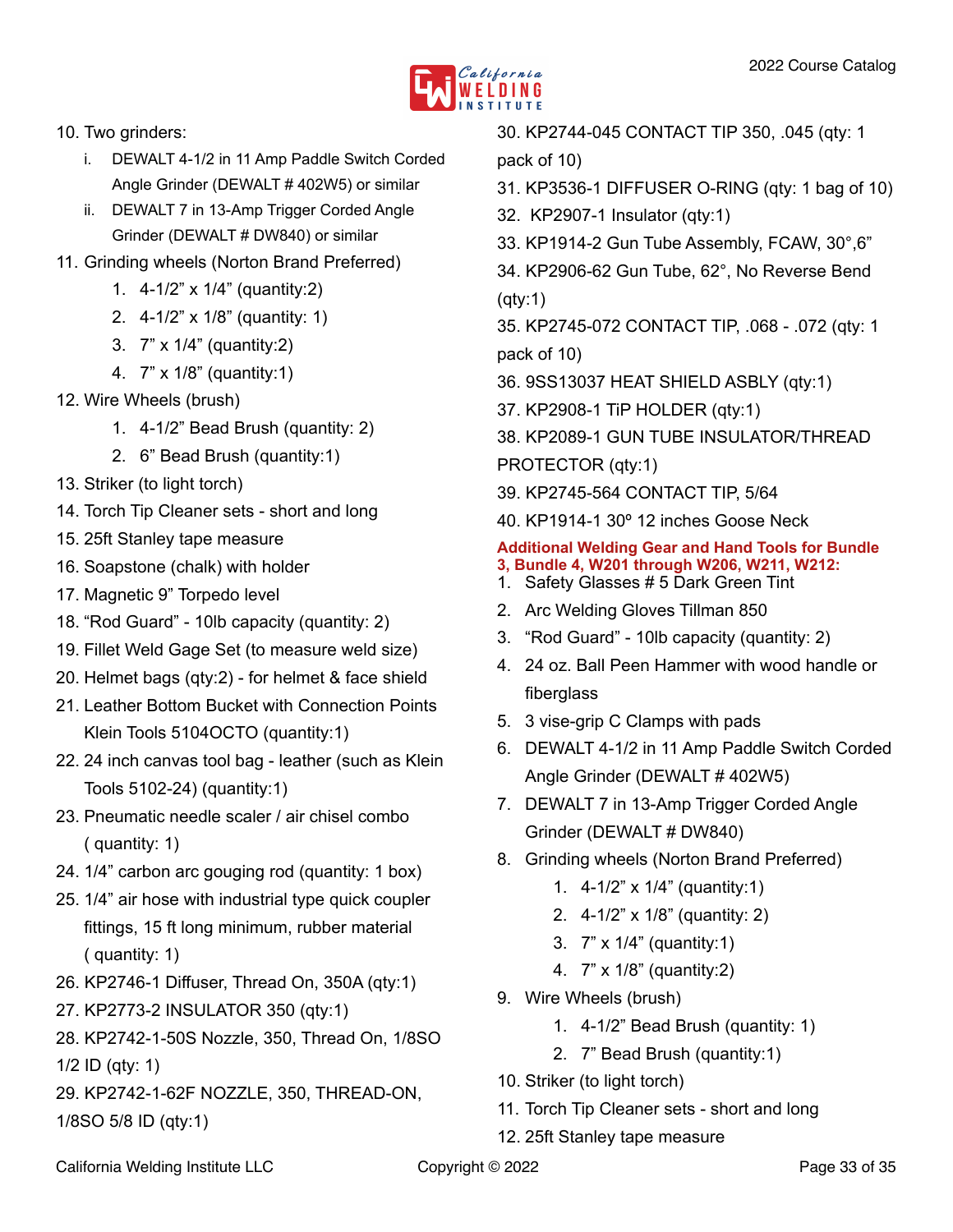10. Two grinders:
    i. DEWALT 4-1/2 in 11 Amp Paddle Switch Corded Angle Grinder (DEWALT # 402W5) or similar
    ii. DEWALT 7 in 13-Amp Trigger Corded Angle Grinder (DEWALT # DW840) or similar
11. Grinding wheels (Norton Brand Preferred)
    1. 4-1/2" x 1/4" (quantity:2)
    2. 4-1/2" x 1/8" (quantity: 1)
    3. 7" x 1/4" (quantity:2)
    4. 7" x 1/8" (quantity:1)
12. Wire Wheels (brush)
    1. 4-1/2" Bead Brush (quantity: 2)
    2. 6" Bead Brush (quantity:1)
13. Striker (to light torch)
14. Torch Tip Cleaner sets - short and long
15. 25ft Stanley tape measure
16. Soapstone (chalk) with holder
17. Magnetic 9" Torpedo level
18. "Rod Guard" - 10lb capacity (quantity: 2)
19. Fillet Weld Gage Set (to measure weld size)
20. Helmet bags (qty:2) - for helmet & face shield
21. Leather Bottom Bucket with Connection Points Klein Tools 5104OCTO (quantity:1)
22. 24 inch canvas tool bag - leather (such as Klein Tools 5102-24) (quantity:1)
23. Pneumatic needle scaler / air chisel combo ( quantity: 1)
24. 1/4" carbon arc gouging rod (quantity: 1 box)
25. 1/4" air hose with industrial type quick coupler fittings, 15 ft long minimum, rubber material ( quantity: 1)
26. KP2746-1 Diffuser, Thread On, 350A (qty:1)
27. KP2773-2 INSULATOR 350 (qty:1)
28. KP2742-1-50S Nozzle, 350, Thread On, 1/8SO 1/2 ID (qty: 1)
29. KP2742-1-62F NOZZLE, 350, THREAD-ON, 1/8SO 5/8 ID (qty:1)
30. KP2744-045 CONTACT TIP 350, .045 (qty: 1 pack of 10)
31. KP3536-1 DIFFUSER O-RING (qty: 1 bag of 10)
32. KP2907-1 Insulator (qty:1)
33. KP1914-2 Gun Tube Assembly, FCAW, 30°,6"
34. KP2906-62 Gun Tube, 62°, No Reverse Bend (qty:1)
35. KP2745-072 CONTACT TIP, .068 - .072 (qty: 1 pack of 10)
36. 9SS13037 HEAT SHIELD ASBLY (qty:1)
37. KP2908-1 TiP HOLDER (qty:1)
38. KP2089-1 GUN TUBE INSULATOR/THREAD PROTECTOR (qty:1)
39. KP2745-564 CONTACT TIP, 5/64
40. KP1914-1 30º 12 inches Goose Neck

**Additional Welding Gear and Hand Tools for Bundle 3, Bundle 4, W201 through W206, W211, W212:**

1. Safety Glasses # 5 Dark Green Tint
2. Arc Welding Gloves Tillman 850
3. "Rod Guard" - 10lb capacity (quantity: 2)
4. 24 oz. Ball Peen Hammer with wood handle or fiberglass
5. 3 vise-grip C Clamps with pads
6. DEWALT 4-1/2 in 11 Amp Paddle Switch Corded Angle Grinder (DEWALT # 402W5)
7. DEWALT 7 in 13-Amp Trigger Corded Angle Grinder (DEWALT # DW840)
8. Grinding wheels (Norton Brand Preferred)
    1. 4-1/2" x 1/4" (quantity:1)
    2. 4-1/2" x 1/8" (quantity: 2)
    3. 7" x 1/4" (quantity:1)
    4. 7" x 1/8" (quantity:2)
9. Wire Wheels (brush)
    1. 4-1/2" Bead Brush (quantity: 1)
    2. 7" Bead Brush (quantity:1)
10. Striker (to light torch)
11. Torch Tip Cleaner sets - short and long
12. 25ft Stanley tape measure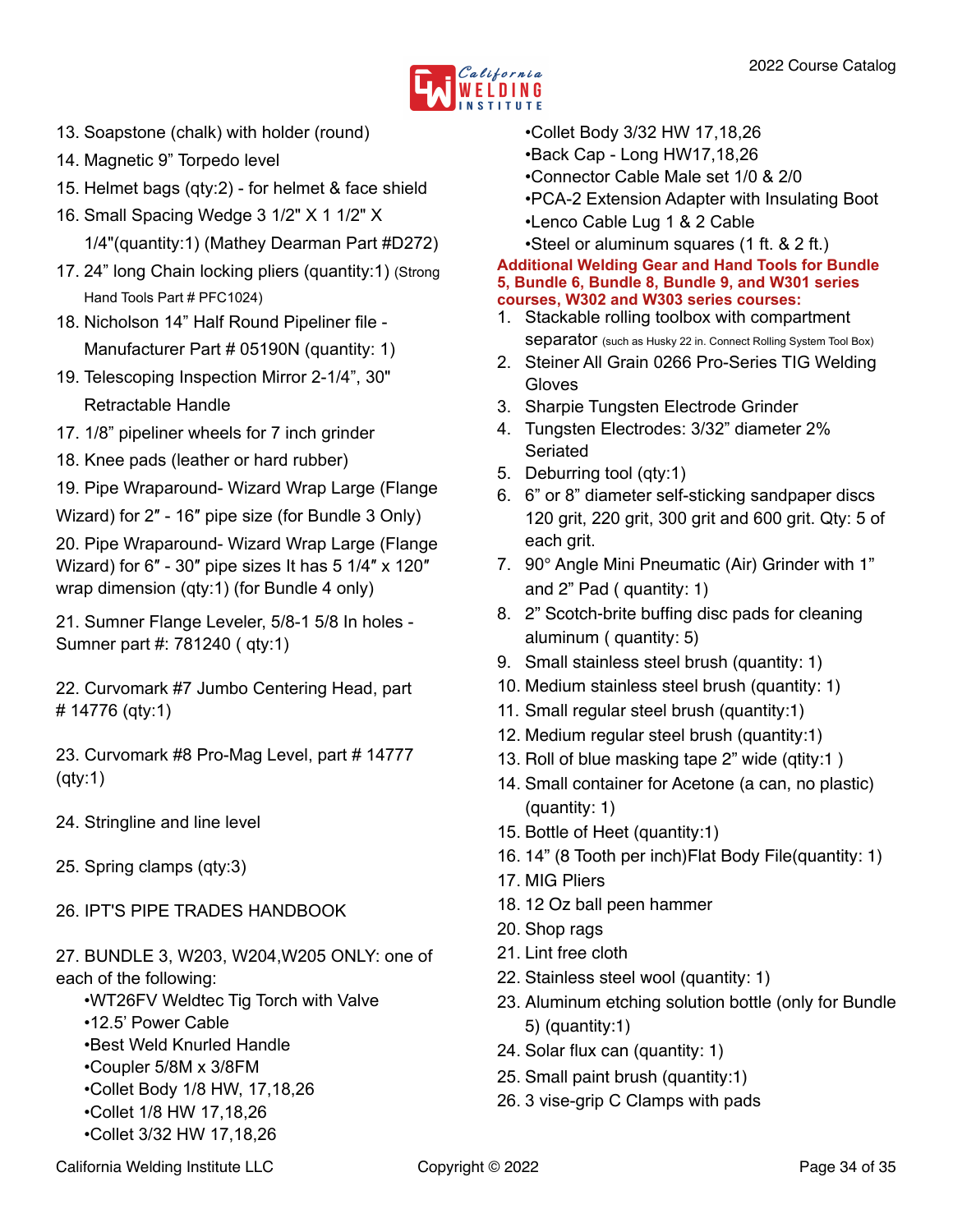13. Soapstone (chalk) with holder (round)
14. Magnetic 9" Torpedo level
15. Helmet bags (qty:2) - for helmet & face shield
16. Small Spacing Wedge 3 1/2" X 1 1/2" X 1/4"(quantity:1) (Mathey Dearman Part #D272)
17. 24" long Chain locking pliers (quantity:1) (Strong Hand Tools Part # PFC1024)
18. Nicholson 14" Half Round Pipeliner file - Manufacturer Part # 05190N (quantity: 1)
19. Telescoping Inspection Mirror 2-1/4", 30" Retractable Handle
17. 1/8" pipeliner wheels for 7 inch grinder
18. Knee pads (leather or hard rubber)
19. Pipe Wraparound- Wizard Wrap Large (Flange Wizard) for 2" - 16" pipe size (for Bundle 3 Only)
20. Pipe Wraparound- Wizard Wrap Large (Flange Wizard) for 6" - 30" pipe sizes It has 5 1/4" x 120" wrap dimension (qty:1) (for Bundle 4 only)
21. Sumner Flange Leveler, 5/8-1 5/8 In holes - Sumner part #: 781240 ( qty:1)
22. Curvomark #7 Jumbo Centering Head, part # 14776 (qty:1)
23. Curvomark #8 Pro-Mag Level, part # 14777 (qty:1)
24. Stringline and line level
25. Spring clamps (qty:3)
26. IPT'S PIPE TRADES HANDBOOK
27. BUNDLE 3, W203, W204,W205 ONLY: one of each of the following:
    - WT26FV Weldtec Tig Torch with Valve
    - 12.5' Power Cable
    - Best Weld Knurled Handle
    - Coupler 5/8M x 3/8FM
    - Collet Body 1/8 HW, 17,18,26
    - Collet 1/8 HW 17,18,26
    - Collet 3/32 HW 17,18,26
    - Collet Body 3/32 HW 17,18,26
    - Back Cap - Long HW17,18,26
    - Connector Cable Male set 1/0 & 2/0
    - PCA-2 Extension Adapter with Insulating Boot
    - Lenco Cable Lug 1 & 2 Cable
    - Steel or aluminum squares (1 ft. & 2 ft.)

**Additional Welding Gear and Hand Tools for Bundle 5, Bundle 6, Bundle 8, Bundle 9, and W301 series courses, W302 and W303 series courses:**

1. Stackable rolling toolbox with compartment separator (such as Husky 22 in. Connect Rolling System Tool Box)
2. Steiner All Grain 0266 Pro-Series TIG Welding Gloves
3. Sharpie Tungsten Electrode Grinder
4. Tungsten Electrodes: 3/32" diameter 2% Seriated
5. Deburring tool (qty:1)
6. 6" or 8" diameter self-sticking sandpaper discs 120 grit, 220 grit, 300 grit and 600 grit. Qty: 5 of each grit.
7. 90° Angle Mini Pneumatic (Air) Grinder with 1" and 2" Pad ( quantity: 1)
8. 2" Scotch-brite buffing disc pads for cleaning aluminum ( quantity: 5)
9. Small stainless steel brush (quantity: 1)
10. Medium stainless steel brush (quantity: 1)
11. Small regular steel brush (quantity:1)
12. Medium regular steel brush (quantity:1)
13. Roll of blue masking tape 2" wide (qtity:1 )
14. Small container for Acetone (a can, no plastic) (quantity: 1)
15. Bottle of Heet (quantity:1)
16. 14" (8 Tooth per inch)Flat Body File(quantity: 1)
17. MIG Pliers
18. 12 Oz ball peen hammer
20. Shop rags
21. Lint free cloth
22. Stainless steel wool (quantity: 1)
23. Aluminum etching solution bottle (only for Bundle 5) (quantity:1)
24. Solar flux can (quantity: 1)
25. Small paint brush (quantity:1)
26. 3 vise-grip C Clamps with pads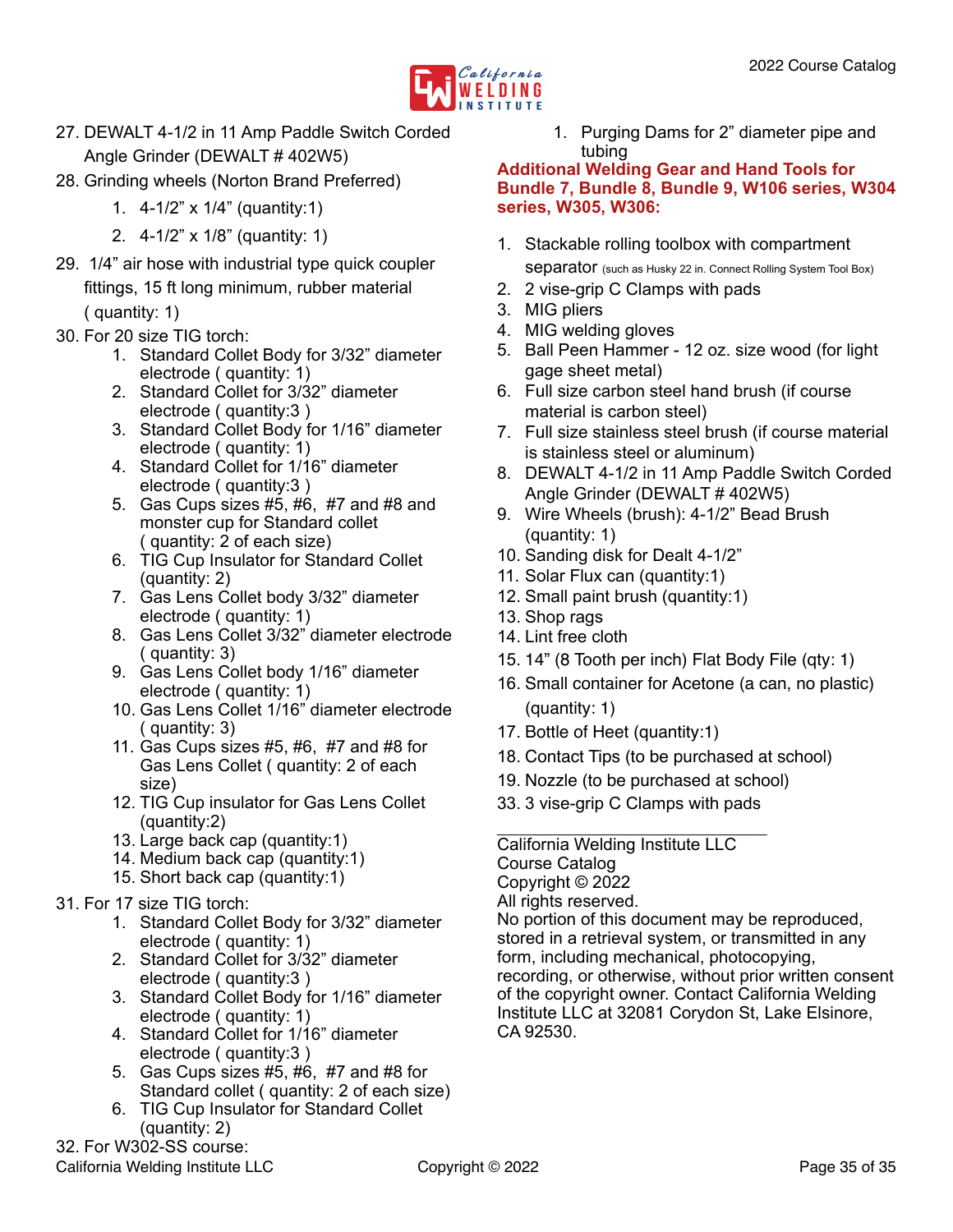27. DEWALT 4-1/2 in 11 Amp Paddle Switch Corded Angle Grinder (DEWALT # 402W5)
28. Grinding wheels (Norton Brand Preferred)
    1. 4-1/2" x 1/4" (quantity:1)
    2. 4-1/2" x 1/8" (quantity: 1)
29. 1/4" air hose with industrial type quick coupler fittings, 15 ft long minimum, rubber material ( quantity: 1)
30. For 20 size TIG torch:
    1. Standard Collet Body for 3/32" diameter electrode ( quantity: 1)
    2. Standard Collet for 3/32" diameter electrode ( quantity:3 )
    3. Standard Collet Body for 1/16" diameter electrode ( quantity: 1)
    4. Standard Collet for 1/16" diameter electrode ( quantity:3 )
    5. Gas Cups sizes #5, #6, #7 and #8 and monster cup for Standard collet ( quantity: 2 of each size)
    6. TIG Cup Insulator for Standard Collet (quantity: 2)
    7. Gas Lens Collet body 3/32" diameter electrode ( quantity: 1)
    8. Gas Lens Collet 3/32" diameter electrode ( quantity: 3)
    9. Gas Lens Collet body 1/16" diameter electrode ( quantity: 1)
    10. Gas Lens Collet 1/16" diameter electrode ( quantity: 3)
    11. Gas Cups sizes #5, #6, #7 and #8 for Gas Lens Collet ( quantity: 2 of each size)
    12. TIG Cup insulator for Gas Lens Collet (quantity:2)
    13. Large back cap (quantity:1)
    14. Medium back cap (quantity:1)
    15. Short back cap (quantity:1)
31. For 17 size TIG torch:
    1. Standard Collet Body for 3/32" diameter electrode ( quantity: 1)
    2. Standard Collet for 3/32" diameter electrode ( quantity:3 )
    3. Standard Collet Body for 1/16" diameter electrode ( quantity: 1)
    4. Standard Collet for 1/16" diameter electrode ( quantity:3 )
    5. Gas Cups sizes #5, #6, #7 and #8 for Standard collet ( quantity: 2 of each size)
    6. TIG Cup Insulator for Standard Collet (quantity: 2)
32. For W302-SS course:
    1. Purging Dams for 2" diameter pipe and tubing

**Additional Welding Gear and Hand Tools for Bundle 7, Bundle 8, Bundle 9, W106 series, W304 series, W305, W306:**

1. Stackable rolling toolbox with compartment separator (such as Husky 22 in. Connect Rolling System Tool Box)
2. 2 vise-grip C Clamps with pads
3. MIG pliers
4. MIG welding gloves
5. Ball Peen Hammer - 12 oz. size wood (for light gage sheet metal)
6. Full size carbon steel hand brush (if course material is carbon steel)
7. Full size stainless steel brush (if course material is stainless steel or aluminum)
8. DEWALT 4-1/2 in 11 Amp Paddle Switch Corded Angle Grinder (DEWALT # 402W5)
9. Wire Wheels (brush): 4-1/2" Bead Brush (quantity: 1)
10. Sanding disk for Dealt 4-1/2"
11. Solar Flux can (quantity:1)
12. Small paint brush (quantity:1)
13. Shop rags
14. Lint free cloth
15. 14" (8 Tooth per inch) Flat Body File (qty: 1)
16. Small container for Acetone (a can, no plastic) (quantity: 1)
17. Bottle of Heet (quantity:1)
18. Contact Tips (to be purchased at school)
19. Nozzle (to be purchased at school)
33. 3 vise-grip C Clamps with pads

---

California Welding Institute LLC
Course Catalog
Copyright © 2022
All rights reserved.
No portion of this document may be reproduced, stored in a retrieval system, or transmitted in any form, including mechanical, photocopying, recording, or otherwise, without prior written consent of the copyright owner. Contact California Welding Institute LLC at 32081 Corydon St, Lake Elsinore, CA 92530.